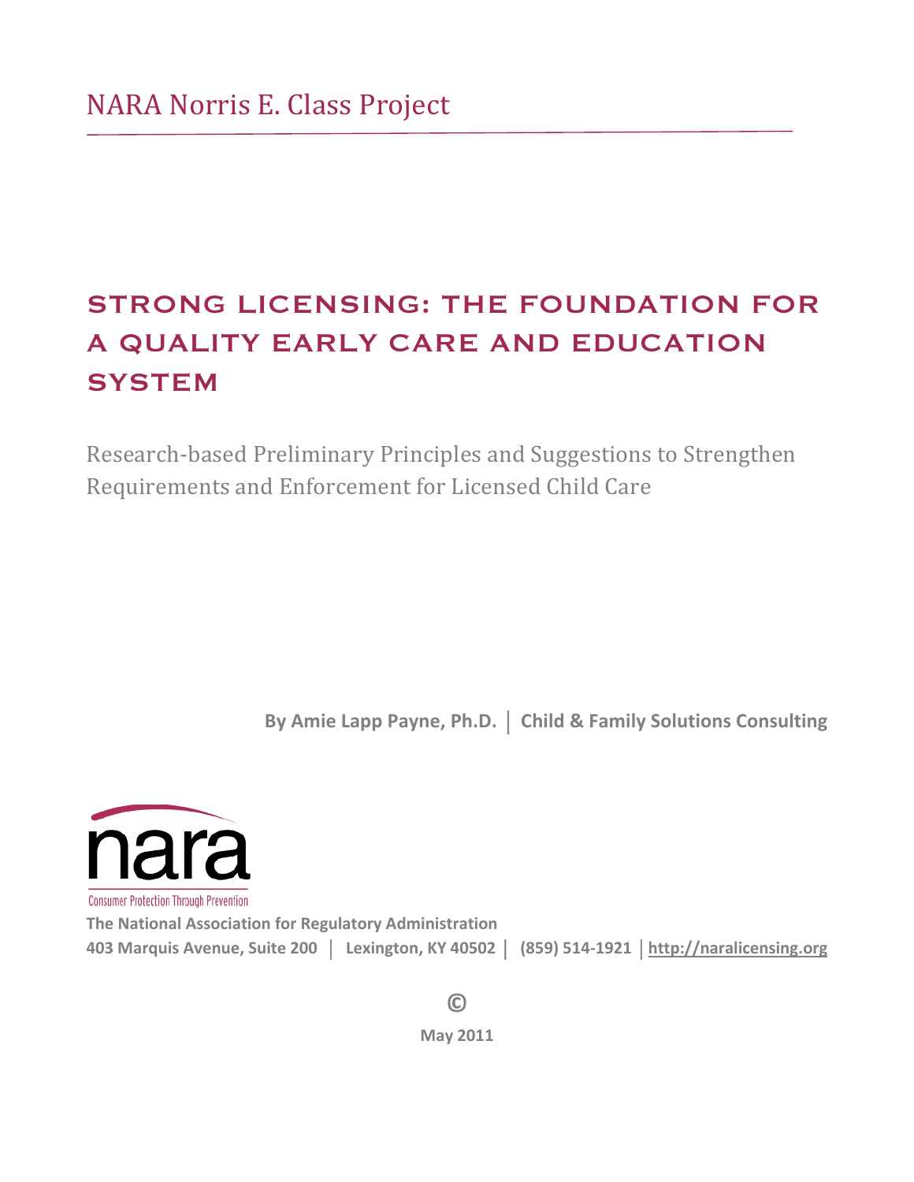NARA Norris E. Class Project

# STRONG LICENSING: THE FOUNDATION FOR A QUALITY EARLY CARE AND EDUCATION SYSTEM

Research-based Preliminary Principles and Suggestions to Strengthen Requirements and Enforcement for Licensed Child Care

**By Amie Lapp Payne, Ph.D. │ Child & Family Solutions Consulting**

nara

Consumer Protection Through Prevention

**The National Association for Regulatory Administration**

**403 Marquis Avenue, Suite 200 │ Lexington, KY 40502 │ (859) 514-1921 │ http://naralicensing.org**

**©**

**May 2011**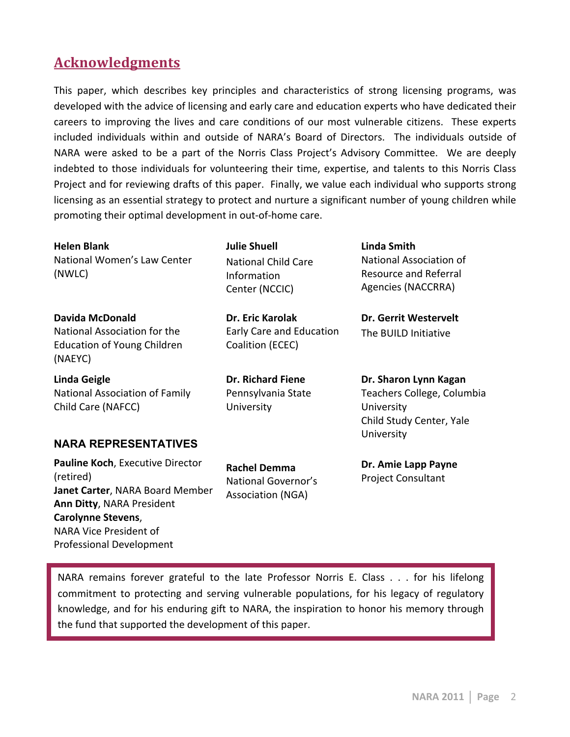## Acknowledgments

This paper, which describes key principles and characteristics of strong licensing programs, was developed with the advice of licensing and early care and education experts who have dedicated their careers to improving the lives and care conditions of our most vulnerable citizens. These experts included individuals within and outside of NARA's Board of Directors. The individuals outside of NARA were asked to be a part of the Norris Class Project's Advisory Committee. We are deeply indebted to those individuals for volunteering their time, expertise, and talents to this Norris Class Project and for reviewing drafts of this paper. Finally, we value each individual who supports strong licensing as an essential strategy to protect and nurture a significant number of young children while promoting their optimal development in out-of-home care.

**Helen Blank**
National Women's Law Center (NWLC)

**Julie Shuell**
National Child Care Information Center (NCCIC)

**Linda Smith**
National Association of Resource and Referral Agencies (NACCRRA)

**Davida McDonald**
National Association for the Education of Young Children (NAEYC)

**Dr. Eric Karolak**
Early Care and Education Coalition (ECEC)

**Dr. Gerrit Westervelt**
The BUILD Initiative

**Linda Geigle**
National Association of Family Child Care (NAFCC)

**Dr. Richard Fiene**
Pennsylvania State University

**Dr. Sharon Lynn Kagan**
Teachers College, Columbia University
Child Study Center, Yale University

**Rachel Demma**
National Governor's Association (NGA)

**Dr. Amie Lapp Payne**
Project Consultant

### NARA REPRESENTATIVES

**Pauline Koch**, Executive Director (retired)
**Janet Carter**, NARA Board Member
**Ann Ditty**, NARA President
**Carolynne Stevens**,
NARA Vice President of Professional Development

NARA remains forever grateful to the late Professor Norris E. Class . . . for his lifelong commitment to protecting and serving vulnerable populations, for his legacy of regulatory knowledge, and for his enduring gift to NARA, the inspiration to honor his memory through the fund that supported the development of this paper.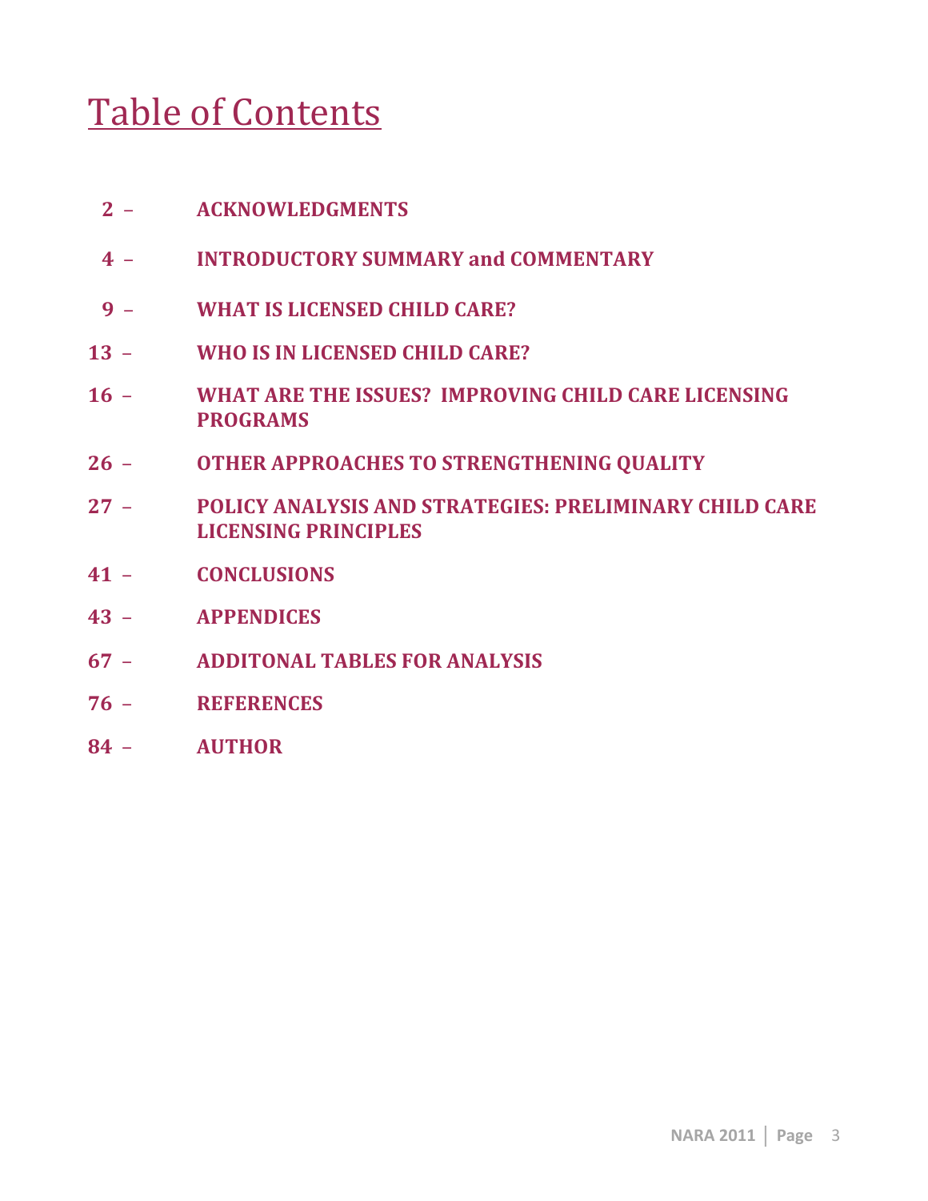# Table of Contents

**2 – ACKNOWLEDGMENTS**

**4 – INTRODUCTORY SUMMARY and COMMENTARY**

**9 – WHAT IS LICENSED CHILD CARE?**

**13 – WHO IS IN LICENSED CHILD CARE?**

**16 – WHAT ARE THE ISSUES? IMPROVING CHILD CARE LICENSING PROGRAMS**

**26 – OTHER APPROACHES TO STRENGTHENING QUALITY**

**27 – POLICY ANALYSIS AND STRATEGIES: PRELIMINARY CHILD CARE LICENSING PRINCIPLES**

**41 – CONCLUSIONS**

**43 – APPENDICES**

**67 – ADDITONAL TABLES FOR ANALYSIS**

**76 – REFERENCES**

**84 – AUTHOR**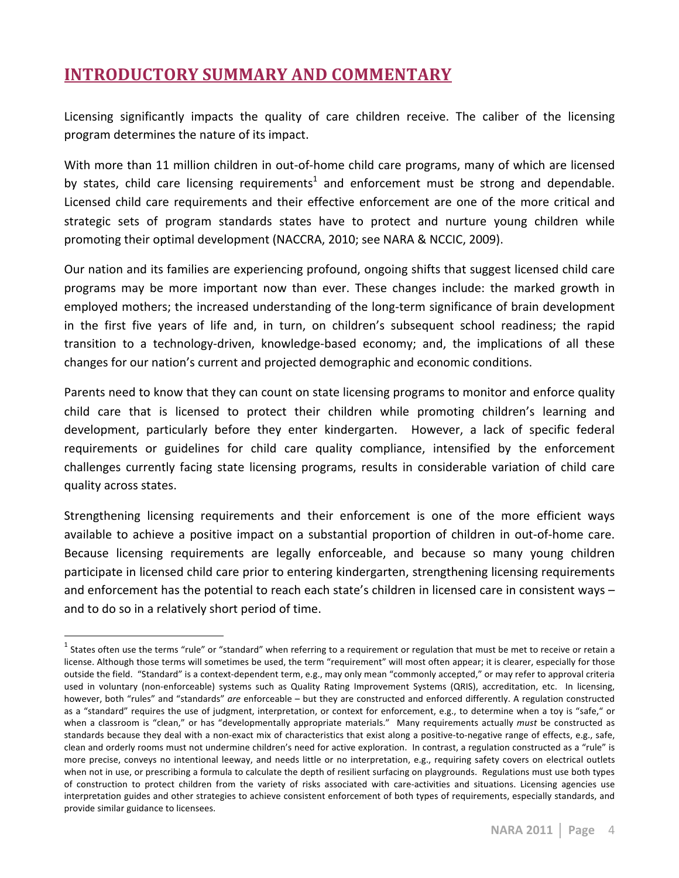## INTRODUCTORY SUMMARY AND COMMENTARY

Licensing significantly impacts the quality of care children receive. The caliber of the licensing program determines the nature of its impact.

With more than 11 million children in out-of-home child care programs, many of which are licensed by states, child care licensing requirements[1] and enforcement must be strong and dependable. Licensed child care requirements and their effective enforcement are one of the more critical and strategic sets of program standards states have to protect and nurture young children while promoting their optimal development (NACCRA, 2010; see NARA & NCCIC, 2009).

Our nation and its families are experiencing profound, ongoing shifts that suggest licensed child care programs may be more important now than ever. These changes include: the marked growth in employed mothers; the increased understanding of the long-term significance of brain development in the first five years of life and, in turn, on children's subsequent school readiness; the rapid transition to a technology-driven, knowledge-based economy; and, the implications of all these changes for our nation's current and projected demographic and economic conditions.

Parents need to know that they can count on state licensing programs to monitor and enforce quality child care that is licensed to protect their children while promoting children's learning and development, particularly before they enter kindergarten. However, a lack of specific federal requirements or guidelines for child care quality compliance, intensified by the enforcement challenges currently facing state licensing programs, results in considerable variation of child care quality across states.

Strengthening licensing requirements and their enforcement is one of the more efficient ways available to achieve a positive impact on a substantial proportion of children in out-of-home care. Because licensing requirements are legally enforceable, and because so many young children participate in licensed child care prior to entering kindergarten, strengthening licensing requirements and enforcement has the potential to reach each state's children in licensed care in consistent ways – and to do so in a relatively short period of time.

---

[1] States often use the terms "rule" or "standard" when referring to a requirement or regulation that must be met to receive or retain a license. Although those terms will sometimes be used, the term "requirement" will most often appear; it is clearer, especially for those outside the field. "Standard" is a context-dependent term, e.g., may only mean "commonly accepted," or may refer to approval criteria used in voluntary (non-enforceable) systems such as Quality Rating Improvement Systems (QRIS), accreditation, etc. In licensing, however, both "rules" and "standards" *are* enforceable – but they are constructed and enforced differently. A regulation constructed as a "standard" requires the use of judgment, interpretation, or context for enforcement, e.g., to determine when a toy is "safe," or when a classroom is "clean," or has "developmentally appropriate materials." Many requirements actually *must* be constructed as standards because they deal with a non-exact mix of characteristics that exist along a positive-to-negative range of effects, e.g., safe, clean and orderly rooms must not undermine children's need for active exploration. In contrast, a regulation constructed as a "rule" is more precise, conveys no intentional leeway, and needs little or no interpretation, e.g., requiring safety covers on electrical outlets when not in use, or prescribing a formula to calculate the depth of resilient surfacing on playgrounds. Regulations must use both types of construction to protect children from the variety of risks associated with care-activities and situations. Licensing agencies use interpretation guides and other strategies to achieve consistent enforcement of both types of requirements, especially standards, and provide similar guidance to licensees.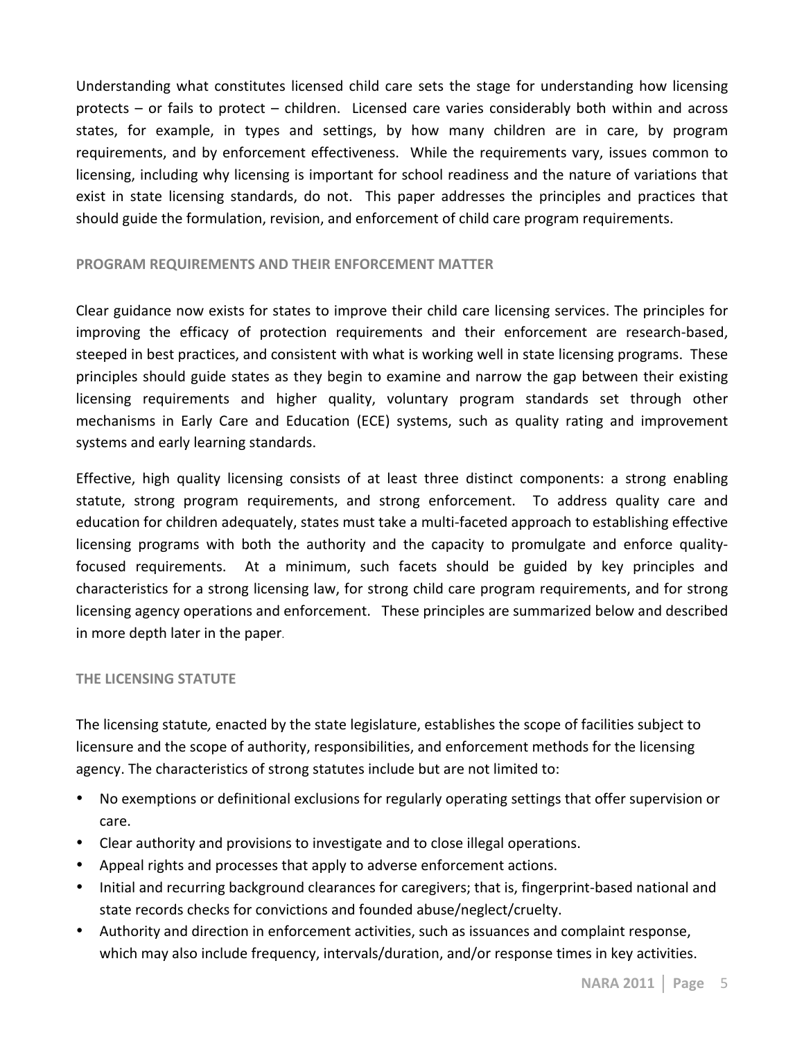Understanding what constitutes licensed child care sets the stage for understanding how licensing protects – or fails to protect – children. Licensed care varies considerably both within and across states, for example, in types and settings, by how many children are in care, by program requirements, and by enforcement effectiveness. While the requirements vary, issues common to licensing, including why licensing is important for school readiness and the nature of variations that exist in state licensing standards, do not. This paper addresses the principles and practices that should guide the formulation, revision, and enforcement of child care program requirements.

## PROGRAM REQUIREMENTS AND THEIR ENFORCEMENT MATTER

Clear guidance now exists for states to improve their child care licensing services. The principles for improving the efficacy of protection requirements and their enforcement are research-based, steeped in best practices, and consistent with what is working well in state licensing programs. These principles should guide states as they begin to examine and narrow the gap between their existing licensing requirements and higher quality, voluntary program standards set through other mechanisms in Early Care and Education (ECE) systems, such as quality rating and improvement systems and early learning standards.

Effective, high quality licensing consists of at least three distinct components: a strong enabling statute, strong program requirements, and strong enforcement. To address quality care and education for children adequately, states must take a multi-faceted approach to establishing effective licensing programs with both the authority and the capacity to promulgate and enforce quality-focused requirements. At a minimum, such facets should be guided by key principles and characteristics for a strong licensing law, for strong child care program requirements, and for strong licensing agency operations and enforcement. These principles are summarized below and described in more depth later in the paper.

## THE LICENSING STATUTE

The licensing statute*,* enacted by the state legislature, establishes the scope of facilities subject to licensure and the scope of authority, responsibilities, and enforcement methods for the licensing agency. The characteristics of strong statutes include but are not limited to:

- No exemptions or definitional exclusions for regularly operating settings that offer supervision or care.
- Clear authority and provisions to investigate and to close illegal operations.
- Appeal rights and processes that apply to adverse enforcement actions.
- Initial and recurring background clearances for caregivers; that is, fingerprint-based national and state records checks for convictions and founded abuse/neglect/cruelty.
- Authority and direction in enforcement activities, such as issuances and complaint response, which may also include frequency, intervals/duration, and/or response times in key activities.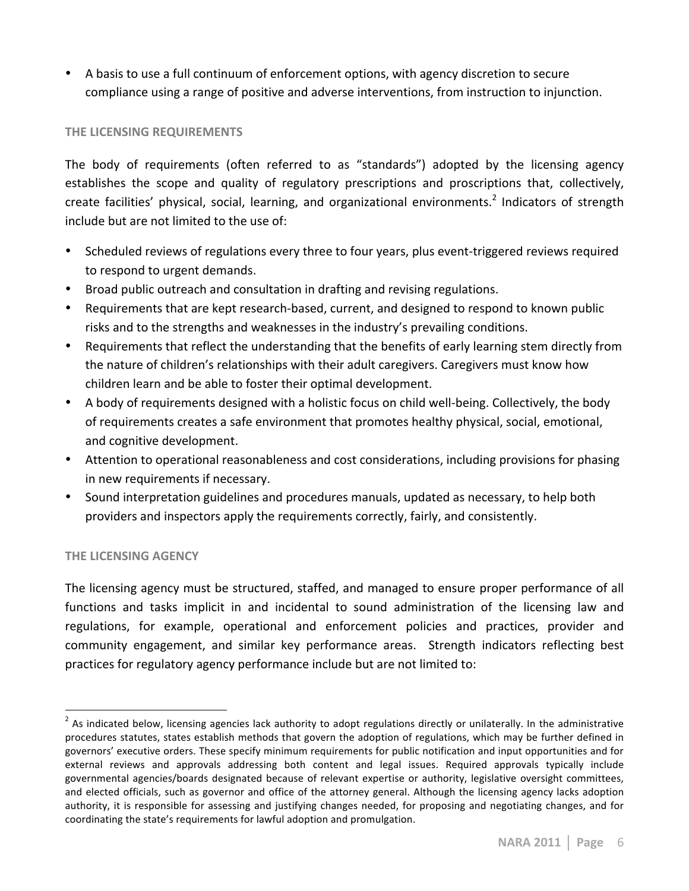- A basis to use a full continuum of enforcement options, with agency discretion to secure compliance using a range of positive and adverse interventions, from instruction to injunction.

### THE LICENSING REQUIREMENTS

The body of requirements (often referred to as "standards") adopted by the licensing agency establishes the scope and quality of regulatory prescriptions and proscriptions that, collectively, create facilities' physical, social, learning, and organizational environments.[2] Indicators of strength include but are not limited to the use of:

- Scheduled reviews of regulations every three to four years, plus event-triggered reviews required to respond to urgent demands.
- Broad public outreach and consultation in drafting and revising regulations.
- Requirements that are kept research-based, current, and designed to respond to known public risks and to the strengths and weaknesses in the industry's prevailing conditions.
- Requirements that reflect the understanding that the benefits of early learning stem directly from the nature of children's relationships with their adult caregivers. Caregivers must know how children learn and be able to foster their optimal development.
- A body of requirements designed with a holistic focus on child well-being. Collectively, the body of requirements creates a safe environment that promotes healthy physical, social, emotional, and cognitive development.
- Attention to operational reasonableness and cost considerations, including provisions for phasing in new requirements if necessary.
- Sound interpretation guidelines and procedures manuals, updated as necessary, to help both providers and inspectors apply the requirements correctly, fairly, and consistently.

### THE LICENSING AGENCY

The licensing agency must be structured, staffed, and managed to ensure proper performance of all functions and tasks implicit in and incidental to sound administration of the licensing law and regulations, for example, operational and enforcement policies and practices, provider and community engagement, and similar key performance areas. Strength indicators reflecting best practices for regulatory agency performance include but are not limited to:

---

[2] As indicated below, licensing agencies lack authority to adopt regulations directly or unilaterally. In the administrative procedures statutes, states establish methods that govern the adoption of regulations, which may be further defined in governors' executive orders. These specify minimum requirements for public notification and input opportunities and for external reviews and approvals addressing both content and legal issues. Required approvals typically include governmental agencies/boards designated because of relevant expertise or authority, legislative oversight committees, and elected officials, such as governor and office of the attorney general. Although the licensing agency lacks adoption authority, it is responsible for assessing and justifying changes needed, for proposing and negotiating changes, and for coordinating the state's requirements for lawful adoption and promulgation.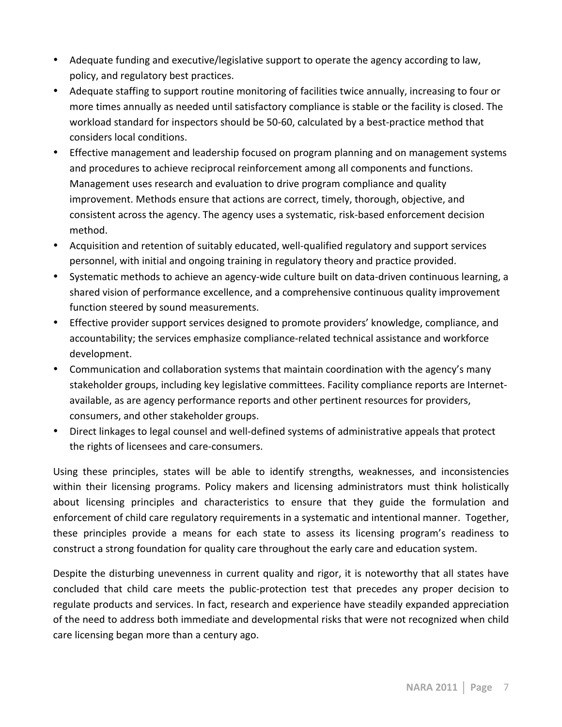- Adequate funding and executive/legislative support to operate the agency according to law, policy, and regulatory best practices.
- Adequate staffing to support routine monitoring of facilities twice annually, increasing to four or more times annually as needed until satisfactory compliance is stable or the facility is closed. The workload standard for inspectors should be 50-60, calculated by a best-practice method that considers local conditions.
- Effective management and leadership focused on program planning and on management systems and procedures to achieve reciprocal reinforcement among all components and functions. Management uses research and evaluation to drive program compliance and quality improvement. Methods ensure that actions are correct, timely, thorough, objective, and consistent across the agency. The agency uses a systematic, risk-based enforcement decision method.
- Acquisition and retention of suitably educated, well-qualified regulatory and support services personnel, with initial and ongoing training in regulatory theory and practice provided.
- Systematic methods to achieve an agency-wide culture built on data-driven continuous learning, a shared vision of performance excellence, and a comprehensive continuous quality improvement function steered by sound measurements.
- Effective provider support services designed to promote providers' knowledge, compliance, and accountability; the services emphasize compliance-related technical assistance and workforce development.
- Communication and collaboration systems that maintain coordination with the agency's many stakeholder groups, including key legislative committees. Facility compliance reports are Internet-available, as are agency performance reports and other pertinent resources for providers, consumers, and other stakeholder groups.
- Direct linkages to legal counsel and well-defined systems of administrative appeals that protect the rights of licensees and care-consumers.

Using these principles, states will be able to identify strengths, weaknesses, and inconsistencies within their licensing programs. Policy makers and licensing administrators must think holistically about licensing principles and characteristics to ensure that they guide the formulation and enforcement of child care regulatory requirements in a systematic and intentional manner. Together, these principles provide a means for each state to assess its licensing program's readiness to construct a strong foundation for quality care throughout the early care and education system.

Despite the disturbing unevenness in current quality and rigor, it is noteworthy that all states have concluded that child care meets the public-protection test that precedes any proper decision to regulate products and services. In fact, research and experience have steadily expanded appreciation of the need to address both immediate and developmental risks that were not recognized when child care licensing began more than a century ago.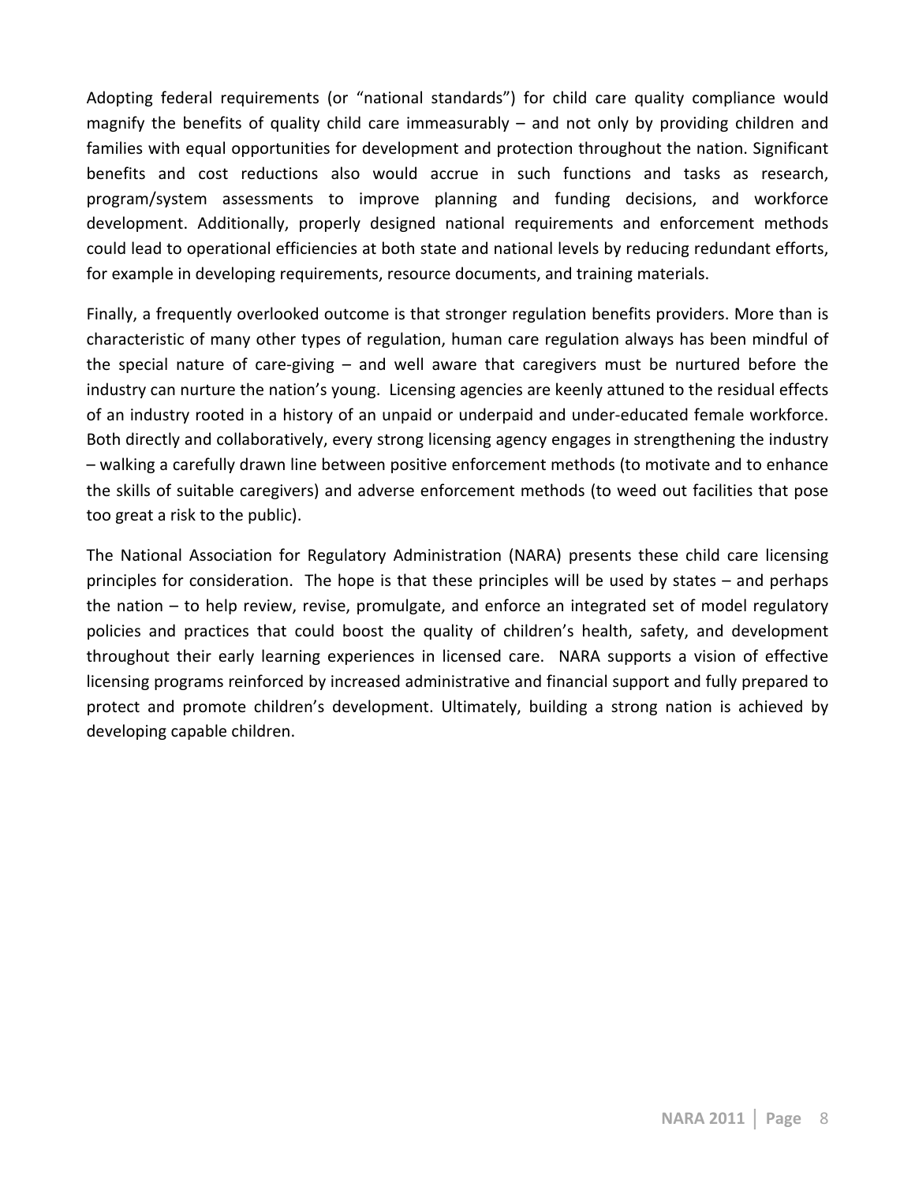Adopting federal requirements (or "national standards") for child care quality compliance would magnify the benefits of quality child care immeasurably – and not only by providing children and families with equal opportunities for development and protection throughout the nation. Significant benefits and cost reductions also would accrue in such functions and tasks as research, program/system assessments to improve planning and funding decisions, and workforce development. Additionally, properly designed national requirements and enforcement methods could lead to operational efficiencies at both state and national levels by reducing redundant efforts, for example in developing requirements, resource documents, and training materials.

Finally, a frequently overlooked outcome is that stronger regulation benefits providers. More than is characteristic of many other types of regulation, human care regulation always has been mindful of the special nature of care-giving – and well aware that caregivers must be nurtured before the industry can nurture the nation's young. Licensing agencies are keenly attuned to the residual effects of an industry rooted in a history of an unpaid or underpaid and under-educated female workforce. Both directly and collaboratively, every strong licensing agency engages in strengthening the industry – walking a carefully drawn line between positive enforcement methods (to motivate and to enhance the skills of suitable caregivers) and adverse enforcement methods (to weed out facilities that pose too great a risk to the public).

The National Association for Regulatory Administration (NARA) presents these child care licensing principles for consideration. The hope is that these principles will be used by states – and perhaps the nation – to help review, revise, promulgate, and enforce an integrated set of model regulatory policies and practices that could boost the quality of children's health, safety, and development throughout their early learning experiences in licensed care. NARA supports a vision of effective licensing programs reinforced by increased administrative and financial support and fully prepared to protect and promote children's development. Ultimately, building a strong nation is achieved by developing capable children.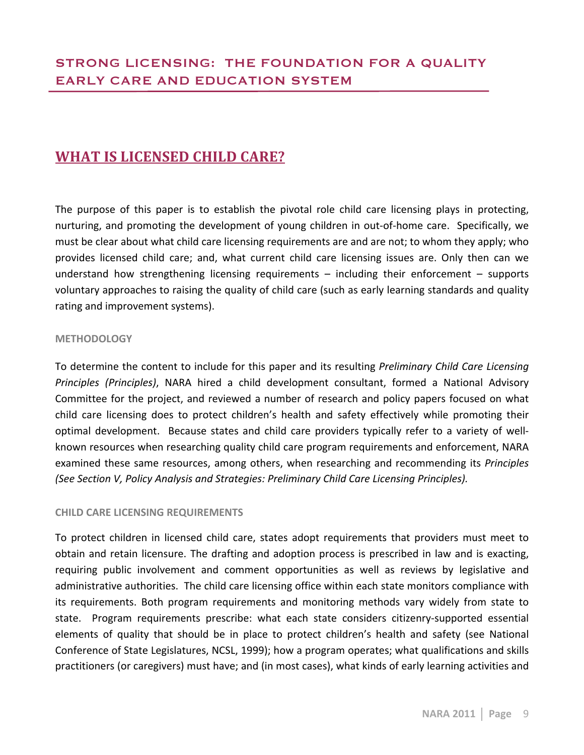## STRONG LICENSING: THE FOUNDATION FOR A QUALITY EARLY CARE AND EDUCATION SYSTEM

# WHAT IS LICENSED CHILD CARE?

The purpose of this paper is to establish the pivotal role child care licensing plays in protecting, nurturing, and promoting the development of young children in out-of-home care. Specifically, we must be clear about what child care licensing requirements are and are not; to whom they apply; who provides licensed child care; and, what current child care licensing issues are. Only then can we understand how strengthening licensing requirements – including their enforcement – supports voluntary approaches to raising the quality of child care (such as early learning standards and quality rating and improvement systems).

### METHODOLOGY

To determine the content to include for this paper and its resulting *Preliminary Child Care Licensing Principles (Principles)*, NARA hired a child development consultant, formed a National Advisory Committee for the project, and reviewed a number of research and policy papers focused on what child care licensing does to protect children's health and safety effectively while promoting their optimal development. Because states and child care providers typically refer to a variety of well-known resources when researching quality child care program requirements and enforcement, NARA examined these same resources, among others, when researching and recommending its *Principles (See Section V, Policy Analysis and Strategies: Preliminary Child Care Licensing Principles).*

### CHILD CARE LICENSING REQUIREMENTS

To protect children in licensed child care, states adopt requirements that providers must meet to obtain and retain licensure. The drafting and adoption process is prescribed in law and is exacting, requiring public involvement and comment opportunities as well as reviews by legislative and administrative authorities. The child care licensing office within each state monitors compliance with its requirements. Both program requirements and monitoring methods vary widely from state to state. Program requirements prescribe: what each state considers citizenry-supported essential elements of quality that should be in place to protect children's health and safety (see National Conference of State Legislatures, NCSL, 1999); how a program operates; what qualifications and skills practitioners (or caregivers) must have; and (in most cases), what kinds of early learning activities and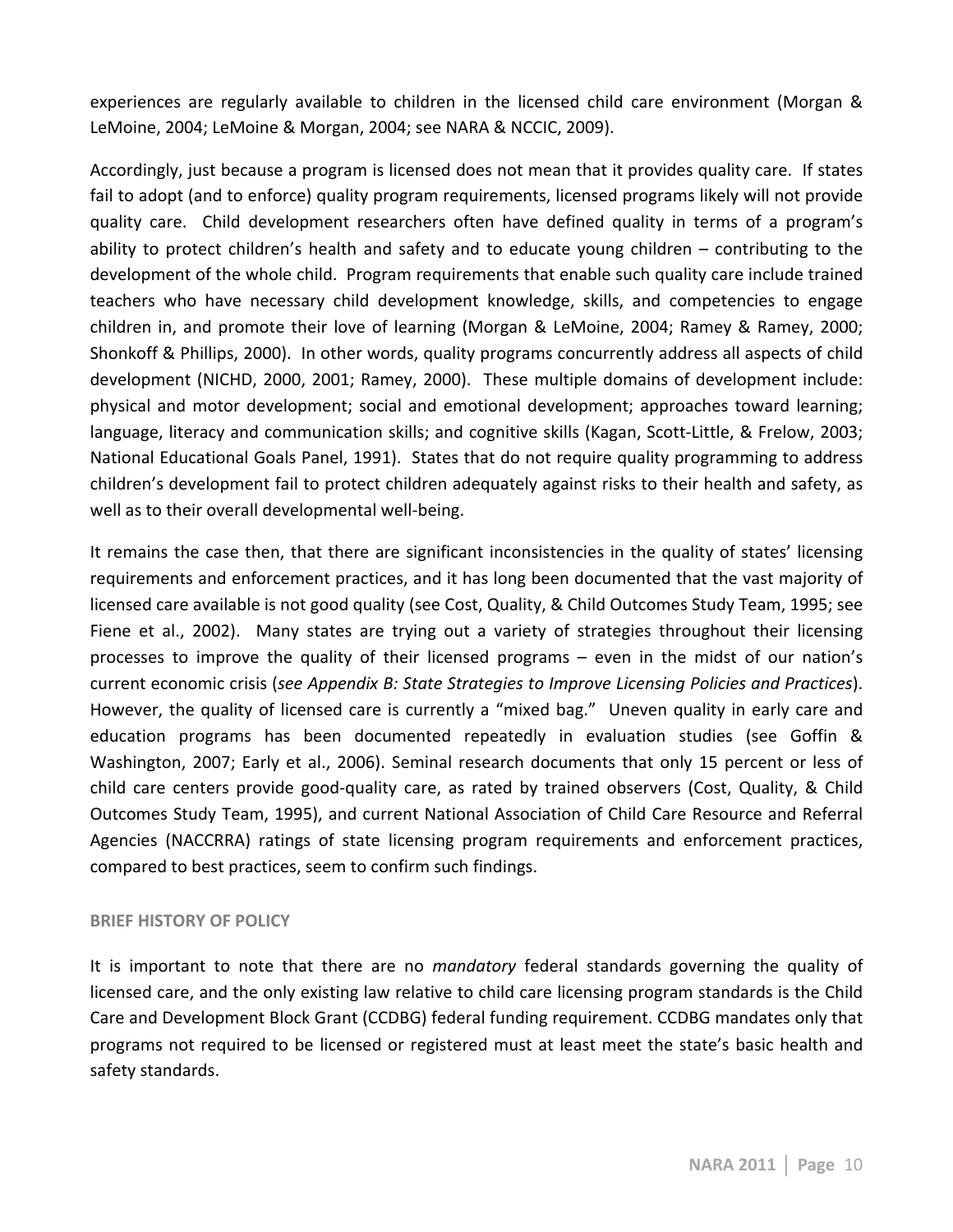experiences are regularly available to children in the licensed child care environment (Morgan & LeMoine, 2004; LeMoine & Morgan, 2004; see NARA & NCCIC, 2009).

Accordingly, just because a program is licensed does not mean that it provides quality care. If states fail to adopt (and to enforce) quality program requirements, licensed programs likely will not provide quality care. Child development researchers often have defined quality in terms of a program's ability to protect children's health and safety and to educate young children – contributing to the development of the whole child. Program requirements that enable such quality care include trained teachers who have necessary child development knowledge, skills, and competencies to engage children in, and promote their love of learning (Morgan & LeMoine, 2004; Ramey & Ramey, 2000; Shonkoff & Phillips, 2000). In other words, quality programs concurrently address all aspects of child development (NICHD, 2000, 2001; Ramey, 2000). These multiple domains of development include: physical and motor development; social and emotional development; approaches toward learning; language, literacy and communication skills; and cognitive skills (Kagan, Scott-Little, & Frelow, 2003; National Educational Goals Panel, 1991). States that do not require quality programming to address children's development fail to protect children adequately against risks to their health and safety, as well as to their overall developmental well-being.

It remains the case then, that there are significant inconsistencies in the quality of states' licensing requirements and enforcement practices, and it has long been documented that the vast majority of licensed care available is not good quality (see Cost, Quality, & Child Outcomes Study Team, 1995; see Fiene et al., 2002). Many states are trying out a variety of strategies throughout their licensing processes to improve the quality of their licensed programs – even in the midst of our nation's current economic crisis (*see Appendix B: State Strategies to Improve Licensing Policies and Practices*). However, the quality of licensed care is currently a "mixed bag." Uneven quality in early care and education programs has been documented repeatedly in evaluation studies (see Goffin & Washington, 2007; Early et al., 2006). Seminal research documents that only 15 percent or less of child care centers provide good-quality care, as rated by trained observers (Cost, Quality, & Child Outcomes Study Team, 1995), and current National Association of Child Care Resource and Referral Agencies (NACCRRA) ratings of state licensing program requirements and enforcement practices, compared to best practices, seem to confirm such findings.

### BRIEF HISTORY OF POLICY

It is important to note that there are no *mandatory* federal standards governing the quality of licensed care, and the only existing law relative to child care licensing program standards is the Child Care and Development Block Grant (CCDBG) federal funding requirement. CCDBG mandates only that programs not required to be licensed or registered must at least meet the state's basic health and safety standards.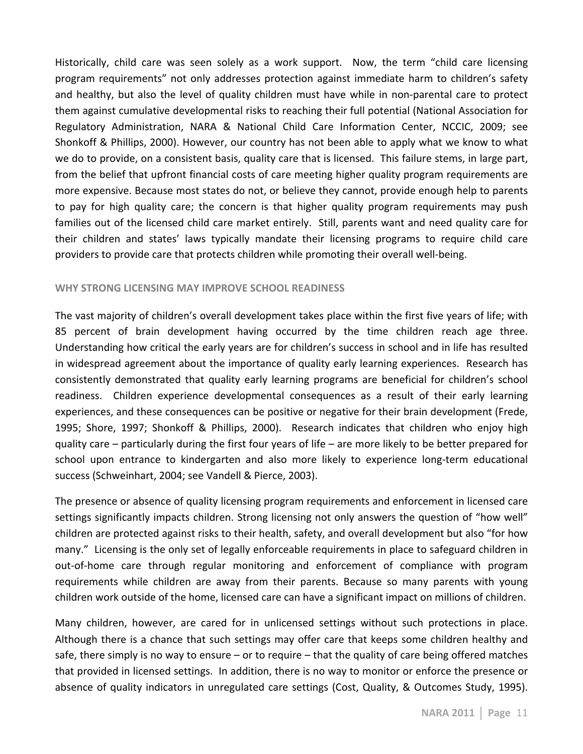Historically, child care was seen solely as a work support. Now, the term "child care licensing program requirements" not only addresses protection against immediate harm to children's safety and healthy, but also the level of quality children must have while in non-parental care to protect them against cumulative developmental risks to reaching their full potential (National Association for Regulatory Administration, NARA & National Child Care Information Center, NCCIC, 2009; see Shonkoff & Phillips, 2000). However, our country has not been able to apply what we know to what we do to provide, on a consistent basis, quality care that is licensed. This failure stems, in large part, from the belief that upfront financial costs of care meeting higher quality program requirements are more expensive. Because most states do not, or believe they cannot, provide enough help to parents to pay for high quality care; the concern is that higher quality program requirements may push families out of the licensed child care market entirely. Still, parents want and need quality care for their children and states' laws typically mandate their licensing programs to require child care providers to provide care that protects children while promoting their overall well-being.

## WHY STRONG LICENSING MAY IMPROVE SCHOOL READINESS

The vast majority of children's overall development takes place within the first five years of life; with 85 percent of brain development having occurred by the time children reach age three. Understanding how critical the early years are for children's success in school and in life has resulted in widespread agreement about the importance of quality early learning experiences. Research has consistently demonstrated that quality early learning programs are beneficial for children's school readiness. Children experience developmental consequences as a result of their early learning experiences, and these consequences can be positive or negative for their brain development (Frede, 1995; Shore, 1997; Shonkoff & Phillips, 2000). Research indicates that children who enjoy high quality care – particularly during the first four years of life – are more likely to be better prepared for school upon entrance to kindergarten and also more likely to experience long-term educational success (Schweinhart, 2004; see Vandell & Pierce, 2003).

The presence or absence of quality licensing program requirements and enforcement in licensed care settings significantly impacts children. Strong licensing not only answers the question of "how well" children are protected against risks to their health, safety, and overall development but also "for how many." Licensing is the only set of legally enforceable requirements in place to safeguard children in out-of-home care through regular monitoring and enforcement of compliance with program requirements while children are away from their parents. Because so many parents with young children work outside of the home, licensed care can have a significant impact on millions of children.

Many children, however, are cared for in unlicensed settings without such protections in place. Although there is a chance that such settings may offer care that keeps some children healthy and safe, there simply is no way to ensure – or to require – that the quality of care being offered matches that provided in licensed settings. In addition, there is no way to monitor or enforce the presence or absence of quality indicators in unregulated care settings (Cost, Quality, & Outcomes Study, 1995).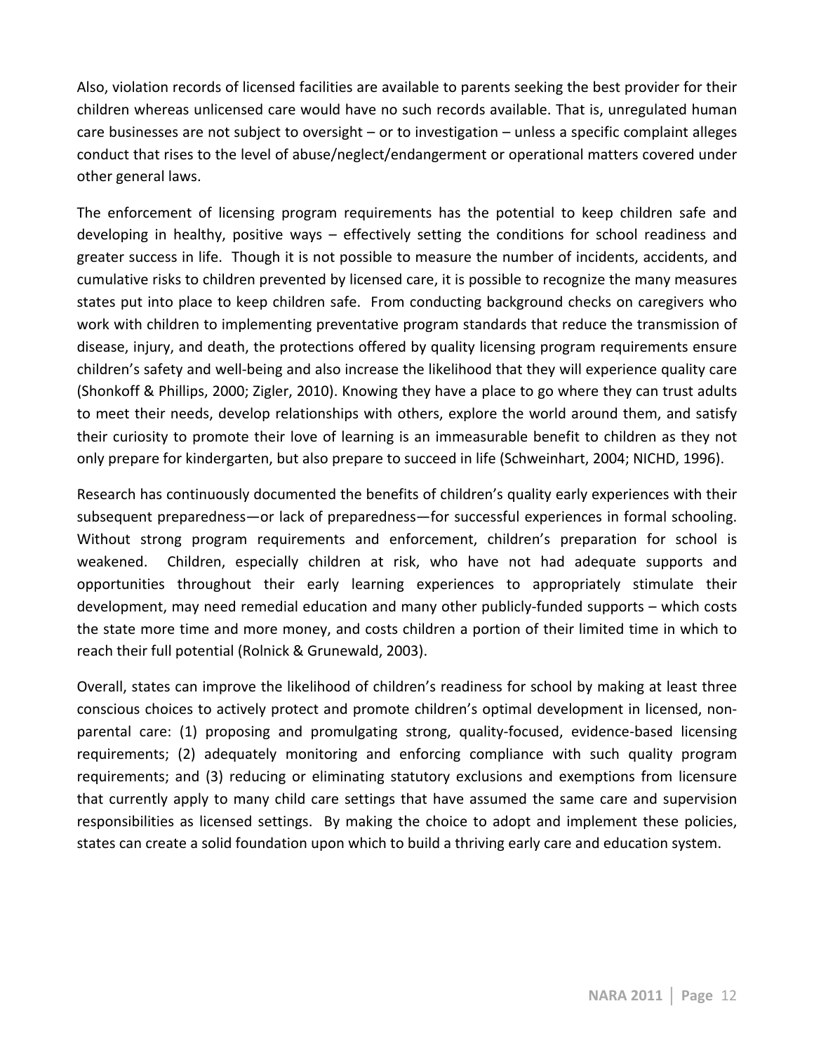Also, violation records of licensed facilities are available to parents seeking the best provider for their children whereas unlicensed care would have no such records available. That is, unregulated human care businesses are not subject to oversight – or to investigation – unless a specific complaint alleges conduct that rises to the level of abuse/neglect/endangerment or operational matters covered under other general laws.

The enforcement of licensing program requirements has the potential to keep children safe and developing in healthy, positive ways – effectively setting the conditions for school readiness and greater success in life. Though it is not possible to measure the number of incidents, accidents, and cumulative risks to children prevented by licensed care, it is possible to recognize the many measures states put into place to keep children safe. From conducting background checks on caregivers who work with children to implementing preventative program standards that reduce the transmission of disease, injury, and death, the protections offered by quality licensing program requirements ensure children's safety and well-being and also increase the likelihood that they will experience quality care (Shonkoff & Phillips, 2000; Zigler, 2010). Knowing they have a place to go where they can trust adults to meet their needs, develop relationships with others, explore the world around them, and satisfy their curiosity to promote their love of learning is an immeasurable benefit to children as they not only prepare for kindergarten, but also prepare to succeed in life (Schweinhart, 2004; NICHD, 1996).

Research has continuously documented the benefits of children's quality early experiences with their subsequent preparedness—or lack of preparedness—for successful experiences in formal schooling. Without strong program requirements and enforcement, children's preparation for school is weakened. Children, especially children at risk, who have not had adequate supports and opportunities throughout their early learning experiences to appropriately stimulate their development, may need remedial education and many other publicly-funded supports – which costs the state more time and more money, and costs children a portion of their limited time in which to reach their full potential (Rolnick & Grunewald, 2003).

Overall, states can improve the likelihood of children's readiness for school by making at least three conscious choices to actively protect and promote children's optimal development in licensed, non-parental care: (1) proposing and promulgating strong, quality-focused, evidence-based licensing requirements; (2) adequately monitoring and enforcing compliance with such quality program requirements; and (3) reducing or eliminating statutory exclusions and exemptions from licensure that currently apply to many child care settings that have assumed the same care and supervision responsibilities as licensed settings. By making the choice to adopt and implement these policies, states can create a solid foundation upon which to build a thriving early care and education system.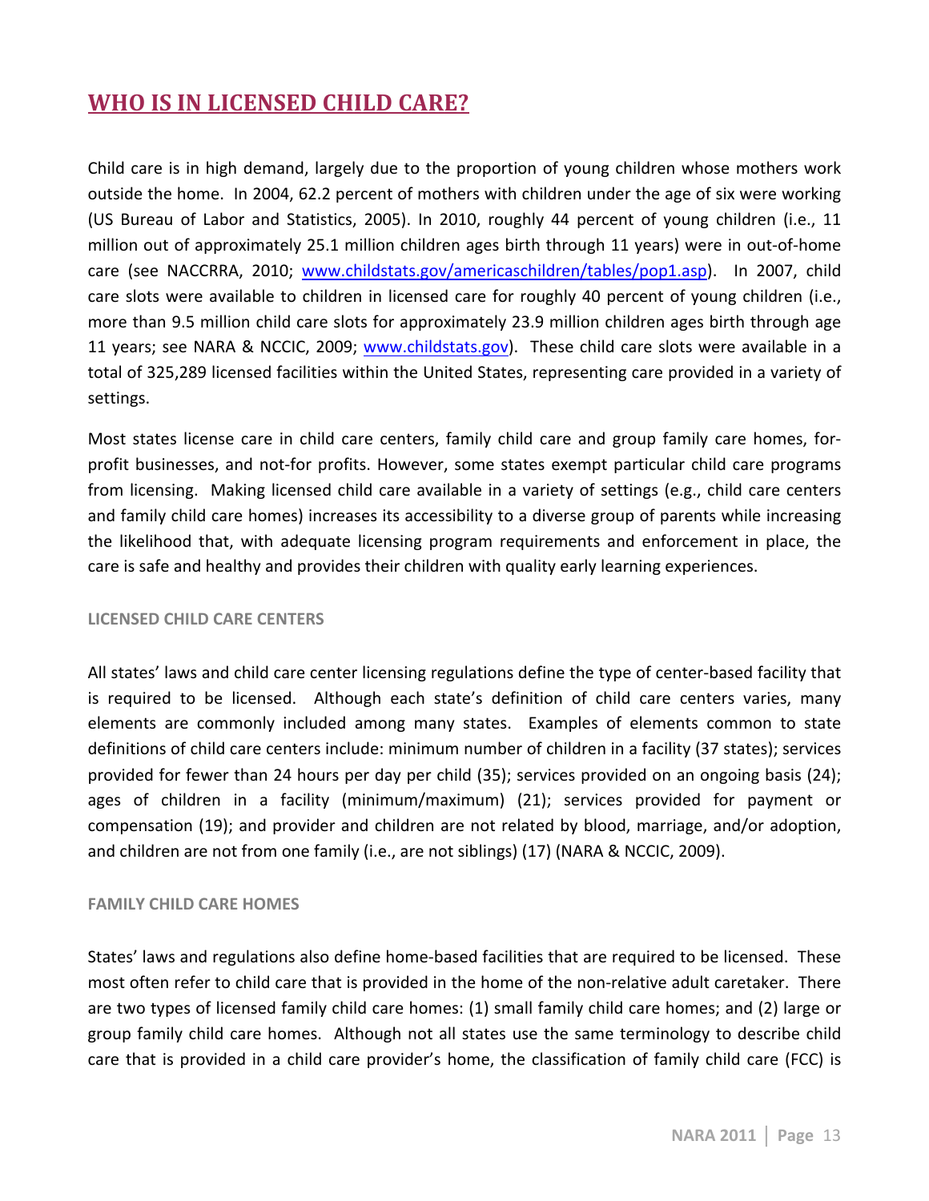## WHO IS IN LICENSED CHILD CARE?

Child care is in high demand, largely due to the proportion of young children whose mothers work outside the home. In 2004, 62.2 percent of mothers with children under the age of six were working (US Bureau of Labor and Statistics, 2005). In 2010, roughly 44 percent of young children (i.e., 11 million out of approximately 25.1 million children ages birth through 11 years) were in out-of-home care (see NACCRRA, 2010; [www.childstats.gov/americaschildren/tables/pop1.asp](www.childstats.gov/americaschildren/tables/pop1.asp)). In 2007, child care slots were available to children in licensed care for roughly 40 percent of young children (i.e., more than 9.5 million child care slots for approximately 23.9 million children ages birth through age 11 years; see NARA & NCCIC, 2009; [www.childstats.gov](www.childstats.gov)). These child care slots were available in a total of 325,289 licensed facilities within the United States, representing care provided in a variety of settings.

Most states license care in child care centers, family child care and group family care homes, for-profit businesses, and not-for profits. However, some states exempt particular child care programs from licensing. Making licensed child care available in a variety of settings (e.g., child care centers and family child care homes) increases its accessibility to a diverse group of parents while increasing the likelihood that, with adequate licensing program requirements and enforcement in place, the care is safe and healthy and provides their children with quality early learning experiences.

### LICENSED CHILD CARE CENTERS

All states' laws and child care center licensing regulations define the type of center-based facility that is required to be licensed. Although each state's definition of child care centers varies, many elements are commonly included among many states. Examples of elements common to state definitions of child care centers include: minimum number of children in a facility (37 states); services provided for fewer than 24 hours per day per child (35); services provided on an ongoing basis (24); ages of children in a facility (minimum/maximum) (21); services provided for payment or compensation (19); and provider and children are not related by blood, marriage, and/or adoption, and children are not from one family (i.e., are not siblings) (17) (NARA & NCCIC, 2009).

### FAMILY CHILD CARE HOMES

States' laws and regulations also define home-based facilities that are required to be licensed. These most often refer to child care that is provided in the home of the non-relative adult caretaker. There are two types of licensed family child care homes: (1) small family child care homes; and (2) large or group family child care homes. Although not all states use the same terminology to describe child care that is provided in a child care provider's home, the classification of family child care (FCC) is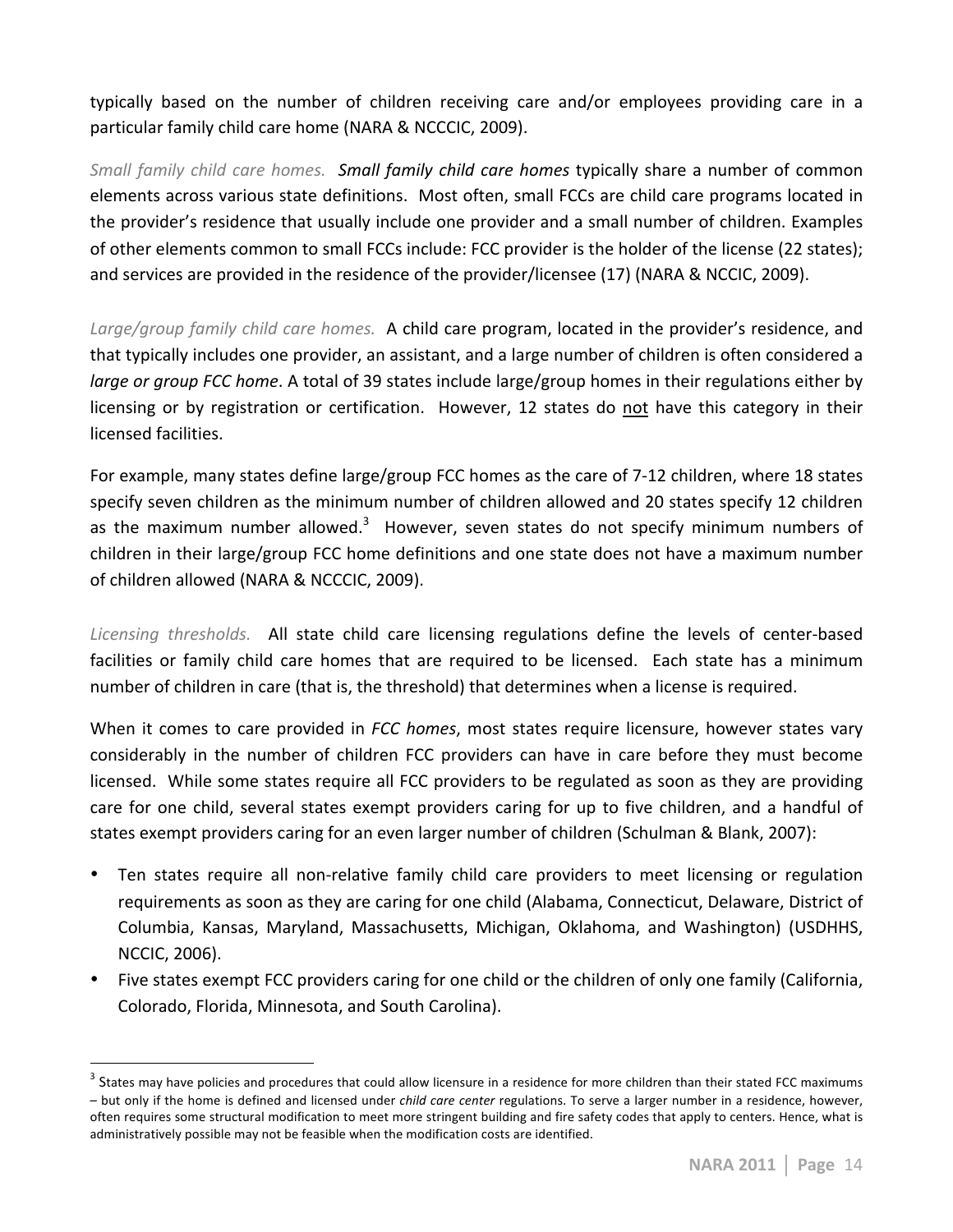typically based on the number of children receiving care and/or employees providing care in a particular family child care home (NARA & NCCCIC, 2009).

*Small family child care homes.* ***Small family child care homes*** typically share a number of common elements across various state definitions. Most often, small FCCs are child care programs located in the provider's residence that usually include one provider and a small number of children. Examples of other elements common to small FCCs include: FCC provider is the holder of the license (22 states); and services are provided in the residence of the provider/licensee (17) (NARA & NCCIC, 2009).

*Large/group family child care homes.* A child care program, located in the provider's residence, and that typically includes one provider, an assistant, and a large number of children is often considered a *large or group FCC home*. A total of 39 states include large/group homes in their regulations either by licensing or by registration or certification. However, 12 states do <u>not</u> have this category in their licensed facilities.

For example, many states define large/group FCC homes as the care of 7-12 children, where 18 states specify seven children as the minimum number of children allowed and 20 states specify 12 children as the maximum number allowed.[3] However, seven states do not specify minimum numbers of children in their large/group FCC home definitions and one state does not have a maximum number of children allowed (NARA & NCCCIC, 2009).

*Licensing thresholds.* All state child care licensing regulations define the levels of center-based facilities or family child care homes that are required to be licensed. Each state has a minimum number of children in care (that is, the threshold) that determines when a license is required.

When it comes to care provided in *FCC homes*, most states require licensure, however states vary considerably in the number of children FCC providers can have in care before they must become licensed. While some states require all FCC providers to be regulated as soon as they are providing care for one child, several states exempt providers caring for up to five children, and a handful of states exempt providers caring for an even larger number of children (Schulman & Blank, 2007):

- Ten states require all non-relative family child care providers to meet licensing or regulation requirements as soon as they are caring for one child (Alabama, Connecticut, Delaware, District of Columbia, Kansas, Maryland, Massachusetts, Michigan, Oklahoma, and Washington) (USDHHS, NCCIC, 2006).
- Five states exempt FCC providers caring for one child or the children of only one family (California, Colorado, Florida, Minnesota, and South Carolina).

[3] States may have policies and procedures that could allow licensure in a residence for more children than their stated FCC maximums – but only if the home is defined and licensed under *child care center* regulations. To serve a larger number in a residence, however, often requires some structural modification to meet more stringent building and fire safety codes that apply to centers. Hence, what is administratively possible may not be feasible when the modification costs are identified.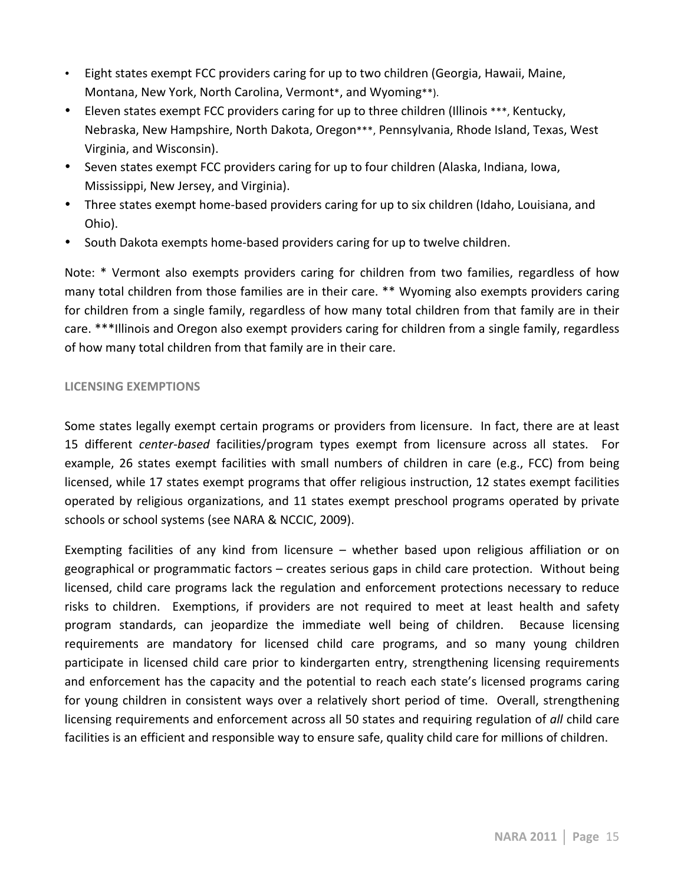- Eight states exempt FCC providers caring for up to two children (Georgia, Hawaii, Maine, Montana, New York, North Carolina, Vermont*, and Wyoming**).
- Eleven states exempt FCC providers caring for up to three children (Illinois ***, Kentucky, Nebraska, New Hampshire, North Dakota, Oregon***, Pennsylvania, Rhode Island, Texas, West Virginia, and Wisconsin).
- Seven states exempt FCC providers caring for up to four children (Alaska, Indiana, Iowa, Mississippi, New Jersey, and Virginia).
- Three states exempt home-based providers caring for up to six children (Idaho, Louisiana, and Ohio).
- South Dakota exempts home-based providers caring for up to twelve children.

Note: * Vermont also exempts providers caring for children from two families, regardless of how many total children from those families are in their care. ** Wyoming also exempts providers caring for children from a single family, regardless of how many total children from that family are in their care. ***Illinois and Oregon also exempt providers caring for children from a single family, regardless of how many total children from that family are in their care.

## LICENSING EXEMPTIONS

Some states legally exempt certain programs or providers from licensure. In fact, there are at least 15 different *center-based* facilities/program types exempt from licensure across all states. For example, 26 states exempt facilities with small numbers of children in care (e.g., FCC) from being licensed, while 17 states exempt programs that offer religious instruction, 12 states exempt facilities operated by religious organizations, and 11 states exempt preschool programs operated by private schools or school systems (see NARA & NCCIC, 2009).

Exempting facilities of any kind from licensure – whether based upon religious affiliation or on geographical or programmatic factors – creates serious gaps in child care protection. Without being licensed, child care programs lack the regulation and enforcement protections necessary to reduce risks to children. Exemptions, if providers are not required to meet at least health and safety program standards, can jeopardize the immediate well being of children. Because licensing requirements are mandatory for licensed child care programs, and so many young children participate in licensed child care prior to kindergarten entry, strengthening licensing requirements and enforcement has the capacity and the potential to reach each state's licensed programs caring for young children in consistent ways over a relatively short period of time. Overall, strengthening licensing requirements and enforcement across all 50 states and requiring regulation of *all* child care facilities is an efficient and responsible way to ensure safe, quality child care for millions of children.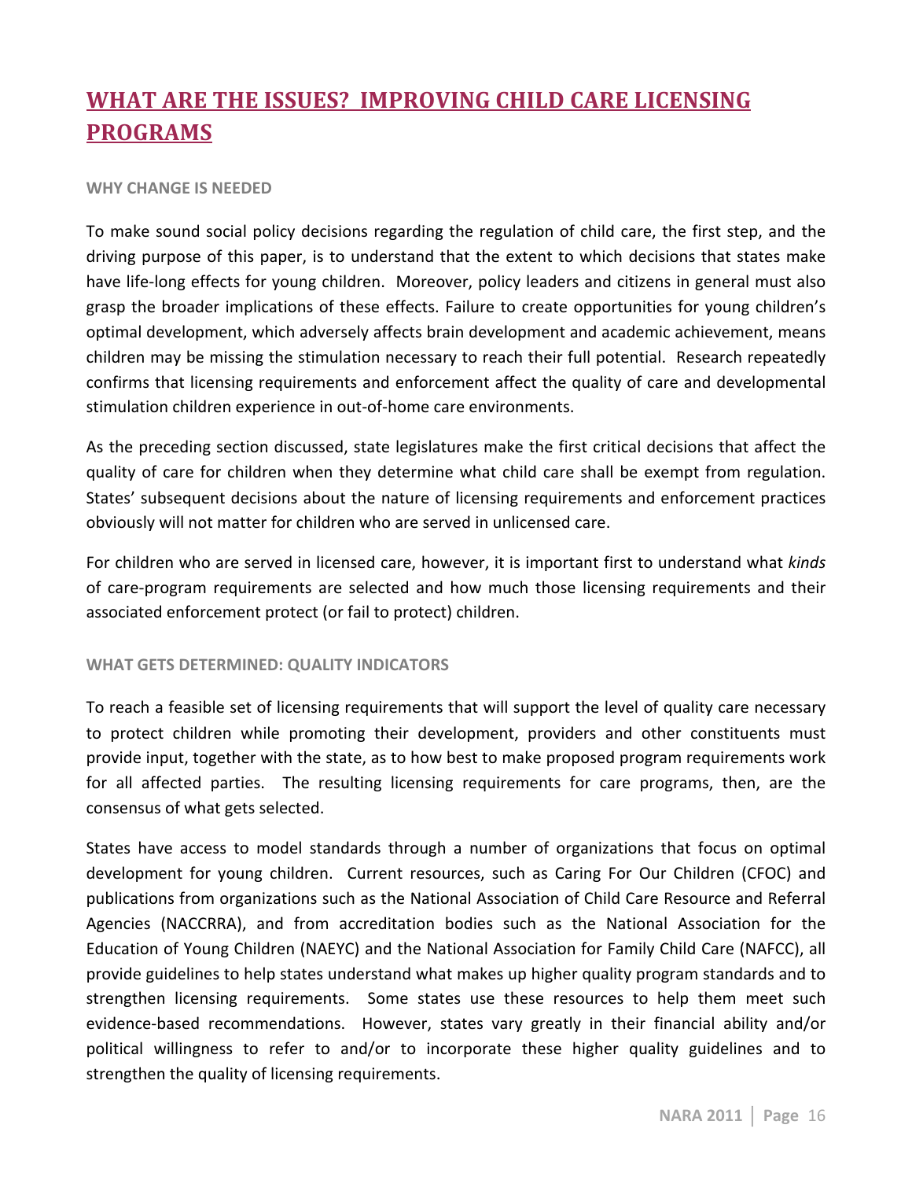# WHAT ARE THE ISSUES? IMPROVING CHILD CARE LICENSING PROGRAMS

### WHY CHANGE IS NEEDED

To make sound social policy decisions regarding the regulation of child care, the first step, and the driving purpose of this paper, is to understand that the extent to which decisions that states make have life-long effects for young children. Moreover, policy leaders and citizens in general must also grasp the broader implications of these effects. Failure to create opportunities for young children's optimal development, which adversely affects brain development and academic achievement, means children may be missing the stimulation necessary to reach their full potential. Research repeatedly confirms that licensing requirements and enforcement affect the quality of care and developmental stimulation children experience in out-of-home care environments.

As the preceding section discussed, state legislatures make the first critical decisions that affect the quality of care for children when they determine what child care shall be exempt from regulation. States' subsequent decisions about the nature of licensing requirements and enforcement practices obviously will not matter for children who are served in unlicensed care.

For children who are served in licensed care, however, it is important first to understand what *kinds* of care-program requirements are selected and how much those licensing requirements and their associated enforcement protect (or fail to protect) children.

### WHAT GETS DETERMINED: QUALITY INDICATORS

To reach a feasible set of licensing requirements that will support the level of quality care necessary to protect children while promoting their development, providers and other constituents must provide input, together with the state, as to how best to make proposed program requirements work for all affected parties. The resulting licensing requirements for care programs, then, are the consensus of what gets selected.

States have access to model standards through a number of organizations that focus on optimal development for young children. Current resources, such as Caring For Our Children (CFOC) and publications from organizations such as the National Association of Child Care Resource and Referral Agencies (NACCRRA), and from accreditation bodies such as the National Association for the Education of Young Children (NAEYC) and the National Association for Family Child Care (NAFCC), all provide guidelines to help states understand what makes up higher quality program standards and to strengthen licensing requirements. Some states use these resources to help them meet such evidence-based recommendations. However, states vary greatly in their financial ability and/or political willingness to refer to and/or to incorporate these higher quality guidelines and to strengthen the quality of licensing requirements.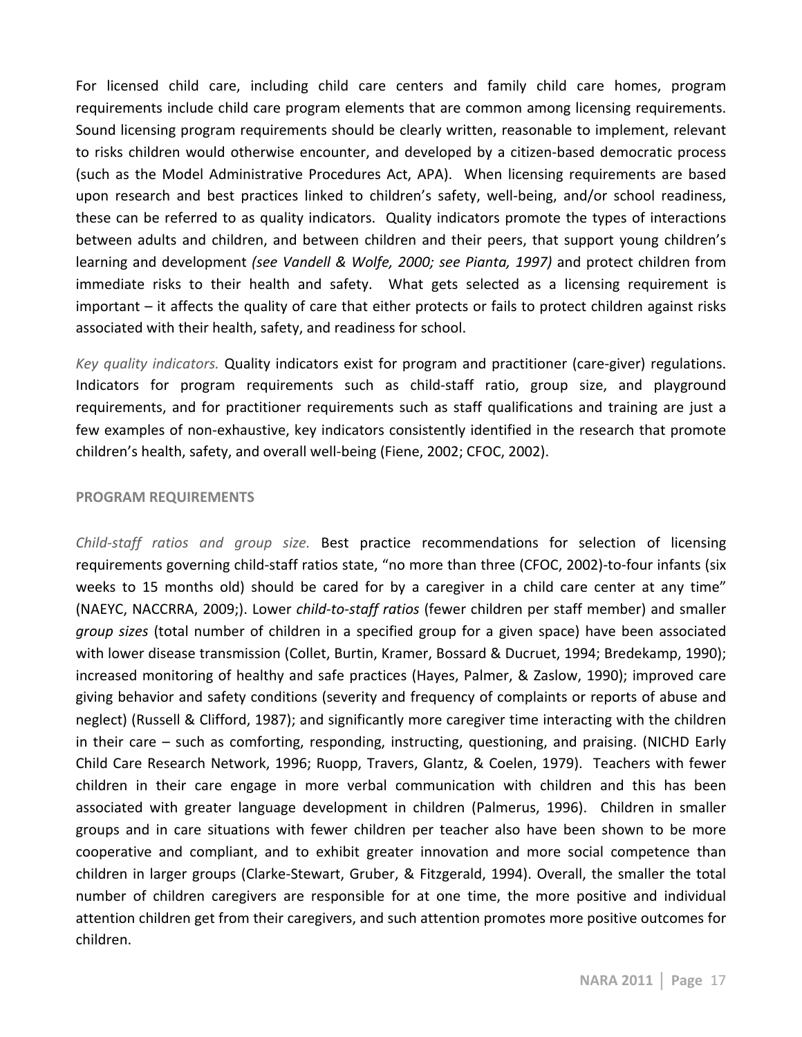For licensed child care, including child care centers and family child care homes, program requirements include child care program elements that are common among licensing requirements. Sound licensing program requirements should be clearly written, reasonable to implement, relevant to risks children would otherwise encounter, and developed by a citizen-based democratic process (such as the Model Administrative Procedures Act, APA). When licensing requirements are based upon research and best practices linked to children's safety, well-being, and/or school readiness, these can be referred to as quality indicators. Quality indicators promote the types of interactions between adults and children, and between children and their peers, that support young children's learning and development *(see Vandell & Wolfe, 2000; see Pianta, 1997)* and protect children from immediate risks to their health and safety. What gets selected as a licensing requirement is important – it affects the quality of care that either protects or fails to protect children against risks associated with their health, safety, and readiness for school.

*Key quality indicators.* Quality indicators exist for program and practitioner (care-giver) regulations. Indicators for program requirements such as child-staff ratio, group size, and playground requirements, and for practitioner requirements such as staff qualifications and training are just a few examples of non-exhaustive, key indicators consistently identified in the research that promote children's health, safety, and overall well-being (Fiene, 2002; CFOC, 2002).

#### PROGRAM REQUIREMENTS

*Child-staff ratios and group size.* Best practice recommendations for selection of licensing requirements governing child-staff ratios state, "no more than three (CFOC, 2002)-to-four infants (six weeks to 15 months old) should be cared for by a caregiver in a child care center at any time" (NAEYC, NACCRRA, 2009;). Lower *child-to-staff ratios* (fewer children per staff member) and smaller *group sizes* (total number of children in a specified group for a given space) have been associated with lower disease transmission (Collet, Burtin, Kramer, Bossard & Ducruet, 1994; Bredekamp, 1990); increased monitoring of healthy and safe practices (Hayes, Palmer, & Zaslow, 1990); improved care giving behavior and safety conditions (severity and frequency of complaints or reports of abuse and neglect) (Russell & Clifford, 1987); and significantly more caregiver time interacting with the children in their care – such as comforting, responding, instructing, questioning, and praising. (NICHD Early Child Care Research Network, 1996; Ruopp, Travers, Glantz, & Coelen, 1979). Teachers with fewer children in their care engage in more verbal communication with children and this has been associated with greater language development in children (Palmerus, 1996). Children in smaller groups and in care situations with fewer children per teacher also have been shown to be more cooperative and compliant, and to exhibit greater innovation and more social competence than children in larger groups (Clarke-Stewart, Gruber, & Fitzgerald, 1994). Overall, the smaller the total number of children caregivers are responsible for at one time, the more positive and individual attention children get from their caregivers, and such attention promotes more positive outcomes for children.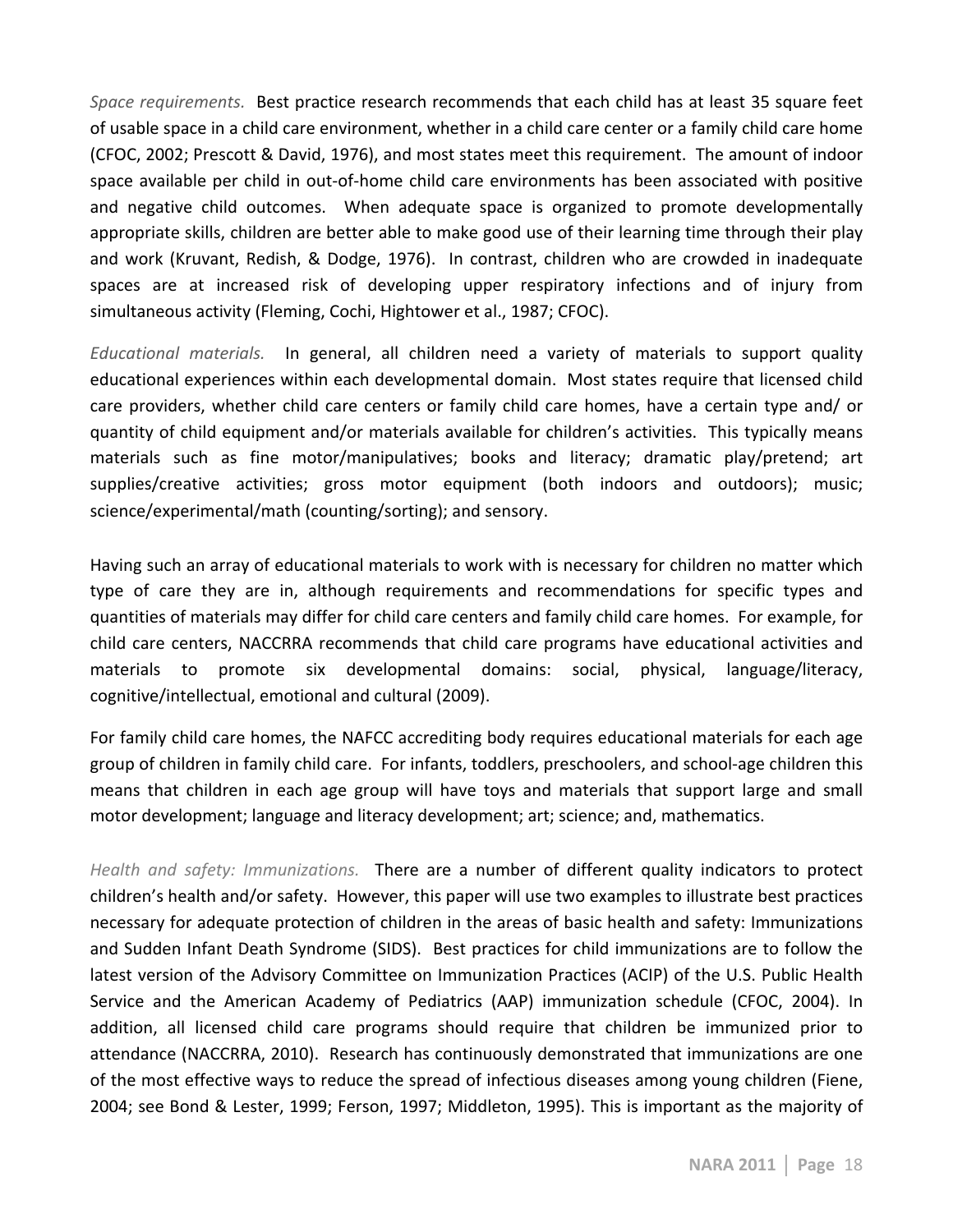*Space requirements.* Best practice research recommends that each child has at least 35 square feet of usable space in a child care environment, whether in a child care center or a family child care home (CFOC, 2002; Prescott & David, 1976), and most states meet this requirement. The amount of indoor space available per child in out-of-home child care environments has been associated with positive and negative child outcomes. When adequate space is organized to promote developmentally appropriate skills, children are better able to make good use of their learning time through their play and work (Kruvant, Redish, & Dodge, 1976). In contrast, children who are crowded in inadequate spaces are at increased risk of developing upper respiratory infections and of injury from simultaneous activity (Fleming, Cochi, Hightower et al., 1987; CFOC).

*Educational materials.* In general, all children need a variety of materials to support quality educational experiences within each developmental domain. Most states require that licensed child care providers, whether child care centers or family child care homes, have a certain type and/ or quantity of child equipment and/or materials available for children's activities. This typically means materials such as fine motor/manipulatives; books and literacy; dramatic play/pretend; art supplies/creative activities; gross motor equipment (both indoors and outdoors); music; science/experimental/math (counting/sorting); and sensory.

Having such an array of educational materials to work with is necessary for children no matter which type of care they are in, although requirements and recommendations for specific types and quantities of materials may differ for child care centers and family child care homes. For example, for child care centers, NACCRRA recommends that child care programs have educational activities and materials to promote six developmental domains: social, physical, language/literacy, cognitive/intellectual, emotional and cultural (2009).

For family child care homes, the NAFCC accrediting body requires educational materials for each age group of children in family child care. For infants, toddlers, preschoolers, and school-age children this means that children in each age group will have toys and materials that support large and small motor development; language and literacy development; art; science; and, mathematics.

*Health and safety: Immunizations.* There are a number of different quality indicators to protect children's health and/or safety. However, this paper will use two examples to illustrate best practices necessary for adequate protection of children in the areas of basic health and safety: Immunizations and Sudden Infant Death Syndrome (SIDS). Best practices for child immunizations are to follow the latest version of the Advisory Committee on Immunization Practices (ACIP) of the U.S. Public Health Service and the American Academy of Pediatrics (AAP) immunization schedule (CFOC, 2004). In addition, all licensed child care programs should require that children be immunized prior to attendance (NACCRRA, 2010). Research has continuously demonstrated that immunizations are one of the most effective ways to reduce the spread of infectious diseases among young children (Fiene, 2004; see Bond & Lester, 1999; Ferson, 1997; Middleton, 1995). This is important as the majority of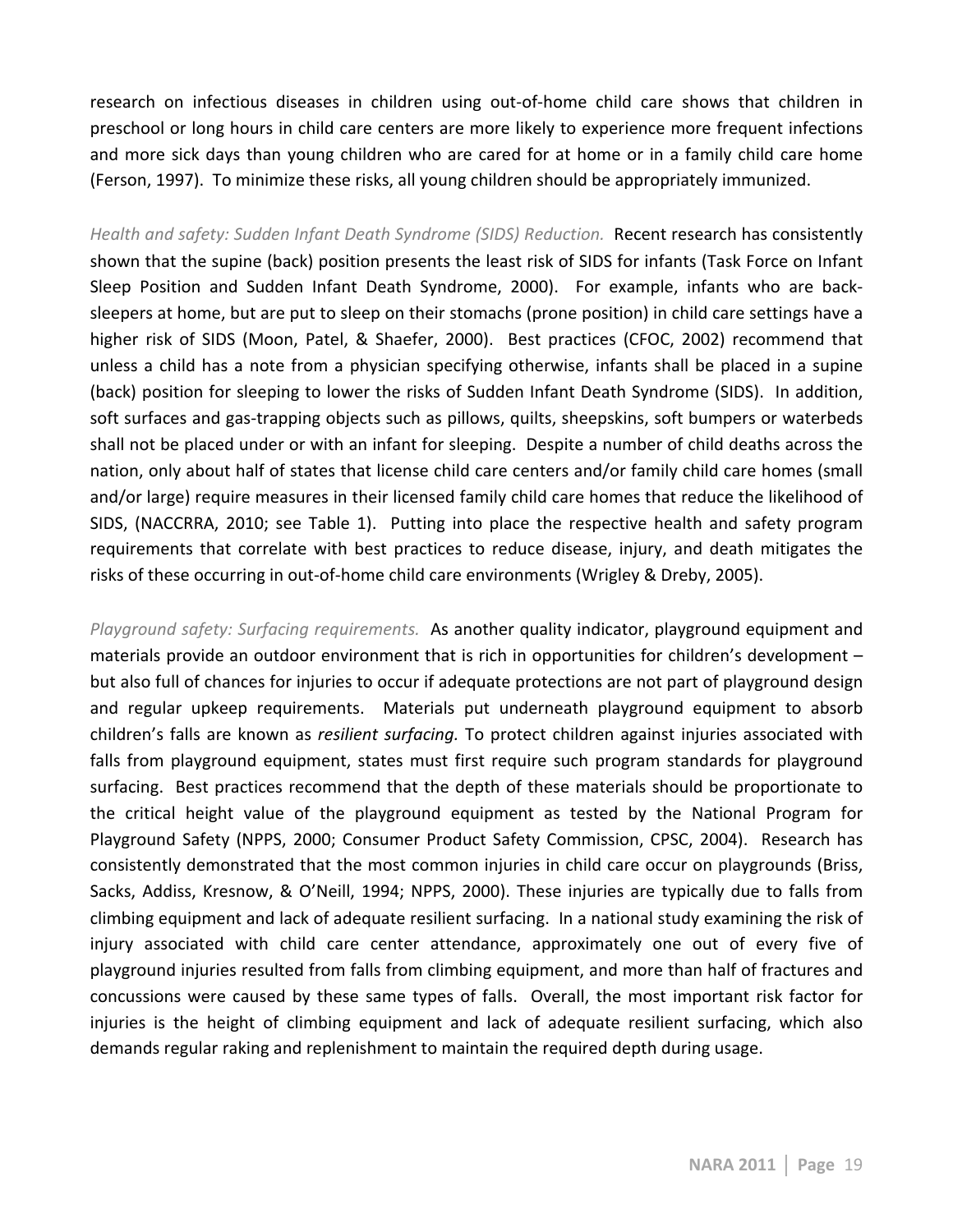research on infectious diseases in children using out-of-home child care shows that children in preschool or long hours in child care centers are more likely to experience more frequent infections and more sick days than young children who are cared for at home or in a family child care home (Ferson, 1997). To minimize these risks, all young children should be appropriately immunized.

*Health and safety: Sudden Infant Death Syndrome (SIDS) Reduction.* Recent research has consistently shown that the supine (back) position presents the least risk of SIDS for infants (Task Force on Infant Sleep Position and Sudden Infant Death Syndrome, 2000). For example, infants who are back-sleepers at home, but are put to sleep on their stomachs (prone position) in child care settings have a higher risk of SIDS (Moon, Patel, & Shaefer, 2000). Best practices (CFOC, 2002) recommend that unless a child has a note from a physician specifying otherwise, infants shall be placed in a supine (back) position for sleeping to lower the risks of Sudden Infant Death Syndrome (SIDS). In addition, soft surfaces and gas-trapping objects such as pillows, quilts, sheepskins, soft bumpers or waterbeds shall not be placed under or with an infant for sleeping. Despite a number of child deaths across the nation, only about half of states that license child care centers and/or family child care homes (small and/or large) require measures in their licensed family child care homes that reduce the likelihood of SIDS, (NACCRRA, 2010; see Table 1). Putting into place the respective health and safety program requirements that correlate with best practices to reduce disease, injury, and death mitigates the risks of these occurring in out-of-home child care environments (Wrigley & Dreby, 2005).

*Playground safety: Surfacing requirements.* As another quality indicator, playground equipment and materials provide an outdoor environment that is rich in opportunities for children's development – but also full of chances for injuries to occur if adequate protections are not part of playground design and regular upkeep requirements. Materials put underneath playground equipment to absorb children's falls are known as *resilient surfacing.* To protect children against injuries associated with falls from playground equipment, states must first require such program standards for playground surfacing. Best practices recommend that the depth of these materials should be proportionate to the critical height value of the playground equipment as tested by the National Program for Playground Safety (NPPS, 2000; Consumer Product Safety Commission, CPSC, 2004). Research has consistently demonstrated that the most common injuries in child care occur on playgrounds (Briss, Sacks, Addiss, Kresnow, & O'Neill, 1994; NPPS, 2000). These injuries are typically due to falls from climbing equipment and lack of adequate resilient surfacing. In a national study examining the risk of injury associated with child care center attendance, approximately one out of every five of playground injuries resulted from falls from climbing equipment, and more than half of fractures and concussions were caused by these same types of falls. Overall, the most important risk factor for injuries is the height of climbing equipment and lack of adequate resilient surfacing, which also demands regular raking and replenishment to maintain the required depth during usage.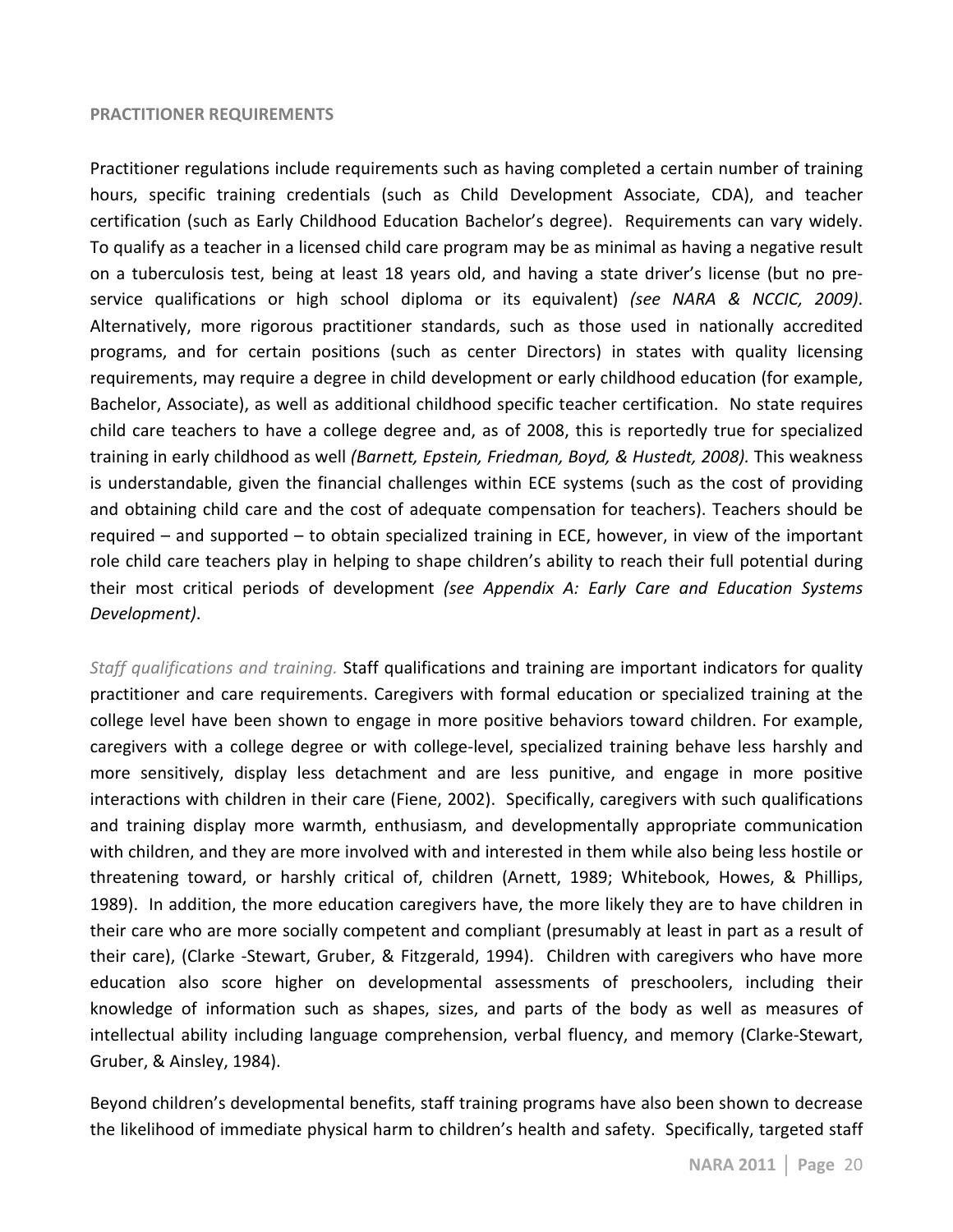## PRACTITIONER REQUIREMENTS

Practitioner regulations include requirements such as having completed a certain number of training hours, specific training credentials (such as Child Development Associate, CDA), and teacher certification (such as Early Childhood Education Bachelor's degree). Requirements can vary widely. To qualify as a teacher in a licensed child care program may be as minimal as having a negative result on a tuberculosis test, being at least 18 years old, and having a state driver's license (but no pre-service qualifications or high school diploma or its equivalent) *(see NARA & NCCIC, 2009)*. Alternatively, more rigorous practitioner standards, such as those used in nationally accredited programs, and for certain positions (such as center Directors) in states with quality licensing requirements, may require a degree in child development or early childhood education (for example, Bachelor, Associate), as well as additional childhood specific teacher certification. No state requires child care teachers to have a college degree and, as of 2008, this is reportedly true for specialized training in early childhood as well *(Barnett, Epstein, Friedman, Boyd, & Hustedt, 2008)*. This weakness is understandable, given the financial challenges within ECE systems (such as the cost of providing and obtaining child care and the cost of adequate compensation for teachers). Teachers should be required – and supported – to obtain specialized training in ECE, however, in view of the important role child care teachers play in helping to shape children's ability to reach their full potential during their most critical periods of development *(see Appendix A: Early Care and Education Systems Development)*.

*Staff qualifications and training.* Staff qualifications and training are important indicators for quality practitioner and care requirements. Caregivers with formal education or specialized training at the college level have been shown to engage in more positive behaviors toward children. For example, caregivers with a college degree or with college-level, specialized training behave less harshly and more sensitively, display less detachment and are less punitive, and engage in more positive interactions with children in their care (Fiene, 2002). Specifically, caregivers with such qualifications and training display more warmth, enthusiasm, and developmentally appropriate communication with children, and they are more involved with and interested in them while also being less hostile or threatening toward, or harshly critical of, children (Arnett, 1989; Whitebook, Howes, & Phillips, 1989). In addition, the more education caregivers have, the more likely they are to have children in their care who are more socially competent and compliant (presumably at least in part as a result of their care), (Clarke -Stewart, Gruber, & Fitzgerald, 1994). Children with caregivers who have more education also score higher on developmental assessments of preschoolers, including their knowledge of information such as shapes, sizes, and parts of the body as well as measures of intellectual ability including language comprehension, verbal fluency, and memory (Clarke-Stewart, Gruber, & Ainsley, 1984).

Beyond children's developmental benefits, staff training programs have also been shown to decrease the likelihood of immediate physical harm to children's health and safety. Specifically, targeted staff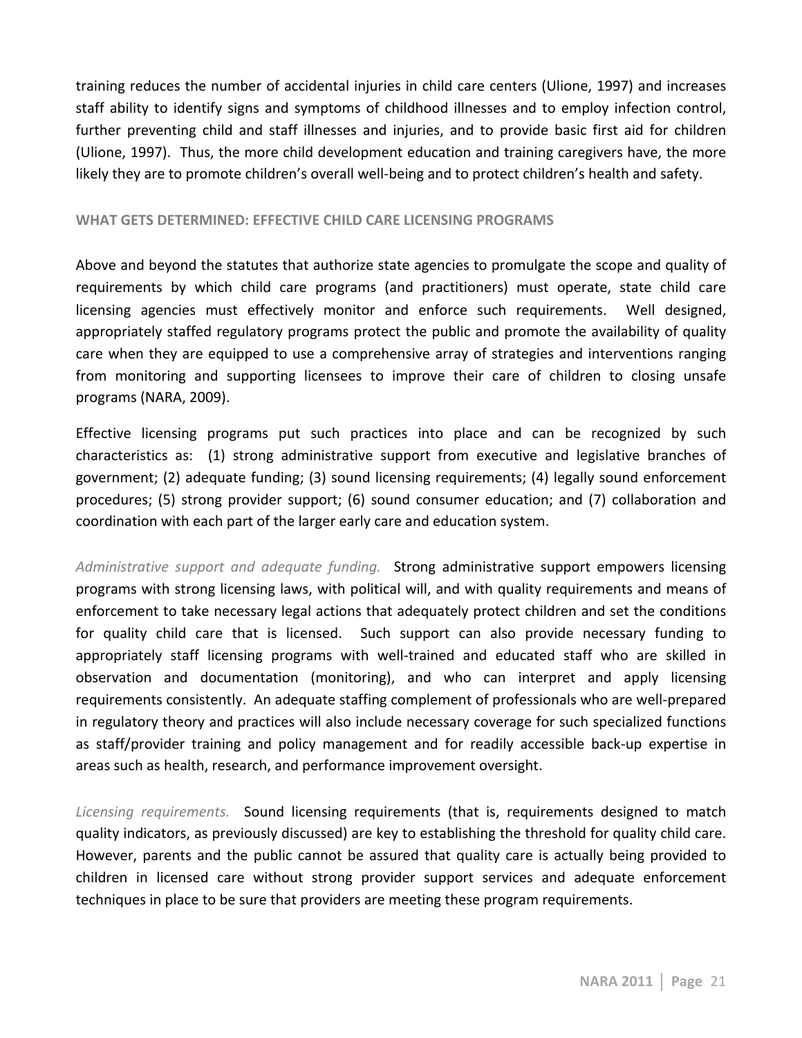training reduces the number of accidental injuries in child care centers (Ulione, 1997) and increases staff ability to identify signs and symptoms of childhood illnesses and to employ infection control, further preventing child and staff illnesses and injuries, and to provide basic first aid for children (Ulione, 1997). Thus, the more child development education and training caregivers have, the more likely they are to promote children's overall well-being and to protect children's health and safety.

### WHAT GETS DETERMINED: EFFECTIVE CHILD CARE LICENSING PROGRAMS

Above and beyond the statutes that authorize state agencies to promulgate the scope and quality of requirements by which child care programs (and practitioners) must operate, state child care licensing agencies must effectively monitor and enforce such requirements. Well designed, appropriately staffed regulatory programs protect the public and promote the availability of quality care when they are equipped to use a comprehensive array of strategies and interventions ranging from monitoring and supporting licensees to improve their care of children to closing unsafe programs (NARA, 2009).

Effective licensing programs put such practices into place and can be recognized by such characteristics as: (1) strong administrative support from executive and legislative branches of government; (2) adequate funding; (3) sound licensing requirements; (4) legally sound enforcement procedures; (5) strong provider support; (6) sound consumer education; and (7) collaboration and coordination with each part of the larger early care and education system.

*Administrative support and adequate funding.* Strong administrative support empowers licensing programs with strong licensing laws, with political will, and with quality requirements and means of enforcement to take necessary legal actions that adequately protect children and set the conditions for quality child care that is licensed. Such support can also provide necessary funding to appropriately staff licensing programs with well-trained and educated staff who are skilled in observation and documentation (monitoring), and who can interpret and apply licensing requirements consistently. An adequate staffing complement of professionals who are well-prepared in regulatory theory and practices will also include necessary coverage for such specialized functions as staff/provider training and policy management and for readily accessible back-up expertise in areas such as health, research, and performance improvement oversight.

*Licensing requirements.* Sound licensing requirements (that is, requirements designed to match quality indicators, as previously discussed) are key to establishing the threshold for quality child care. However, parents and the public cannot be assured that quality care is actually being provided to children in licensed care without strong provider support services and adequate enforcement techniques in place to be sure that providers are meeting these program requirements.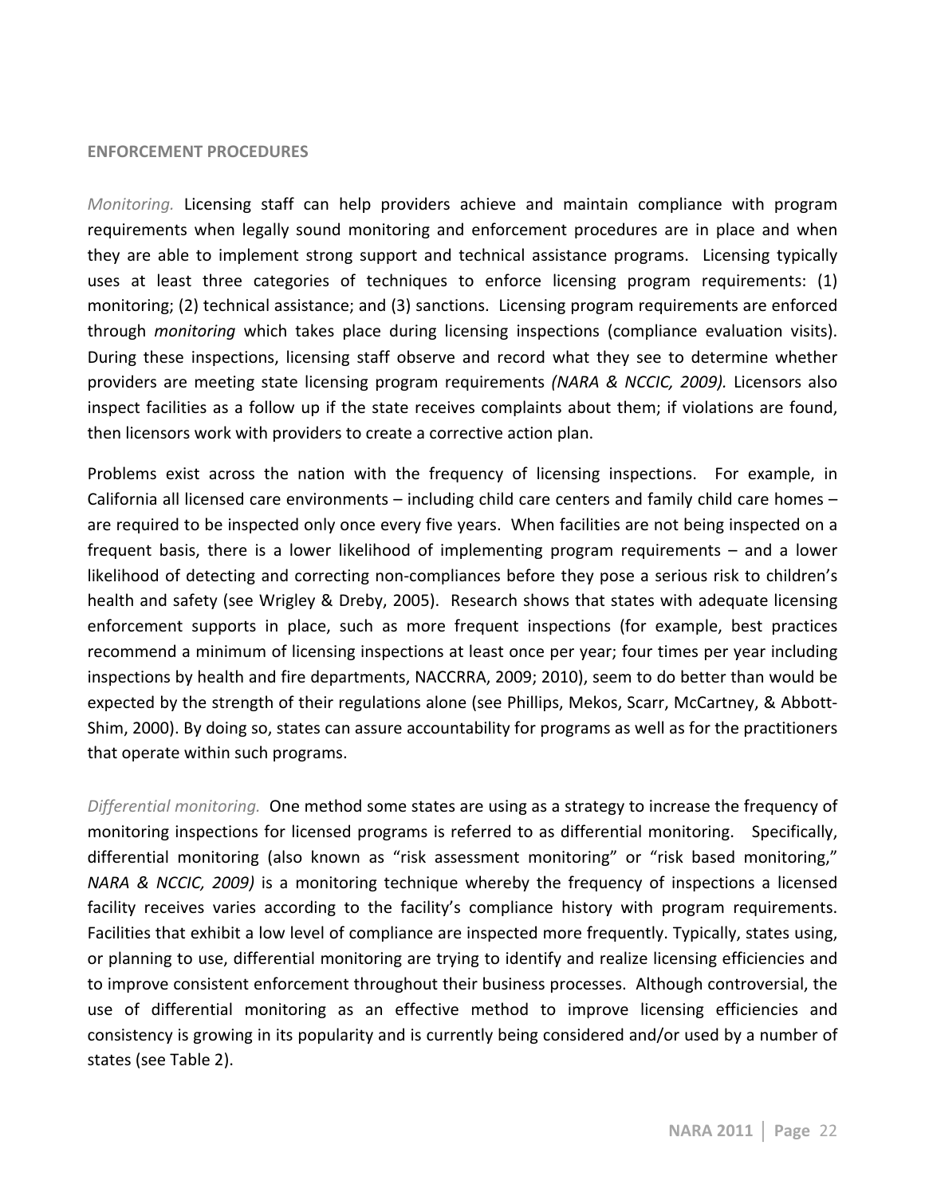**ENFORCEMENT PROCEDURES**

*Monitoring.* Licensing staff can help providers achieve and maintain compliance with program requirements when legally sound monitoring and enforcement procedures are in place and when they are able to implement strong support and technical assistance programs. Licensing typically uses at least three categories of techniques to enforce licensing program requirements: (1) monitoring; (2) technical assistance; and (3) sanctions. Licensing program requirements are enforced through *monitoring* which takes place during licensing inspections (compliance evaluation visits). During these inspections, licensing staff observe and record what they see to determine whether providers are meeting state licensing program requirements *(NARA & NCCIC, 2009).* Licensors also inspect facilities as a follow up if the state receives complaints about them; if violations are found, then licensors work with providers to create a corrective action plan.

Problems exist across the nation with the frequency of licensing inspections. For example, in California all licensed care environments – including child care centers and family child care homes – are required to be inspected only once every five years. When facilities are not being inspected on a frequent basis, there is a lower likelihood of implementing program requirements – and a lower likelihood of detecting and correcting non-compliances before they pose a serious risk to children's health and safety (see Wrigley & Dreby, 2005). Research shows that states with adequate licensing enforcement supports in place, such as more frequent inspections (for example, best practices recommend a minimum of licensing inspections at least once per year; four times per year including inspections by health and fire departments, NACCRRA, 2009; 2010), seem to do better than would be expected by the strength of their regulations alone (see Phillips, Mekos, Scarr, McCartney, & Abbott-Shim, 2000). By doing so, states can assure accountability for programs as well as for the practitioners that operate within such programs.

*Differential monitoring.* One method some states are using as a strategy to increase the frequency of monitoring inspections for licensed programs is referred to as differential monitoring. Specifically, differential monitoring (also known as "risk assessment monitoring" or "risk based monitoring," *NARA & NCCIC, 2009)* is a monitoring technique whereby the frequency of inspections a licensed facility receives varies according to the facility's compliance history with program requirements. Facilities that exhibit a low level of compliance are inspected more frequently. Typically, states using, or planning to use, differential monitoring are trying to identify and realize licensing efficiencies and to improve consistent enforcement throughout their business processes. Although controversial, the use of differential monitoring as an effective method to improve licensing efficiencies and consistency is growing in its popularity and is currently being considered and/or used by a number of states (see Table 2).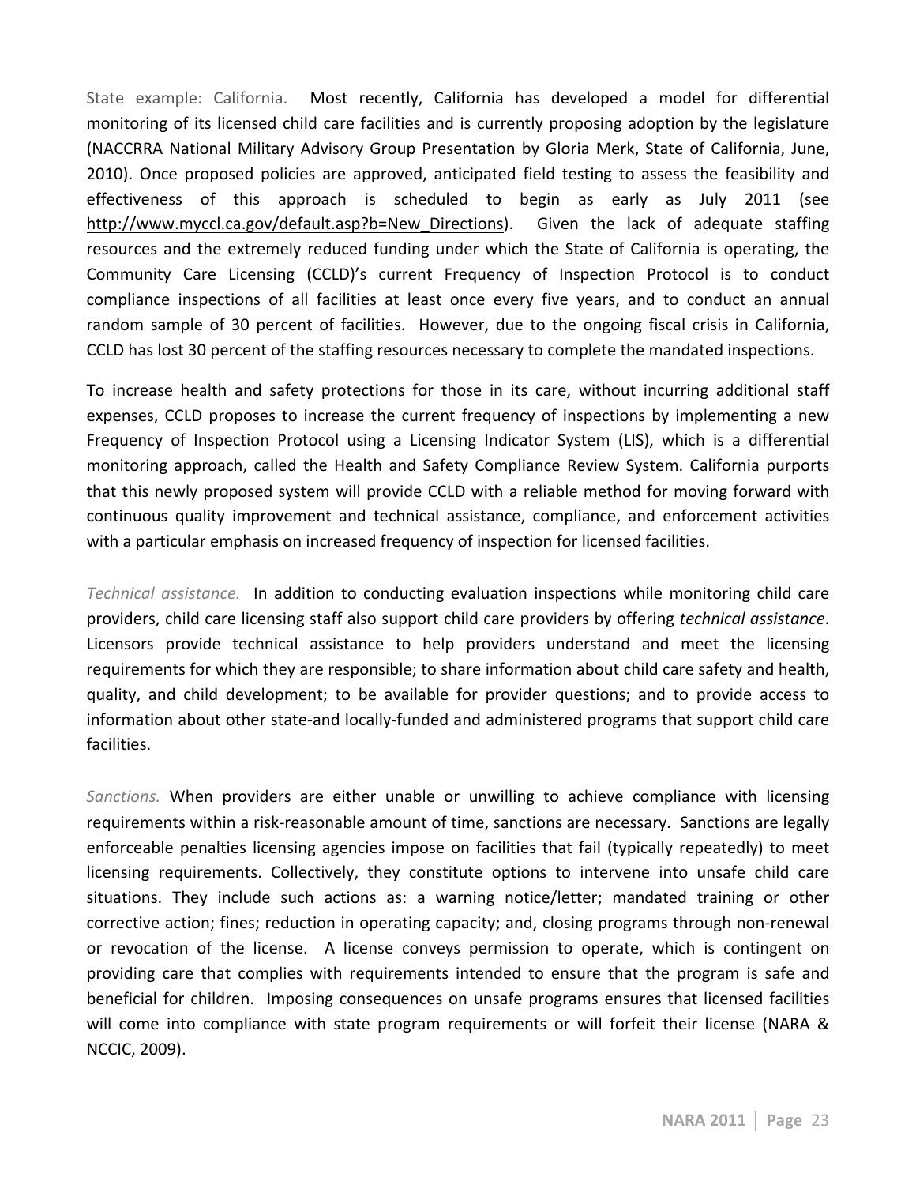State example: California. Most recently, California has developed a model for differential monitoring of its licensed child care facilities and is currently proposing adoption by the legislature (NACCRRA National Military Advisory Group Presentation by Gloria Merk, State of California, June, 2010). Once proposed policies are approved, anticipated field testing to assess the feasibility and effectiveness of this approach is scheduled to begin as early as July 2011 (see http://www.myccl.ca.gov/default.asp?b=New_Directions). Given the lack of adequate staffing resources and the extremely reduced funding under which the State of California is operating, the Community Care Licensing (CCLD)'s current Frequency of Inspection Protocol is to conduct compliance inspections of all facilities at least once every five years, and to conduct an annual random sample of 30 percent of facilities. However, due to the ongoing fiscal crisis in California, CCLD has lost 30 percent of the staffing resources necessary to complete the mandated inspections.

To increase health and safety protections for those in its care, without incurring additional staff expenses, CCLD proposes to increase the current frequency of inspections by implementing a new Frequency of Inspection Protocol using a Licensing Indicator System (LIS), which is a differential monitoring approach, called the Health and Safety Compliance Review System. California purports that this newly proposed system will provide CCLD with a reliable method for moving forward with continuous quality improvement and technical assistance, compliance, and enforcement activities with a particular emphasis on increased frequency of inspection for licensed facilities.

*Technical assistance.* In addition to conducting evaluation inspections while monitoring child care providers, child care licensing staff also support child care providers by offering *technical assistance*. Licensors provide technical assistance to help providers understand and meet the licensing requirements for which they are responsible; to share information about child care safety and health, quality, and child development; to be available for provider questions; and to provide access to information about other state-and locally-funded and administered programs that support child care facilities.

*Sanctions.* When providers are either unable or unwilling to achieve compliance with licensing requirements within a risk-reasonable amount of time, sanctions are necessary. Sanctions are legally enforceable penalties licensing agencies impose on facilities that fail (typically repeatedly) to meet licensing requirements. Collectively, they constitute options to intervene into unsafe child care situations. They include such actions as: a warning notice/letter; mandated training or other corrective action; fines; reduction in operating capacity; and, closing programs through non-renewal or revocation of the license. A license conveys permission to operate, which is contingent on providing care that complies with requirements intended to ensure that the program is safe and beneficial for children. Imposing consequences on unsafe programs ensures that licensed facilities will come into compliance with state program requirements or will forfeit their license (NARA & NCCIC, 2009).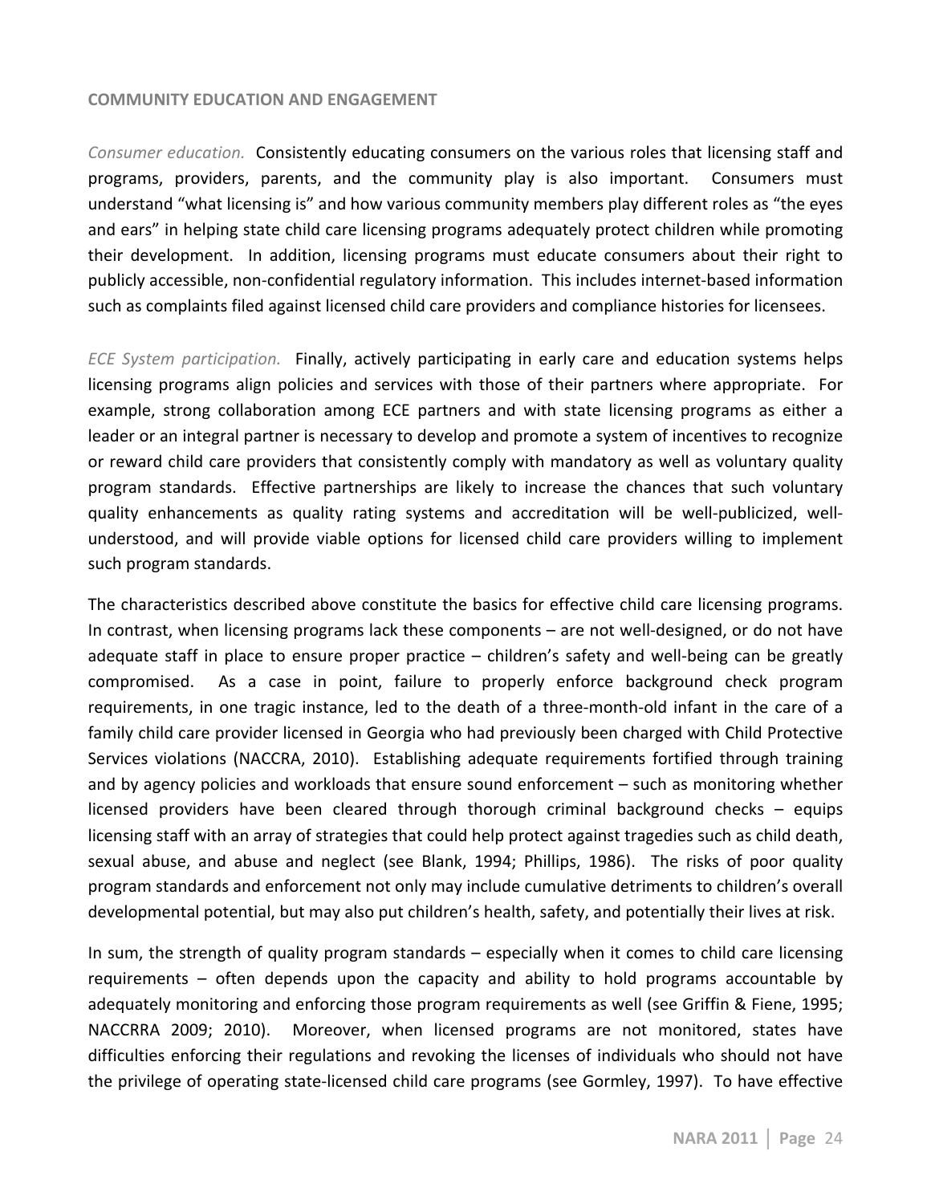## COMMUNITY EDUCATION AND ENGAGEMENT

*Consumer education.* Consistently educating consumers on the various roles that licensing staff and programs, providers, parents, and the community play is also important. Consumers must understand "what licensing is" and how various community members play different roles as "the eyes and ears" in helping state child care licensing programs adequately protect children while promoting their development. In addition, licensing programs must educate consumers about their right to publicly accessible, non-confidential regulatory information. This includes internet-based information such as complaints filed against licensed child care providers and compliance histories for licensees.

*ECE System participation.* Finally, actively participating in early care and education systems helps licensing programs align policies and services with those of their partners where appropriate. For example, strong collaboration among ECE partners and with state licensing programs as either a leader or an integral partner is necessary to develop and promote a system of incentives to recognize or reward child care providers that consistently comply with mandatory as well as voluntary quality program standards. Effective partnerships are likely to increase the chances that such voluntary quality enhancements as quality rating systems and accreditation will be well-publicized, well-understood, and will provide viable options for licensed child care providers willing to implement such program standards.

The characteristics described above constitute the basics for effective child care licensing programs. In contrast, when licensing programs lack these components – are not well-designed, or do not have adequate staff in place to ensure proper practice – children's safety and well-being can be greatly compromised. As a case in point, failure to properly enforce background check program requirements, in one tragic instance, led to the death of a three-month-old infant in the care of a family child care provider licensed in Georgia who had previously been charged with Child Protective Services violations (NACCRA, 2010). Establishing adequate requirements fortified through training and by agency policies and workloads that ensure sound enforcement – such as monitoring whether licensed providers have been cleared through thorough criminal background checks – equips licensing staff with an array of strategies that could help protect against tragedies such as child death, sexual abuse, and abuse and neglect (see Blank, 1994; Phillips, 1986). The risks of poor quality program standards and enforcement not only may include cumulative detriments to children's overall developmental potential, but may also put children's health, safety, and potentially their lives at risk.

In sum, the strength of quality program standards – especially when it comes to child care licensing requirements – often depends upon the capacity and ability to hold programs accountable by adequately monitoring and enforcing those program requirements as well (see Griffin & Fiene, 1995; NACCRRA 2009; 2010). Moreover, when licensed programs are not monitored, states have difficulties enforcing their regulations and revoking the licenses of individuals who should not have the privilege of operating state-licensed child care programs (see Gormley, 1997). To have effective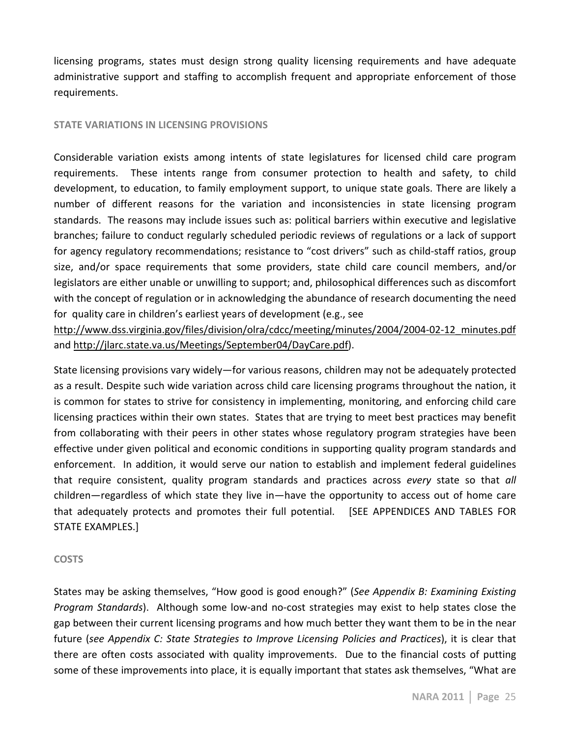licensing programs, states must design strong quality licensing requirements and have adequate administrative support and staffing to accomplish frequent and appropriate enforcement of those requirements.

### STATE VARIATIONS IN LICENSING PROVISIONS

Considerable variation exists among intents of state legislatures for licensed child care program requirements. These intents range from consumer protection to health and safety, to child development, to education, to family employment support, to unique state goals. There are likely a number of different reasons for the variation and inconsistencies in state licensing program standards. The reasons may include issues such as: political barriers within executive and legislative branches; failure to conduct regularly scheduled periodic reviews of regulations or a lack of support for agency regulatory recommendations; resistance to "cost drivers" such as child-staff ratios, group size, and/or space requirements that some providers, state child care council members, and/or legislators are either unable or unwilling to support; and, philosophical differences such as discomfort with the concept of regulation or in acknowledging the abundance of research documenting the need for quality care in children's earliest years of development (e.g., see http://www.dss.virginia.gov/files/division/olra/cdcc/meeting/minutes/2004/2004-02-12_minutes.pdf and http://jlarc.state.va.us/Meetings/September04/DayCare.pdf).

State licensing provisions vary widely—for various reasons, children may not be adequately protected as a result. Despite such wide variation across child care licensing programs throughout the nation, it is common for states to strive for consistency in implementing, monitoring, and enforcing child care licensing practices within their own states. States that are trying to meet best practices may benefit from collaborating with their peers in other states whose regulatory program strategies have been effective under given political and economic conditions in supporting quality program standards and enforcement. In addition, it would serve our nation to establish and implement federal guidelines that require consistent, quality program standards and practices across *every* state so that *all* children—regardless of which state they live in—have the opportunity to access out of home care that adequately protects and promotes their full potential. [SEE APPENDICES AND TABLES FOR STATE EXAMPLES.]

### COSTS

States may be asking themselves, "How good is good enough?" (*See Appendix B: Examining Existing Program Standards*). Although some low-and no-cost strategies may exist to help states close the gap between their current licensing programs and how much better they want them to be in the near future (*see Appendix C: State Strategies to Improve Licensing Policies and Practices*), it is clear that there are often costs associated with quality improvements. Due to the financial costs of putting some of these improvements into place, it is equally important that states ask themselves, "What are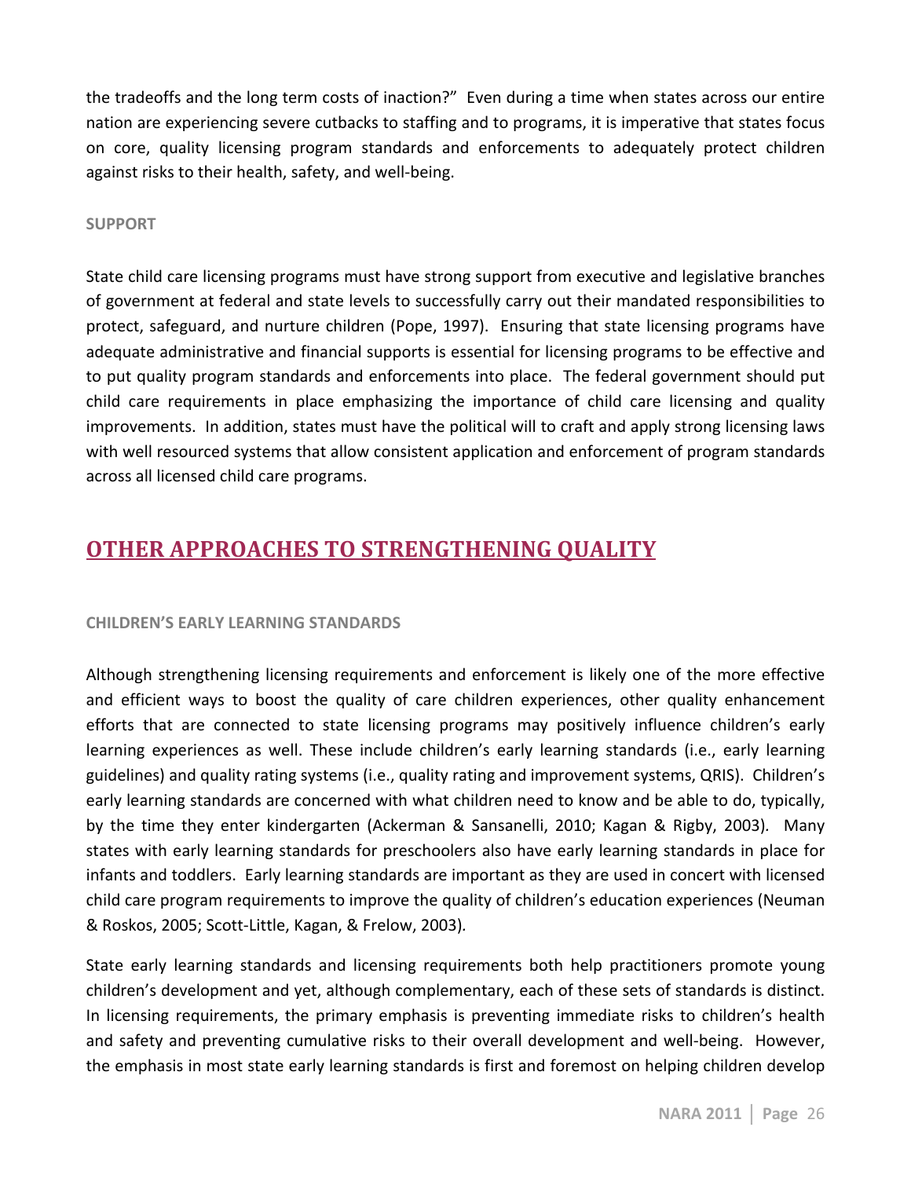the tradeoffs and the long term costs of inaction?" Even during a time when states across our entire nation are experiencing severe cutbacks to staffing and to programs, it is imperative that states focus on core, quality licensing program standards and enforcements to adequately protect children against risks to their health, safety, and well-being.

### SUPPORT

State child care licensing programs must have strong support from executive and legislative branches of government at federal and state levels to successfully carry out their mandated responsibilities to protect, safeguard, and nurture children (Pope, 1997). Ensuring that state licensing programs have adequate administrative and financial supports is essential for licensing programs to be effective and to put quality program standards and enforcements into place. The federal government should put child care requirements in place emphasizing the importance of child care licensing and quality improvements. In addition, states must have the political will to craft and apply strong licensing laws with well resourced systems that allow consistent application and enforcement of program standards across all licensed child care programs.

## OTHER APPROACHES TO STRENGTHENING QUALITY

### CHILDREN'S EARLY LEARNING STANDARDS

Although strengthening licensing requirements and enforcement is likely one of the more effective and efficient ways to boost the quality of care children experiences, other quality enhancement efforts that are connected to state licensing programs may positively influence children's early learning experiences as well. These include children's early learning standards (i.e., early learning guidelines) and quality rating systems (i.e., quality rating and improvement systems, QRIS). Children's early learning standards are concerned with what children need to know and be able to do, typically, by the time they enter kindergarten (Ackerman & Sansanelli, 2010; Kagan & Rigby, 2003). Many states with early learning standards for preschoolers also have early learning standards in place for infants and toddlers. Early learning standards are important as they are used in concert with licensed child care program requirements to improve the quality of children's education experiences (Neuman & Roskos, 2005; Scott-Little, Kagan, & Frelow, 2003).

State early learning standards and licensing requirements both help practitioners promote young children's development and yet, although complementary, each of these sets of standards is distinct. In licensing requirements, the primary emphasis is preventing immediate risks to children's health and safety and preventing cumulative risks to their overall development and well-being. However, the emphasis in most state early learning standards is first and foremost on helping children develop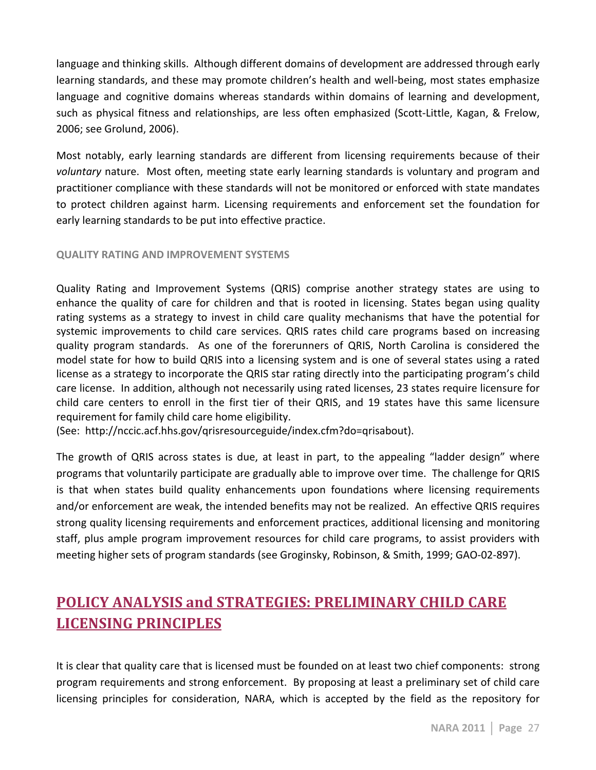language and thinking skills. Although different domains of development are addressed through early learning standards, and these may promote children's health and well-being, most states emphasize language and cognitive domains whereas standards within domains of learning and development, such as physical fitness and relationships, are less often emphasized (Scott-Little, Kagan, & Frelow, 2006; see Grolund, 2006).

Most notably, early learning standards are different from licensing requirements because of their *voluntary* nature. Most often, meeting state early learning standards is voluntary and program and practitioner compliance with these standards will not be monitored or enforced with state mandates to protect children against harm. Licensing requirements and enforcement set the foundation for early learning standards to be put into effective practice.

#### QUALITY RATING AND IMPROVEMENT SYSTEMS

Quality Rating and Improvement Systems (QRIS) comprise another strategy states are using to enhance the quality of care for children and that is rooted in licensing. States began using quality rating systems as a strategy to invest in child care quality mechanisms that have the potential for systemic improvements to child care services. QRIS rates child care programs based on increasing quality program standards. As one of the forerunners of QRIS, North Carolina is considered the model state for how to build QRIS into a licensing system and is one of several states using a rated license as a strategy to incorporate the QRIS star rating directly into the participating program's child care license. In addition, although not necessarily using rated licenses, 23 states require licensure for child care centers to enroll in the first tier of their QRIS, and 19 states have this same licensure requirement for family child care home eligibility.
(See: http://nccic.acf.hhs.gov/qrisresourceguide/index.cfm?do=qrisabout).

The growth of QRIS across states is due, at least in part, to the appealing "ladder design" where programs that voluntarily participate are gradually able to improve over time. The challenge for QRIS is that when states build quality enhancements upon foundations where licensing requirements and/or enforcement are weak, the intended benefits may not be realized. An effective QRIS requires strong quality licensing requirements and enforcement practices, additional licensing and monitoring staff, plus ample program improvement resources for child care programs, to assist providers with meeting higher sets of program standards (see Groginsky, Robinson, & Smith, 1999; GAO-02-897).

## POLICY ANALYSIS and STRATEGIES: PRELIMINARY CHILD CARE LICENSING PRINCIPLES

It is clear that quality care that is licensed must be founded on at least two chief components: strong program requirements and strong enforcement. By proposing at least a preliminary set of child care licensing principles for consideration, NARA, which is accepted by the field as the repository for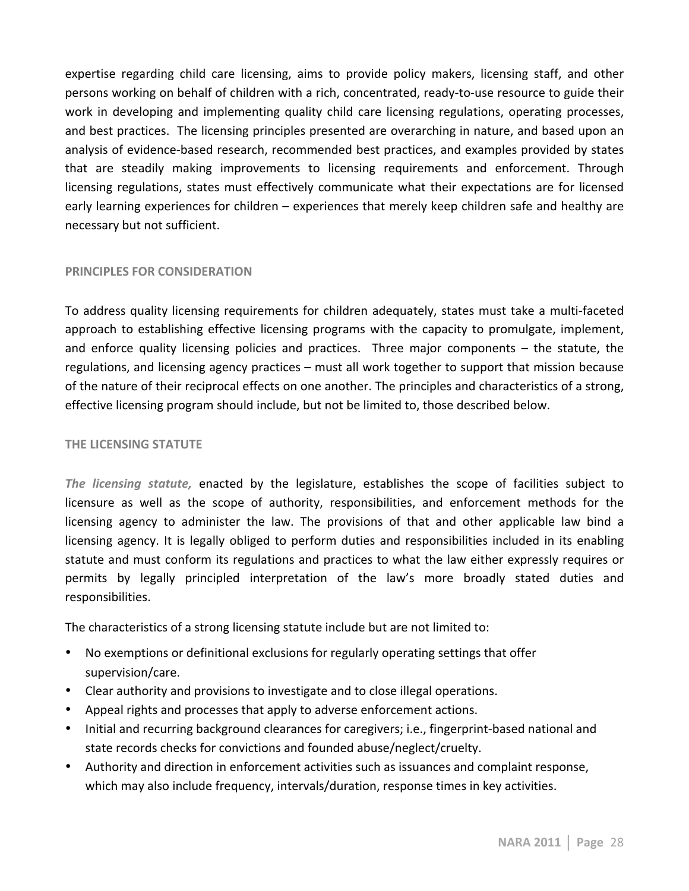expertise regarding child care licensing, aims to provide policy makers, licensing staff, and other persons working on behalf of children with a rich, concentrated, ready-to-use resource to guide their work in developing and implementing quality child care licensing regulations, operating processes, and best practices. The licensing principles presented are overarching in nature, and based upon an analysis of evidence-based research, recommended best practices, and examples provided by states that are steadily making improvements to licensing requirements and enforcement. Through licensing regulations, states must effectively communicate what their expectations are for licensed early learning experiences for children – experiences that merely keep children safe and healthy are necessary but not sufficient.

## PRINCIPLES FOR CONSIDERATION

To address quality licensing requirements for children adequately, states must take a multi-faceted approach to establishing effective licensing programs with the capacity to promulgate, implement, and enforce quality licensing policies and practices. Three major components – the statute, the regulations, and licensing agency practices – must all work together to support that mission because of the nature of their reciprocal effects on one another. The principles and characteristics of a strong, effective licensing program should include, but not be limited to, those described below.

## THE LICENSING STATUTE

***The licensing statute,*** enacted by the legislature, establishes the scope of facilities subject to licensure as well as the scope of authority, responsibilities, and enforcement methods for the licensing agency to administer the law. The provisions of that and other applicable law bind a licensing agency. It is legally obliged to perform duties and responsibilities included in its enabling statute and must conform its regulations and practices to what the law either expressly requires or permits by legally principled interpretation of the law's more broadly stated duties and responsibilities.

The characteristics of a strong licensing statute include but are not limited to:

- No exemptions or definitional exclusions for regularly operating settings that offer supervision/care.
- Clear authority and provisions to investigate and to close illegal operations.
- Appeal rights and processes that apply to adverse enforcement actions.
- Initial and recurring background clearances for caregivers; i.e., fingerprint-based national and state records checks for convictions and founded abuse/neglect/cruelty.
- Authority and direction in enforcement activities such as issuances and complaint response, which may also include frequency, intervals/duration, response times in key activities.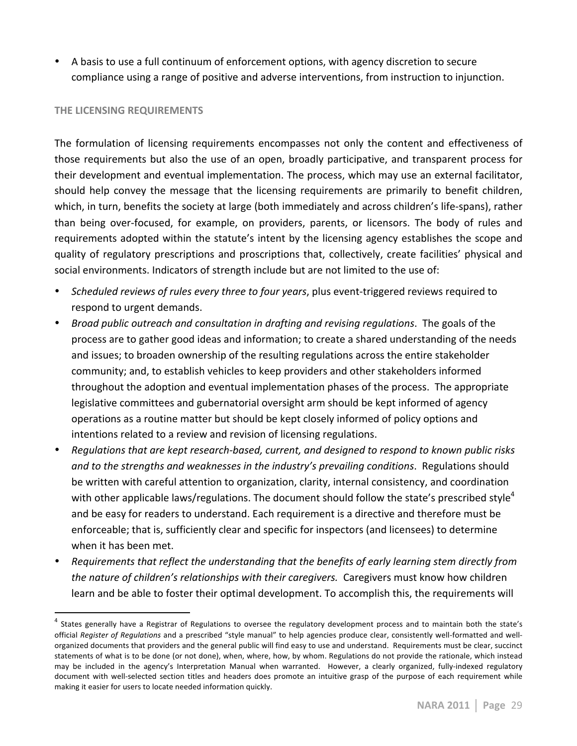- A basis to use a full continuum of enforcement options, with agency discretion to secure compliance using a range of positive and adverse interventions, from instruction to injunction.

### THE LICENSING REQUIREMENTS

The formulation of licensing requirements encompasses not only the content and effectiveness of those requirements but also the use of an open, broadly participative, and transparent process for their development and eventual implementation. The process, which may use an external facilitator, should help convey the message that the licensing requirements are primarily to benefit children, which, in turn, benefits the society at large (both immediately and across children's life-spans), rather than being over-focused, for example, on providers, parents, or licensors. The body of rules and requirements adopted within the statute's intent by the licensing agency establishes the scope and quality of regulatory prescriptions and proscriptions that, collectively, create facilities' physical and social environments. Indicators of strength include but are not limited to the use of:

- *Scheduled reviews of rules every three to four years*, plus event-triggered reviews required to respond to urgent demands.
- *Broad public outreach and consultation in drafting and revising regulations*. The goals of the process are to gather good ideas and information; to create a shared understanding of the needs and issues; to broaden ownership of the resulting regulations across the entire stakeholder community; and, to establish vehicles to keep providers and other stakeholders informed throughout the adoption and eventual implementation phases of the process. The appropriate legislative committees and gubernatorial oversight arm should be kept informed of agency operations as a routine matter but should be kept closely informed of policy options and intentions related to a review and revision of licensing regulations.
- *Regulations that are kept research-based, current, and designed to respond to known public risks and to the strengths and weaknesses in the industry's prevailing conditions*. Regulations should be written with careful attention to organization, clarity, internal consistency, and coordination with other applicable laws/regulations. The document should follow the state's prescribed style[4] and be easy for readers to understand. Each requirement is a directive and therefore must be enforceable; that is, sufficiently clear and specific for inspectors (and licensees) to determine when it has been met.
- *Requirements that reflect the understanding that the benefits of early learning stem directly from the nature of children's relationships with their caregivers.* Caregivers must know how children learn and be able to foster their optimal development. To accomplish this, the requirements will

---

[4] States generally have a Registrar of Regulations to oversee the regulatory development process and to maintain both the state's official *Register of Regulations* and a prescribed "style manual" to help agencies produce clear, consistently well-formatted and well-organized documents that providers and the general public will find easy to use and understand. Requirements must be clear, succinct statements of what is to be done (or not done), when, where, how, by whom. Regulations do not provide the rationale, which instead may be included in the agency's Interpretation Manual when warranted. However, a clearly organized, fully-indexed regulatory document with well-selected section titles and headers does promote an intuitive grasp of the purpose of each requirement while making it easier for users to locate needed information quickly.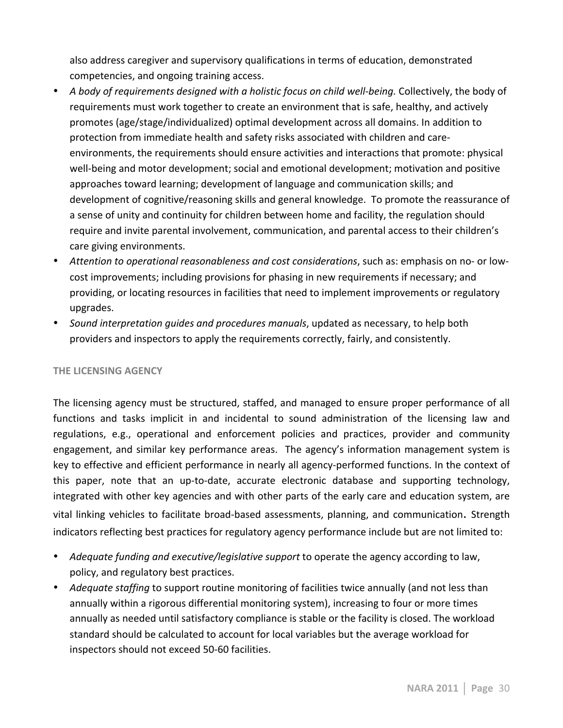also address caregiver and supervisory qualifications in terms of education, demonstrated competencies, and ongoing training access.

- *A body of requirements designed with a holistic focus on child well-being.* Collectively, the body of requirements must work together to create an environment that is safe, healthy, and actively promotes (age/stage/individualized) optimal development across all domains. In addition to protection from immediate health and safety risks associated with children and care-environments, the requirements should ensure activities and interactions that promote: physical well-being and motor development; social and emotional development; motivation and positive approaches toward learning; development of language and communication skills; and development of cognitive/reasoning skills and general knowledge. To promote the reassurance of a sense of unity and continuity for children between home and facility, the regulation should require and invite parental involvement, communication, and parental access to their children's care giving environments.
- *Attention to operational reasonableness and cost considerations*, such as: emphasis on no- or low-cost improvements; including provisions for phasing in new requirements if necessary; and providing, or locating resources in facilities that need to implement improvements or regulatory upgrades.
- *Sound interpretation guides and procedures manuals*, updated as necessary, to help both providers and inspectors to apply the requirements correctly, fairly, and consistently.

## THE LICENSING AGENCY

The licensing agency must be structured, staffed, and managed to ensure proper performance of all functions and tasks implicit in and incidental to sound administration of the licensing law and regulations, e.g., operational and enforcement policies and practices, provider and community engagement, and similar key performance areas. The agency's information management system is key to effective and efficient performance in nearly all agency-performed functions. In the context of this paper, note that an up-to-date, accurate electronic database and supporting technology, integrated with other key agencies and with other parts of the early care and education system, are vital linking vehicles to facilitate broad-based assessments, planning, and communication. Strength indicators reflecting best practices for regulatory agency performance include but are not limited to:

- *Adequate funding and executive/legislative support* to operate the agency according to law, policy, and regulatory best practices.
- *Adequate staffing* to support routine monitoring of facilities twice annually (and not less than annually within a rigorous differential monitoring system), increasing to four or more times annually as needed until satisfactory compliance is stable or the facility is closed. The workload standard should be calculated to account for local variables but the average workload for inspectors should not exceed 50-60 facilities.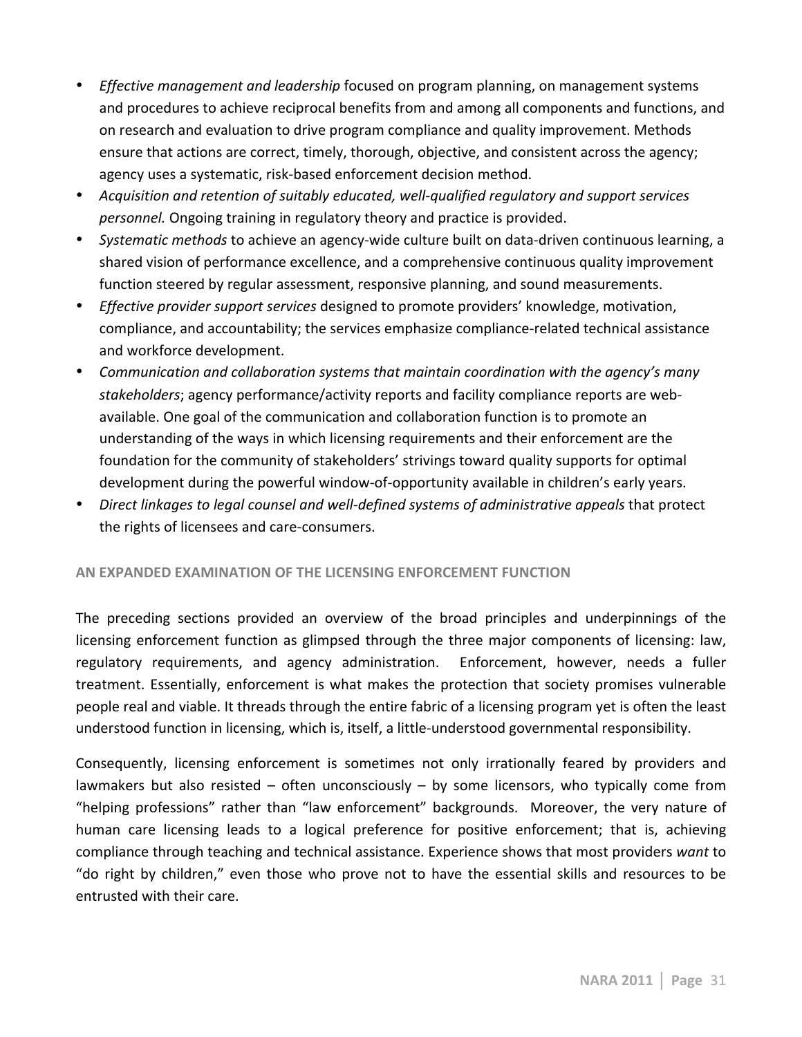- *Effective management and leadership* focused on program planning, on management systems and procedures to achieve reciprocal benefits from and among all components and functions, and on research and evaluation to drive program compliance and quality improvement. Methods ensure that actions are correct, timely, thorough, objective, and consistent across the agency; agency uses a systematic, risk-based enforcement decision method.
- *Acquisition and retention of suitably educated, well-qualified regulatory and support services personnel.* Ongoing training in regulatory theory and practice is provided.
- *Systematic methods* to achieve an agency-wide culture built on data-driven continuous learning, a shared vision of performance excellence, and a comprehensive continuous quality improvement function steered by regular assessment, responsive planning, and sound measurements.
- *Effective provider support services* designed to promote providers' knowledge, motivation, compliance, and accountability; the services emphasize compliance-related technical assistance and workforce development.
- *Communication and collaboration systems that maintain coordination with the agency's many stakeholders*; agency performance/activity reports and facility compliance reports are web-available. One goal of the communication and collaboration function is to promote an understanding of the ways in which licensing requirements and their enforcement are the foundation for the community of stakeholders' strivings toward quality supports for optimal development during the powerful window-of-opportunity available in children's early years.
- *Direct linkages to legal counsel and well-defined systems of administrative appeals* that protect the rights of licensees and care-consumers.

## AN EXPANDED EXAMINATION OF THE LICENSING ENFORCEMENT FUNCTION

The preceding sections provided an overview of the broad principles and underpinnings of the licensing enforcement function as glimpsed through the three major components of licensing: law, regulatory requirements, and agency administration. Enforcement, however, needs a fuller treatment. Essentially, enforcement is what makes the protection that society promises vulnerable people real and viable. It threads through the entire fabric of a licensing program yet is often the least understood function in licensing, which is, itself, a little-understood governmental responsibility.

Consequently, licensing enforcement is sometimes not only irrationally feared by providers and lawmakers but also resisted – often unconsciously – by some licensors, who typically come from "helping professions" rather than "law enforcement" backgrounds. Moreover, the very nature of human care licensing leads to a logical preference for positive enforcement; that is, achieving compliance through teaching and technical assistance. Experience shows that most providers *want* to "do right by children," even those who prove not to have the essential skills and resources to be entrusted with their care.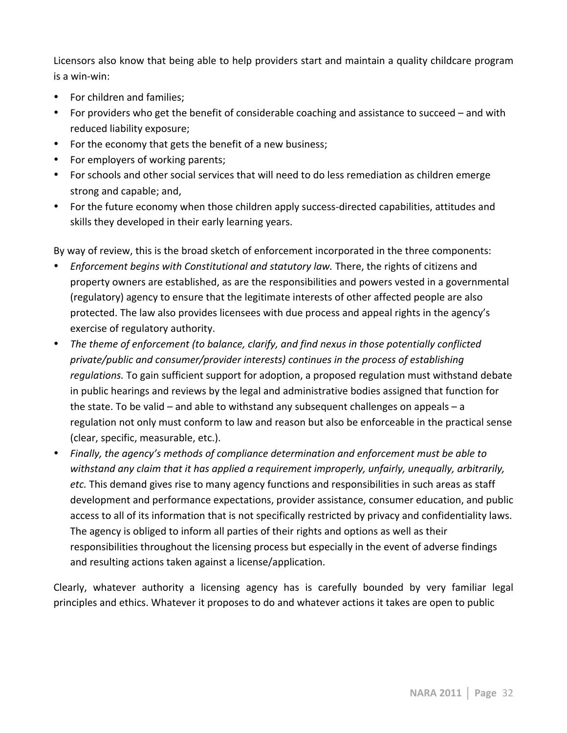Licensors also know that being able to help providers start and maintain a quality childcare program is a win-win:

- For children and families;
- For providers who get the benefit of considerable coaching and assistance to succeed – and with reduced liability exposure;
- For the economy that gets the benefit of a new business;
- For employers of working parents;
- For schools and other social services that will need to do less remediation as children emerge strong and capable; and,
- For the future economy when those children apply success-directed capabilities, attitudes and skills they developed in their early learning years.

By way of review, this is the broad sketch of enforcement incorporated in the three components:

- *Enforcement begins with Constitutional and statutory law.* There, the rights of citizens and property owners are established, as are the responsibilities and powers vested in a governmental (regulatory) agency to ensure that the legitimate interests of other affected people are also protected. The law also provides licensees with due process and appeal rights in the agency's exercise of regulatory authority.
- *The theme of enforcement (to balance, clarify, and find nexus in those potentially conflicted private/public and consumer/provider interests) continues in the process of establishing regulations.* To gain sufficient support for adoption, a proposed regulation must withstand debate in public hearings and reviews by the legal and administrative bodies assigned that function for the state. To be valid – and able to withstand any subsequent challenges on appeals – a regulation not only must conform to law and reason but also be enforceable in the practical sense (clear, specific, measurable, etc.).
- *Finally, the agency's methods of compliance determination and enforcement must be able to withstand any claim that it has applied a requirement improperly, unfairly, unequally, arbitrarily, etc.* This demand gives rise to many agency functions and responsibilities in such areas as staff development and performance expectations, provider assistance, consumer education, and public access to all of its information that is not specifically restricted by privacy and confidentiality laws. The agency is obliged to inform all parties of their rights and options as well as their responsibilities throughout the licensing process but especially in the event of adverse findings and resulting actions taken against a license/application.

Clearly, whatever authority a licensing agency has is carefully bounded by very familiar legal principles and ethics. Whatever it proposes to do and whatever actions it takes are open to public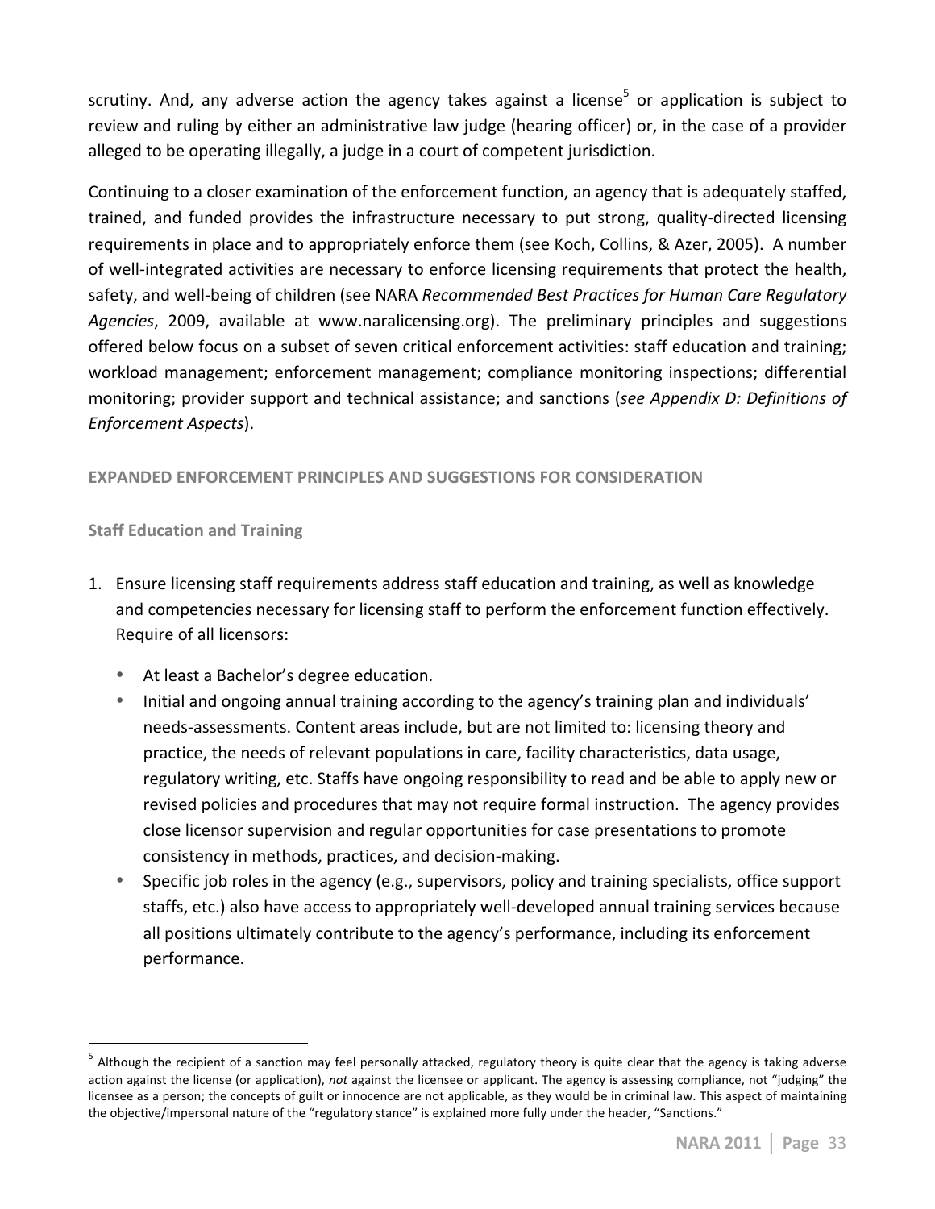scrutiny. And, any adverse action the agency takes against a license[5] or application is subject to review and ruling by either an administrative law judge (hearing officer) or, in the case of a provider alleged to be operating illegally, a judge in a court of competent jurisdiction.

Continuing to a closer examination of the enforcement function, an agency that is adequately staffed, trained, and funded provides the infrastructure necessary to put strong, quality-directed licensing requirements in place and to appropriately enforce them (see Koch, Collins, & Azer, 2005). A number of well-integrated activities are necessary to enforce licensing requirements that protect the health, safety, and well-being of children (see NARA *Recommended Best Practices for Human Care Regulatory Agencies*, 2009, available at www.naralicensing.org). The preliminary principles and suggestions offered below focus on a subset of seven critical enforcement activities: staff education and training; workload management; enforcement management; compliance monitoring inspections; differential monitoring; provider support and technical assistance; and sanctions (*see Appendix D: Definitions of Enforcement Aspects*).

## EXPANDED ENFORCEMENT PRINCIPLES AND SUGGESTIONS FOR CONSIDERATION

### Staff Education and Training

1. Ensure licensing staff requirements address staff education and training, as well as knowledge and competencies necessary for licensing staff to perform the enforcement function effectively. Require of all licensors:
   - At least a Bachelor's degree education.
   - Initial and ongoing annual training according to the agency's training plan and individuals' needs-assessments. Content areas include, but are not limited to: licensing theory and practice, the needs of relevant populations in care, facility characteristics, data usage, regulatory writing, etc. Staffs have ongoing responsibility to read and be able to apply new or revised policies and procedures that may not require formal instruction. The agency provides close licensor supervision and regular opportunities for case presentations to promote consistency in methods, practices, and decision-making.
   - Specific job roles in the agency (e.g., supervisors, policy and training specialists, office support staffs, etc.) also have access to appropriately well-developed annual training services because all positions ultimately contribute to the agency's performance, including its enforcement performance.

---

[5] Although the recipient of a sanction may feel personally attacked, regulatory theory is quite clear that the agency is taking adverse action against the license (or application), *not* against the licensee or applicant. The agency is assessing compliance, not "judging" the licensee as a person; the concepts of guilt or innocence are not applicable, as they would be in criminal law. This aspect of maintaining the objective/impersonal nature of the "regulatory stance" is explained more fully under the header, "Sanctions."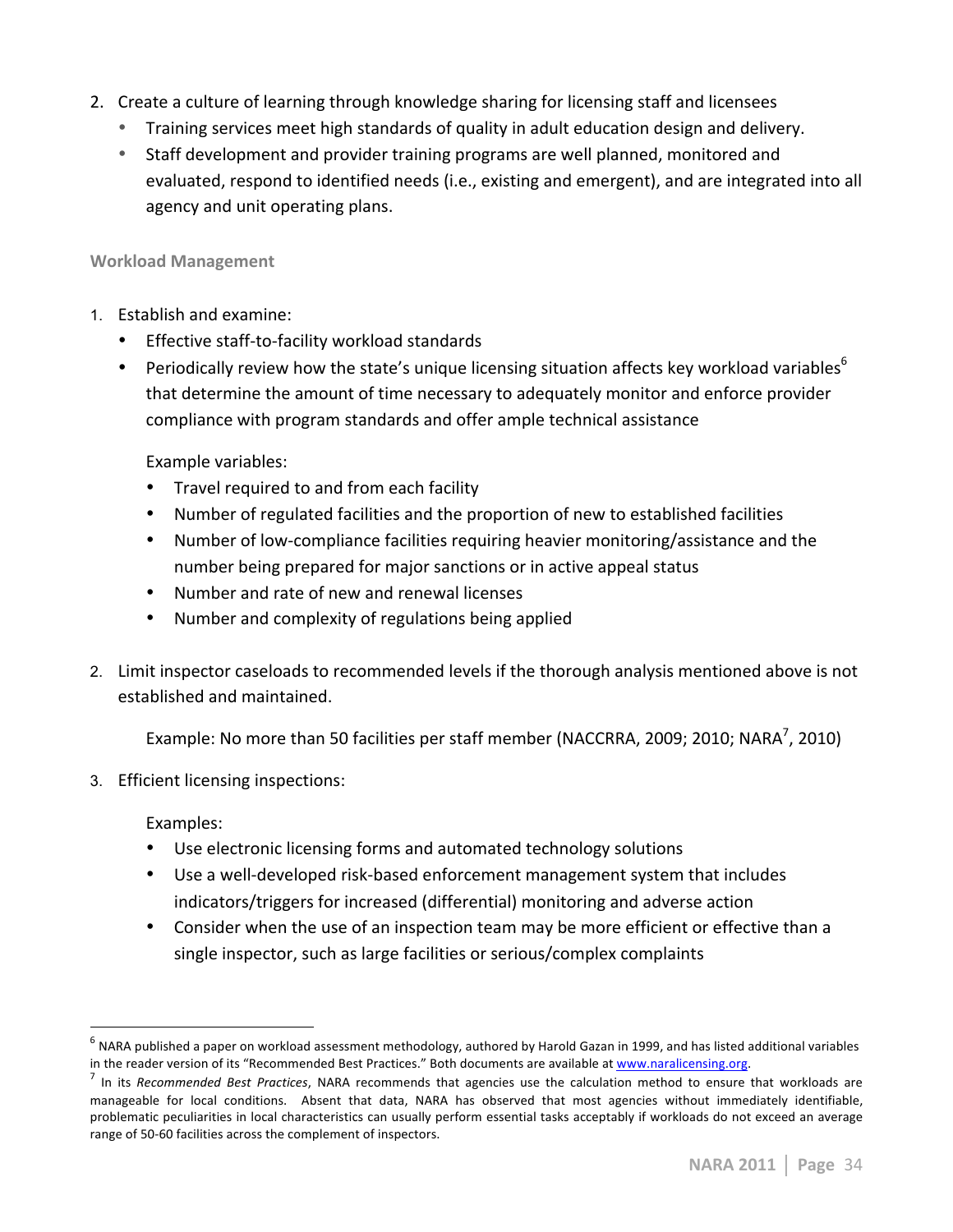2. Create a culture of learning through knowledge sharing for licensing staff and licensees
   - Training services meet high standards of quality in adult education design and delivery.
   - Staff development and provider training programs are well planned, monitored and evaluated, respond to identified needs (i.e., existing and emergent), and are integrated into all agency and unit operating plans.

#### Workload Management

1. Establish and examine:
   - Effective staff-to-facility workload standards
   - Periodically review how the state's unique licensing situation affects key workload variables[6] that determine the amount of time necessary to adequately monitor and enforce provider compliance with program standards and offer ample technical assistance

     Example variables:
     - Travel required to and from each facility
     - Number of regulated facilities and the proportion of new to established facilities
     - Number of low-compliance facilities requiring heavier monitoring/assistance and the number being prepared for major sanctions or in active appeal status
     - Number and rate of new and renewal licenses
     - Number and complexity of regulations being applied

2. Limit inspector caseloads to recommended levels if the thorough analysis mentioned above is not established and maintained.

   Example: No more than 50 facilities per staff member (NACCRRA, 2009; 2010; NARA[7], 2010)

3. Efficient licensing inspections:

   Examples:
   - Use electronic licensing forms and automated technology solutions
   - Use a well-developed risk-based enforcement management system that includes indicators/triggers for increased (differential) monitoring and adverse action
   - Consider when the use of an inspection team may be more efficient or effective than a single inspector, such as large facilities or serious/complex complaints

---

[6] NARA published a paper on workload assessment methodology, authored by Harold Gazan in 1999, and has listed additional variables in the reader version of its "Recommended Best Practices." Both documents are available at www.naralicensing.org.

[7] In its *Recommended Best Practices*, NARA recommends that agencies use the calculation method to ensure that workloads are manageable for local conditions. Absent that data, NARA has observed that most agencies without immediately identifiable, problematic peculiarities in local characteristics can usually perform essential tasks acceptably if workloads do not exceed an average range of 50-60 facilities across the complement of inspectors.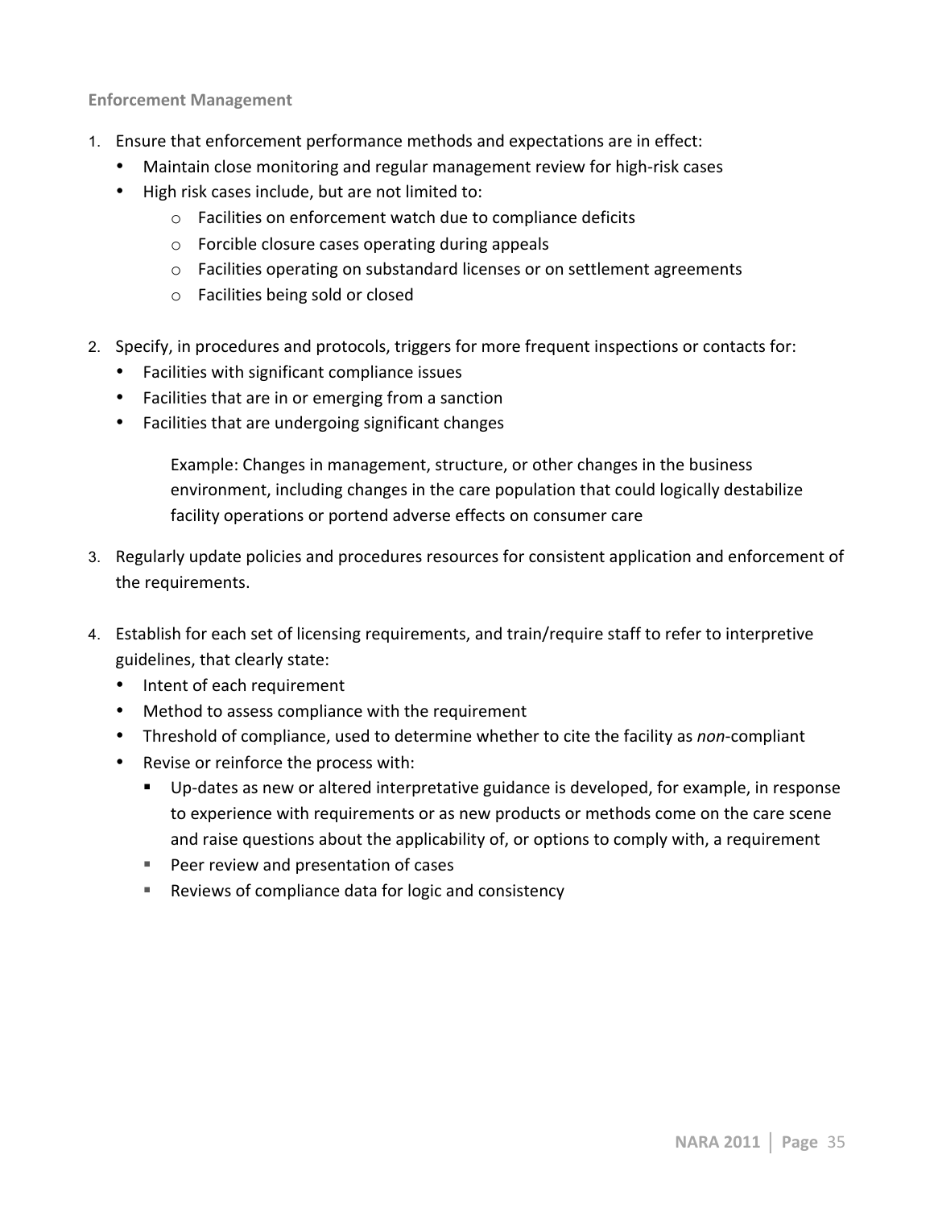**Enforcement Management**

1. Ensure that enforcement performance methods and expectations are in effect:
   - Maintain close monitoring and regular management review for high-risk cases
   - High risk cases include, but are not limited to:
     - Facilities on enforcement watch due to compliance deficits
     - Forcible closure cases operating during appeals
     - Facilities operating on substandard licenses or on settlement agreements
     - Facilities being sold or closed

2. Specify, in procedures and protocols, triggers for more frequent inspections or contacts for:
   - Facilities with significant compliance issues
   - Facilities that are in or emerging from a sanction
   - Facilities that are undergoing significant changes

     Example: Changes in management, structure, or other changes in the business environment, including changes in the care population that could logically destabilize facility operations or portend adverse effects on consumer care

3. Regularly update policies and procedures resources for consistent application and enforcement of the requirements.

4. Establish for each set of licensing requirements, and train/require staff to refer to interpretive guidelines, that clearly state:
   - Intent of each requirement
   - Method to assess compliance with the requirement
   - Threshold of compliance, used to determine whether to cite the facility as *non*-compliant
   - Revise or reinforce the process with:
     - Up-dates as new or altered interpretative guidance is developed, for example, in response to experience with requirements or as new products or methods come on the care scene and raise questions about the applicability of, or options to comply with, a requirement
     - Peer review and presentation of cases
     - Reviews of compliance data for logic and consistency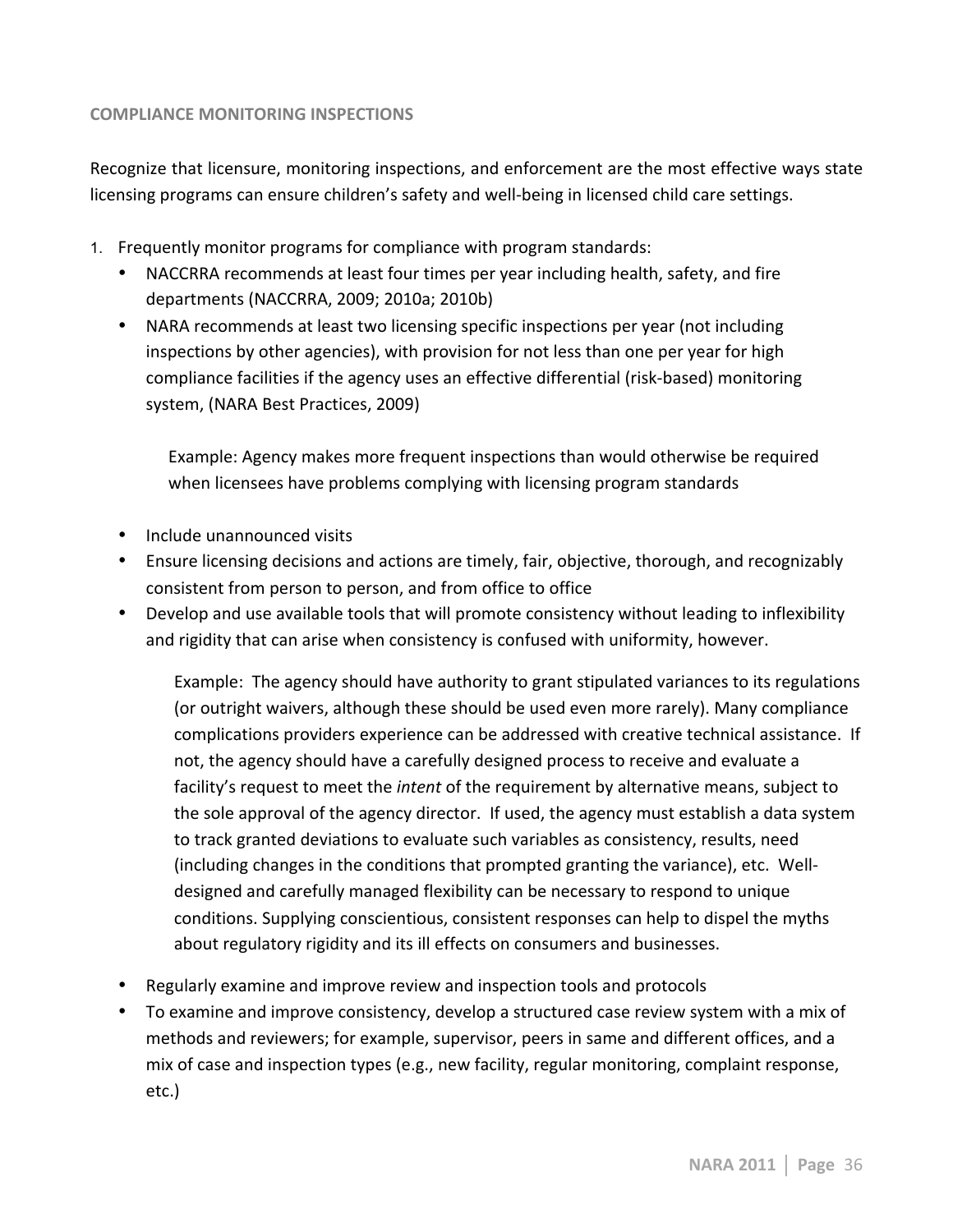## COMPLIANCE MONITORING INSPECTIONS

Recognize that licensure, monitoring inspections, and enforcement are the most effective ways state licensing programs can ensure children's safety and well-being in licensed child care settings.

1. Frequently monitor programs for compliance with program standards:
   - NACCRRA recommends at least four times per year including health, safety, and fire departments (NACCRRA, 2009; 2010a; 2010b)
   - NARA recommends at least two licensing specific inspections per year (not including inspections by other agencies), with provision for not less than one per year for high compliance facilities if the agency uses an effective differential (risk-based) monitoring system, (NARA Best Practices, 2009)

     Example: Agency makes more frequent inspections than would otherwise be required when licensees have problems complying with licensing program standards

   - Include unannounced visits
   - Ensure licensing decisions and actions are timely, fair, objective, thorough, and recognizably consistent from person to person, and from office to office
   - Develop and use available tools that will promote consistency without leading to inflexibility and rigidity that can arise when consistency is confused with uniformity, however.

     Example: The agency should have authority to grant stipulated variances to its regulations (or outright waivers, although these should be used even more rarely). Many compliance complications providers experience can be addressed with creative technical assistance. If not, the agency should have a carefully designed process to receive and evaluate a facility's request to meet the *intent* of the requirement by alternative means, subject to the sole approval of the agency director. If used, the agency must establish a data system to track granted deviations to evaluate such variables as consistency, results, need (including changes in the conditions that prompted granting the variance), etc. Well-designed and carefully managed flexibility can be necessary to respond to unique conditions. Supplying conscientious, consistent responses can help to dispel the myths about regulatory rigidity and its ill effects on consumers and businesses.

   - Regularly examine and improve review and inspection tools and protocols
   - To examine and improve consistency, develop a structured case review system with a mix of methods and reviewers; for example, supervisor, peers in same and different offices, and a mix of case and inspection types (e.g., new facility, regular monitoring, complaint response, etc.)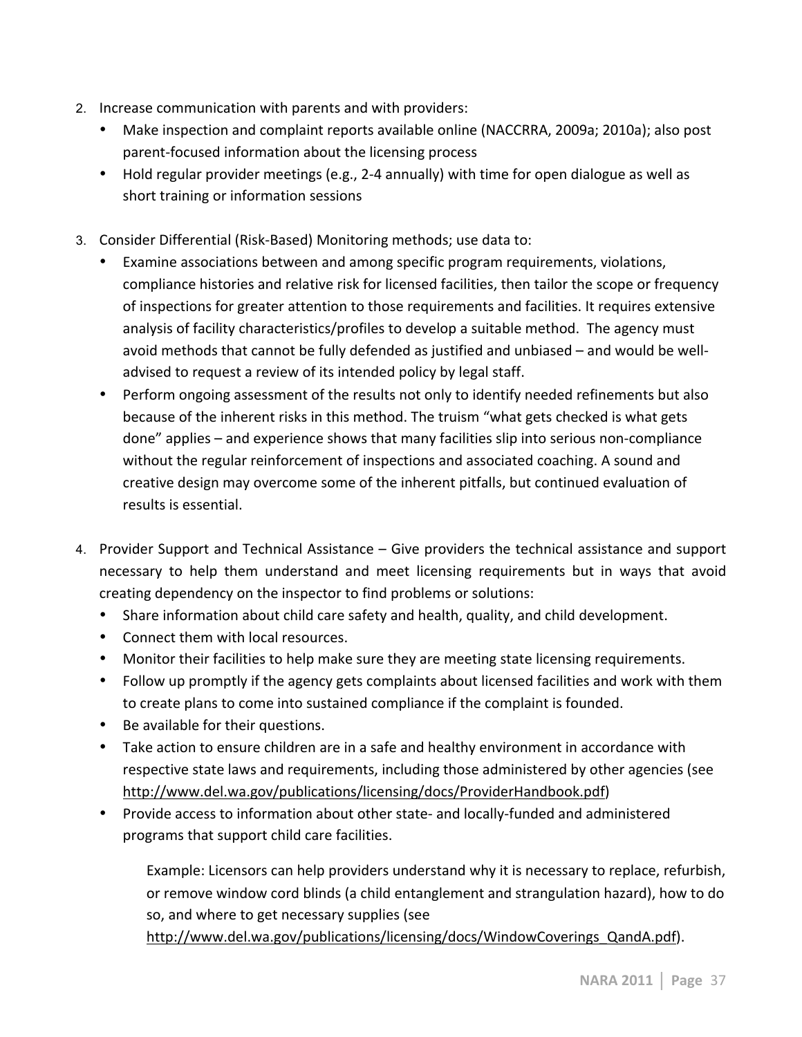2. Increase communication with parents and with providers:
   - Make inspection and complaint reports available online (NACCRRA, 2009a; 2010a); also post parent-focused information about the licensing process
   - Hold regular provider meetings (e.g., 2-4 annually) with time for open dialogue as well as short training or information sessions

3. Consider Differential (Risk-Based) Monitoring methods; use data to:
   - Examine associations between and among specific program requirements, violations, compliance histories and relative risk for licensed facilities, then tailor the scope or frequency of inspections for greater attention to those requirements and facilities. It requires extensive analysis of facility characteristics/profiles to develop a suitable method. The agency must avoid methods that cannot be fully defended as justified and unbiased – and would be well-advised to request a review of its intended policy by legal staff.
   - Perform ongoing assessment of the results not only to identify needed refinements but also because of the inherent risks in this method. The truism "what gets checked is what gets done" applies – and experience shows that many facilities slip into serious non-compliance without the regular reinforcement of inspections and associated coaching. A sound and creative design may overcome some of the inherent pitfalls, but continued evaluation of results is essential.

4. Provider Support and Technical Assistance – Give providers the technical assistance and support necessary to help them understand and meet licensing requirements but in ways that avoid creating dependency on the inspector to find problems or solutions:
   - Share information about child care safety and health, quality, and child development.
   - Connect them with local resources.
   - Monitor their facilities to help make sure they are meeting state licensing requirements.
   - Follow up promptly if the agency gets complaints about licensed facilities and work with them to create plans to come into sustained compliance if the complaint is founded.
   - Be available for their questions.
   - Take action to ensure children are in a safe and healthy environment in accordance with respective state laws and requirements, including those administered by other agencies (see http://www.del.wa.gov/publications/licensing/docs/ProviderHandbook.pdf)
   - Provide access to information about other state- and locally-funded and administered programs that support child care facilities.

     Example: Licensors can help providers understand why it is necessary to replace, refurbish, or remove window cord blinds (a child entanglement and strangulation hazard), how to do so, and where to get necessary supplies (see http://www.del.wa.gov/publications/licensing/docs/WindowCoverings_QandA.pdf).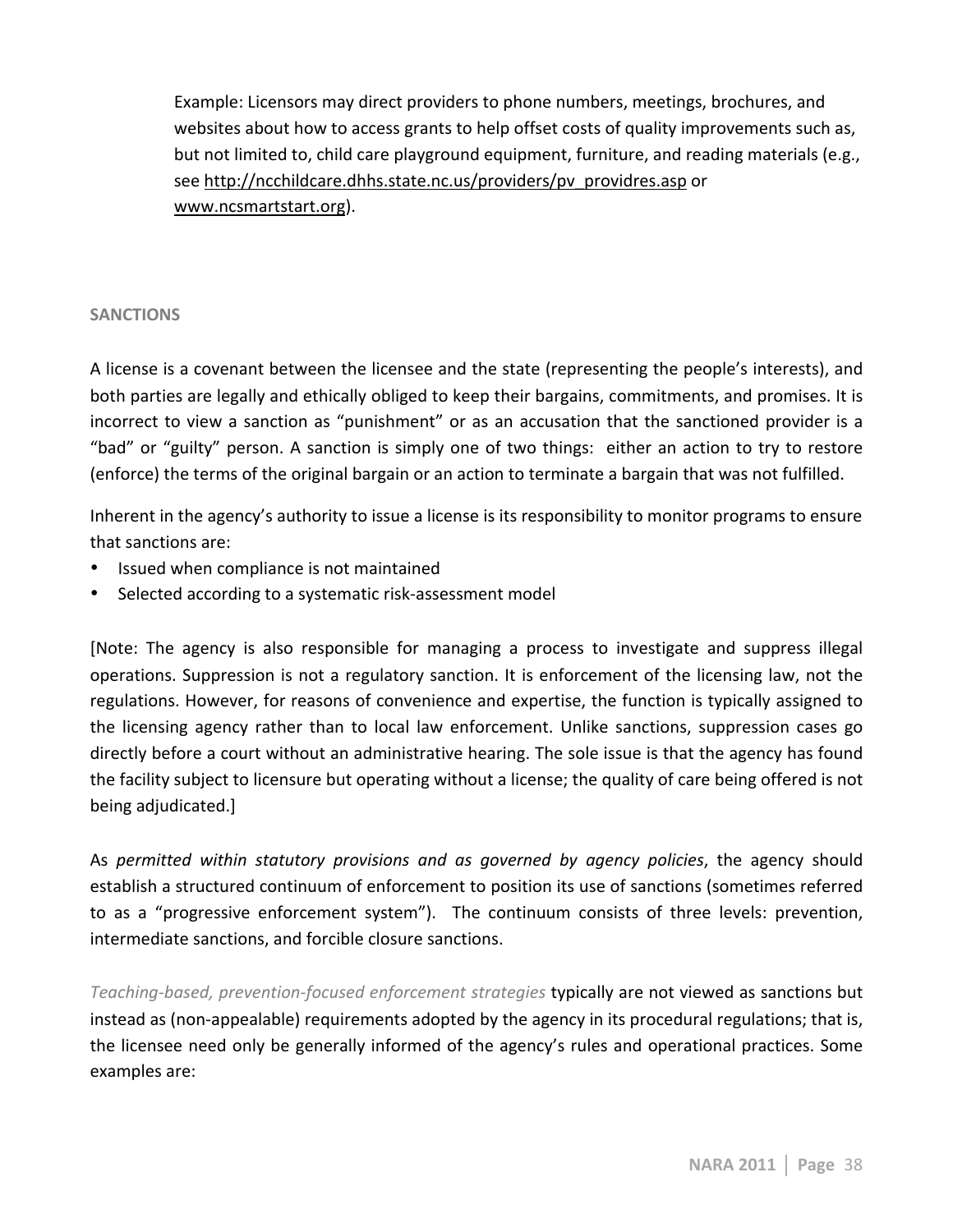Example: Licensors may direct providers to phone numbers, meetings, brochures, and websites about how to access grants to help offset costs of quality improvements such as, but not limited to, child care playground equipment, furniture, and reading materials (e.g., see http://ncchildcare.dhhs.state.nc.us/providers/pv_providres.asp or www.ncsmartstart.org).

## SANCTIONS

A license is a covenant between the licensee and the state (representing the people's interests), and both parties are legally and ethically obliged to keep their bargains, commitments, and promises. It is incorrect to view a sanction as "punishment" or as an accusation that the sanctioned provider is a "bad" or "guilty" person. A sanction is simply one of two things: either an action to try to restore (enforce) the terms of the original bargain or an action to terminate a bargain that was not fulfilled.

Inherent in the agency's authority to issue a license is its responsibility to monitor programs to ensure that sanctions are:

- Issued when compliance is not maintained
- Selected according to a systematic risk-assessment model

[Note: The agency is also responsible for managing a process to investigate and suppress illegal operations. Suppression is not a regulatory sanction. It is enforcement of the licensing law, not the regulations. However, for reasons of convenience and expertise, the function is typically assigned to the licensing agency rather than to local law enforcement. Unlike sanctions, suppression cases go directly before a court without an administrative hearing. The sole issue is that the agency has found the facility subject to licensure but operating without a license; the quality of care being offered is not being adjudicated.]

As *permitted within statutory provisions and as governed by agency policies*, the agency should establish a structured continuum of enforcement to position its use of sanctions (sometimes referred to as a "progressive enforcement system"). The continuum consists of three levels: prevention, intermediate sanctions, and forcible closure sanctions.

*Teaching-based, prevention-focused enforcement strategies* typically are not viewed as sanctions but instead as (non-appealable) requirements adopted by the agency in its procedural regulations; that is, the licensee need only be generally informed of the agency's rules and operational practices. Some examples are: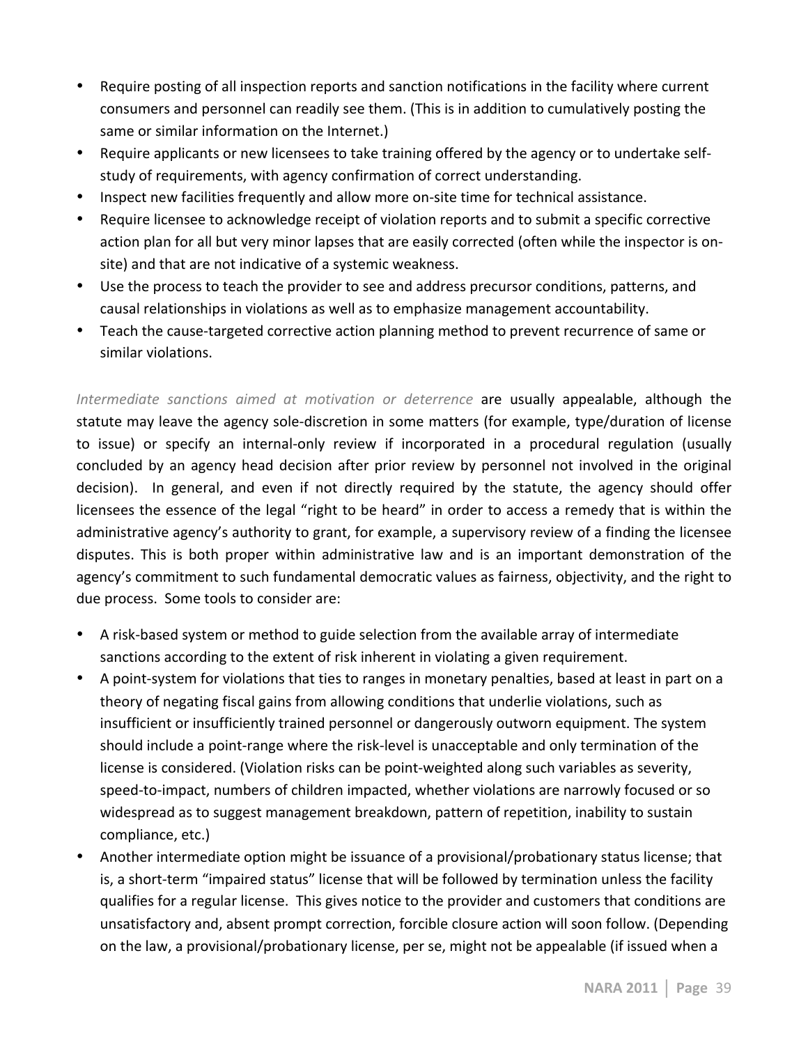- Require posting of all inspection reports and sanction notifications in the facility where current consumers and personnel can readily see them. (This is in addition to cumulatively posting the same or similar information on the Internet.)
- Require applicants or new licensees to take training offered by the agency or to undertake self-study of requirements, with agency confirmation of correct understanding.
- Inspect new facilities frequently and allow more on-site time for technical assistance.
- Require licensee to acknowledge receipt of violation reports and to submit a specific corrective action plan for all but very minor lapses that are easily corrected (often while the inspector is on-site) and that are not indicative of a systemic weakness.
- Use the process to teach the provider to see and address precursor conditions, patterns, and causal relationships in violations as well as to emphasize management accountability.
- Teach the cause-targeted corrective action planning method to prevent recurrence of same or similar violations.

*Intermediate sanctions aimed at motivation or deterrence* are usually appealable, although the statute may leave the agency sole-discretion in some matters (for example, type/duration of license to issue) or specify an internal-only review if incorporated in a procedural regulation (usually concluded by an agency head decision after prior review by personnel not involved in the original decision). In general, and even if not directly required by the statute, the agency should offer licensees the essence of the legal "right to be heard" in order to access a remedy that is within the administrative agency's authority to grant, for example, a supervisory review of a finding the licensee disputes. This is both proper within administrative law and is an important demonstration of the agency's commitment to such fundamental democratic values as fairness, objectivity, and the right to due process. Some tools to consider are:

- A risk-based system or method to guide selection from the available array of intermediate sanctions according to the extent of risk inherent in violating a given requirement.
- A point-system for violations that ties to ranges in monetary penalties, based at least in part on a theory of negating fiscal gains from allowing conditions that underlie violations, such as insufficient or insufficiently trained personnel or dangerously outworn equipment. The system should include a point-range where the risk-level is unacceptable and only termination of the license is considered. (Violation risks can be point-weighted along such variables as severity, speed-to-impact, numbers of children impacted, whether violations are narrowly focused or so widespread as to suggest management breakdown, pattern of repetition, inability to sustain compliance, etc.)
- Another intermediate option might be issuance of a provisional/probationary status license; that is, a short-term "impaired status" license that will be followed by termination unless the facility qualifies for a regular license. This gives notice to the provider and customers that conditions are unsatisfactory and, absent prompt correction, forcible closure action will soon follow. (Depending on the law, a provisional/probationary license, per se, might not be appealable (if issued when a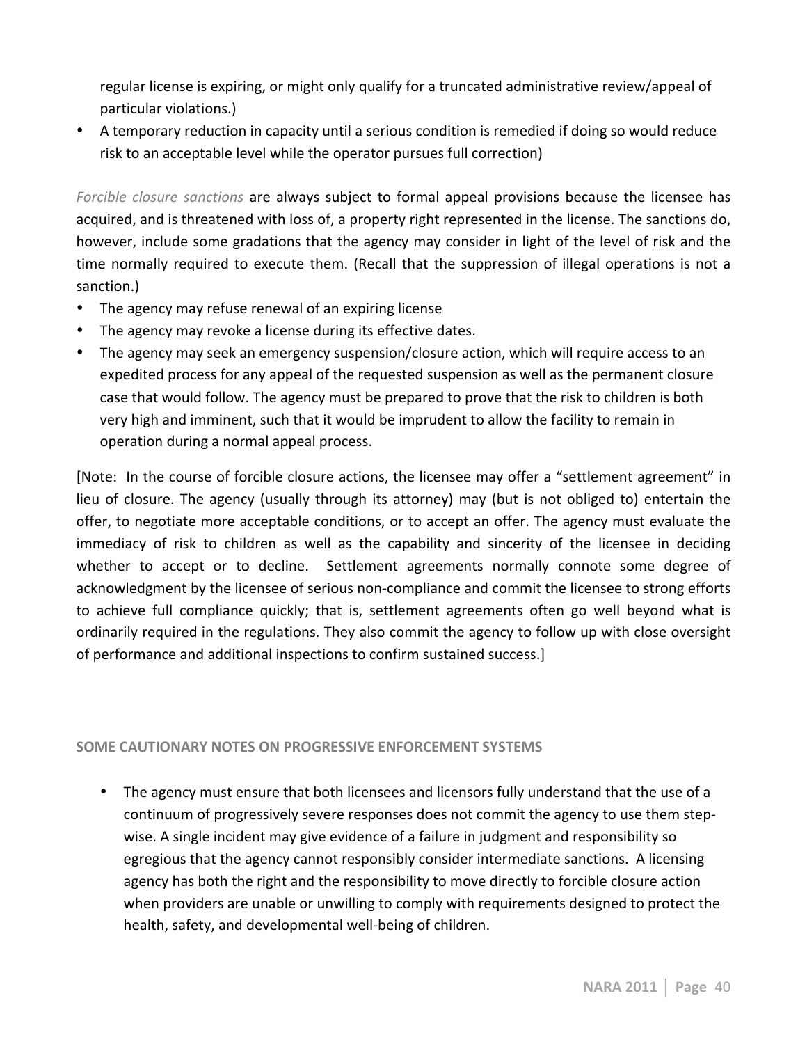regular license is expiring, or might only qualify for a truncated administrative review/appeal of particular violations.)

- A temporary reduction in capacity until a serious condition is remedied if doing so would reduce risk to an acceptable level while the operator pursues full correction)

*Forcible closure sanctions* are always subject to formal appeal provisions because the licensee has acquired, and is threatened with loss of, a property right represented in the license. The sanctions do, however, include some gradations that the agency may consider in light of the level of risk and the time normally required to execute them. (Recall that the suppression of illegal operations is not a sanction.)

- The agency may refuse renewal of an expiring license
- The agency may revoke a license during its effective dates.
- The agency may seek an emergency suspension/closure action, which will require access to an expedited process for any appeal of the requested suspension as well as the permanent closure case that would follow. The agency must be prepared to prove that the risk to children is both very high and imminent, such that it would be imprudent to allow the facility to remain in operation during a normal appeal process.

[Note: In the course of forcible closure actions, the licensee may offer a "settlement agreement" in lieu of closure. The agency (usually through its attorney) may (but is not obliged to) entertain the offer, to negotiate more acceptable conditions, or to accept an offer. The agency must evaluate the immediacy of risk to children as well as the capability and sincerity of the licensee in deciding whether to accept or to decline. Settlement agreements normally connote some degree of acknowledgment by the licensee of serious non-compliance and commit the licensee to strong efforts to achieve full compliance quickly; that is, settlement agreements often go well beyond what is ordinarily required in the regulations. They also commit the agency to follow up with close oversight of performance and additional inspections to confirm sustained success.]

## SOME CAUTIONARY NOTES ON PROGRESSIVE ENFORCEMENT SYSTEMS

- The agency must ensure that both licensees and licensors fully understand that the use of a continuum of progressively severe responses does not commit the agency to use them step-wise. A single incident may give evidence of a failure in judgment and responsibility so egregious that the agency cannot responsibly consider intermediate sanctions. A licensing agency has both the right and the responsibility to move directly to forcible closure action when providers are unable or unwilling to comply with requirements designed to protect the health, safety, and developmental well-being of children.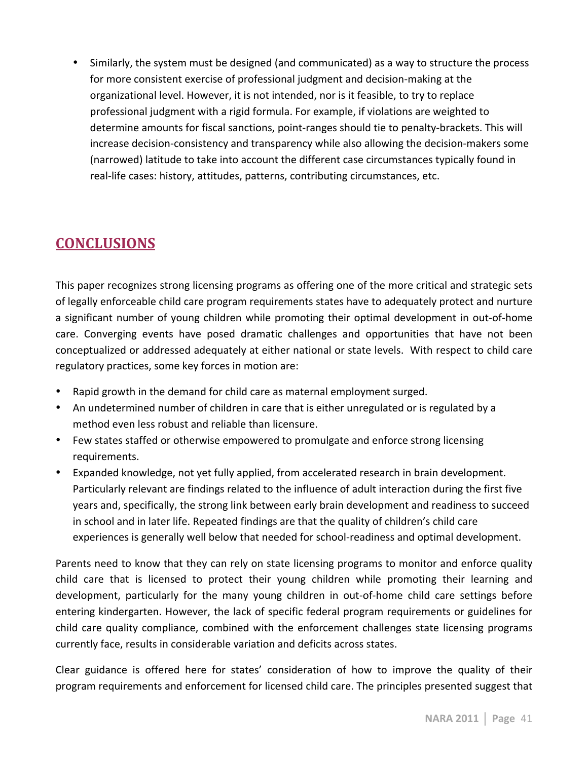- Similarly, the system must be designed (and communicated) as a way to structure the process for more consistent exercise of professional judgment and decision-making at the organizational level. However, it is not intended, nor is it feasible, to try to replace professional judgment with a rigid formula. For example, if violations are weighted to determine amounts for fiscal sanctions, point-ranges should tie to penalty-brackets. This will increase decision-consistency and transparency while also allowing the decision-makers some (narrowed) latitude to take into account the different case circumstances typically found in real-life cases: history, attitudes, patterns, contributing circumstances, etc.

## CONCLUSIONS

This paper recognizes strong licensing programs as offering one of the more critical and strategic sets of legally enforceable child care program requirements states have to adequately protect and nurture a significant number of young children while promoting their optimal development in out-of-home care. Converging events have posed dramatic challenges and opportunities that have not been conceptualized or addressed adequately at either national or state levels. With respect to child care regulatory practices, some key forces in motion are:

- Rapid growth in the demand for child care as maternal employment surged.
- An undetermined number of children in care that is either unregulated or is regulated by a method even less robust and reliable than licensure.
- Few states staffed or otherwise empowered to promulgate and enforce strong licensing requirements.
- Expanded knowledge, not yet fully applied, from accelerated research in brain development. Particularly relevant are findings related to the influence of adult interaction during the first five years and, specifically, the strong link between early brain development and readiness to succeed in school and in later life. Repeated findings are that the quality of children's child care experiences is generally well below that needed for school-readiness and optimal development.

Parents need to know that they can rely on state licensing programs to monitor and enforce quality child care that is licensed to protect their young children while promoting their learning and development, particularly for the many young children in out-of-home child care settings before entering kindergarten. However, the lack of specific federal program requirements or guidelines for child care quality compliance, combined with the enforcement challenges state licensing programs currently face, results in considerable variation and deficits across states.

Clear guidance is offered here for states' consideration of how to improve the quality of their program requirements and enforcement for licensed child care. The principles presented suggest that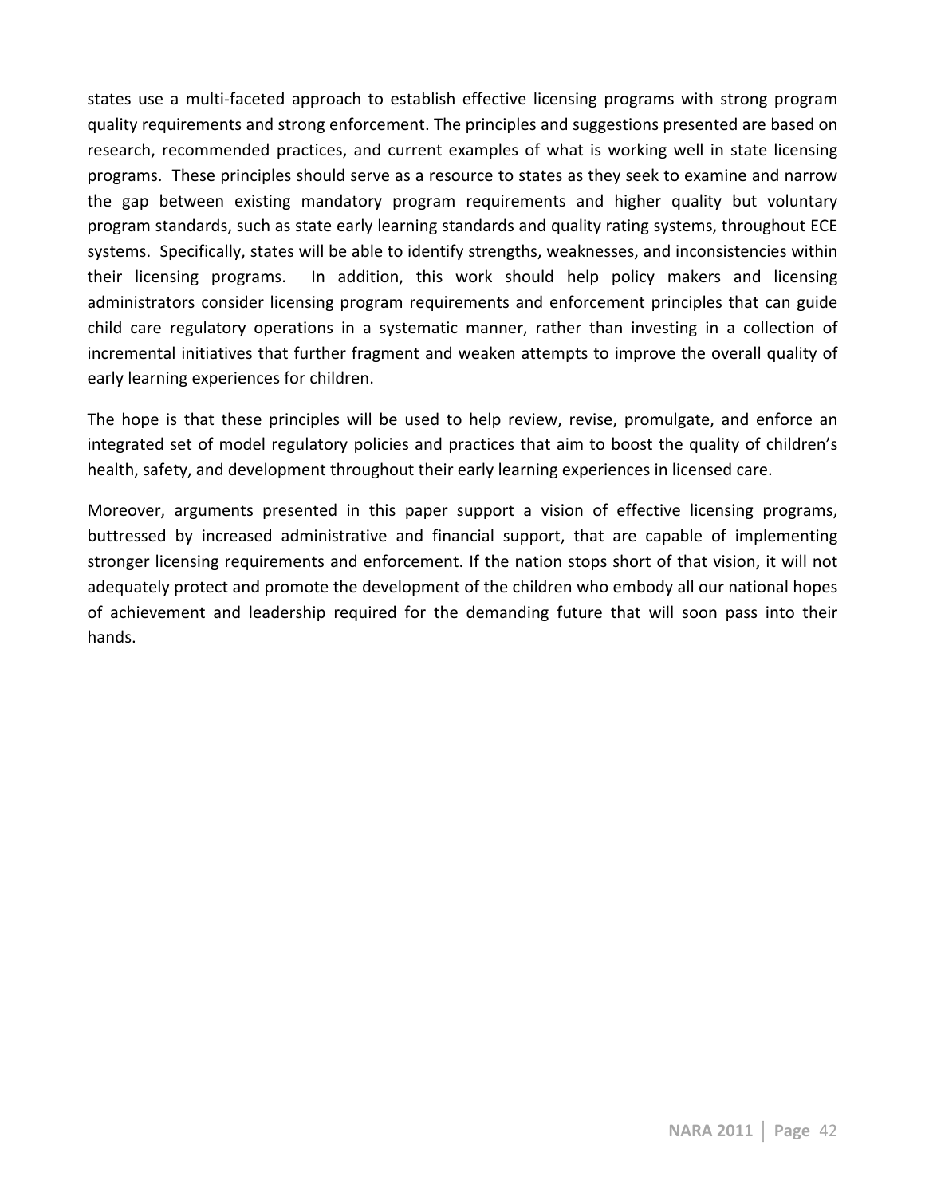states use a multi-faceted approach to establish effective licensing programs with strong program quality requirements and strong enforcement. The principles and suggestions presented are based on research, recommended practices, and current examples of what is working well in state licensing programs. These principles should serve as a resource to states as they seek to examine and narrow the gap between existing mandatory program requirements and higher quality but voluntary program standards, such as state early learning standards and quality rating systems, throughout ECE systems. Specifically, states will be able to identify strengths, weaknesses, and inconsistencies within their licensing programs. In addition, this work should help policy makers and licensing administrators consider licensing program requirements and enforcement principles that can guide child care regulatory operations in a systematic manner, rather than investing in a collection of incremental initiatives that further fragment and weaken attempts to improve the overall quality of early learning experiences for children.

The hope is that these principles will be used to help review, revise, promulgate, and enforce an integrated set of model regulatory policies and practices that aim to boost the quality of children's health, safety, and development throughout their early learning experiences in licensed care.

Moreover, arguments presented in this paper support a vision of effective licensing programs, buttressed by increased administrative and financial support, that are capable of implementing stronger licensing requirements and enforcement. If the nation stops short of that vision, it will not adequately protect and promote the development of the children who embody all our national hopes of achievement and leadership required for the demanding future that will soon pass into their hands.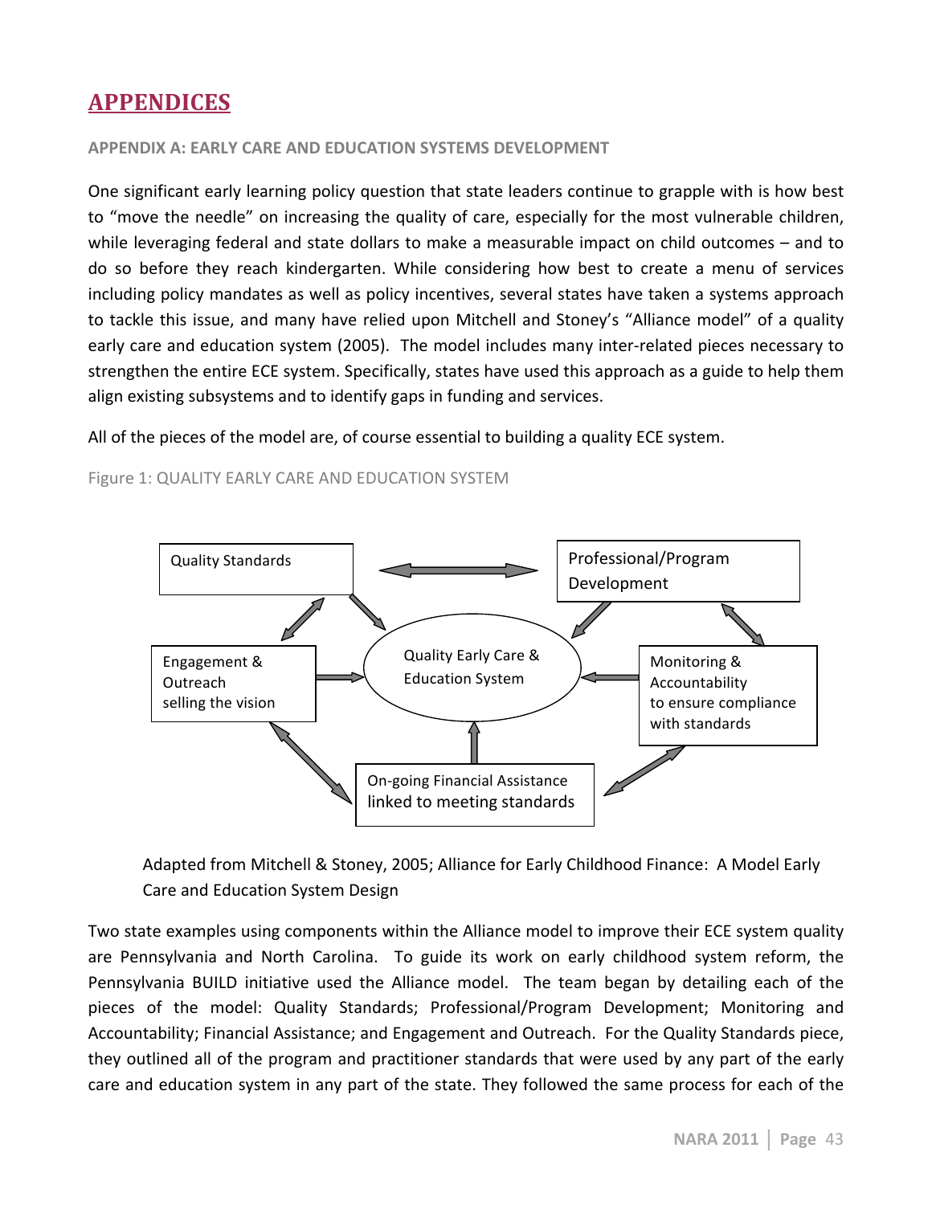# APPENDICES

### APPENDIX A: EARLY CARE AND EDUCATION SYSTEMS DEVELOPMENT

One significant early learning policy question that state leaders continue to grapple with is how best to "move the needle" on increasing the quality of care, especially for the most vulnerable children, while leveraging federal and state dollars to make a measurable impact on child outcomes – and to do so before they reach kindergarten. While considering how best to create a menu of services including policy mandates as well as policy incentives, several states have taken a systems approach to tackle this issue, and many have relied upon Mitchell and Stoney's "Alliance model" of a quality early care and education system (2005). The model includes many inter-related pieces necessary to strengthen the entire ECE system. Specifically, states have used this approach as a guide to help them align existing subsystems and to identify gaps in funding and services.

All of the pieces of the model are, of course essential to building a quality ECE system.

Figure 1: QUALITY EARLY CARE AND EDUCATION SYSTEM

Quality Standards

Professional/Program Development

Engagement & Outreach selling the vision

Quality Early Care & Education System

Monitoring & Accountability to ensure compliance with standards

On-going Financial Assistance linked to meeting standards

Adapted from Mitchell & Stoney, 2005; Alliance for Early Childhood Finance: A Model Early Care and Education System Design

Two state examples using components within the Alliance model to improve their ECE system quality are Pennsylvania and North Carolina. To guide its work on early childhood system reform, the Pennsylvania BUILD initiative used the Alliance model. The team began by detailing each of the pieces of the model: Quality Standards; Professional/Program Development; Monitoring and Accountability; Financial Assistance; and Engagement and Outreach. For the Quality Standards piece, they outlined all of the program and practitioner standards that were used by any part of the early care and education system in any part of the state. They followed the same process for each of the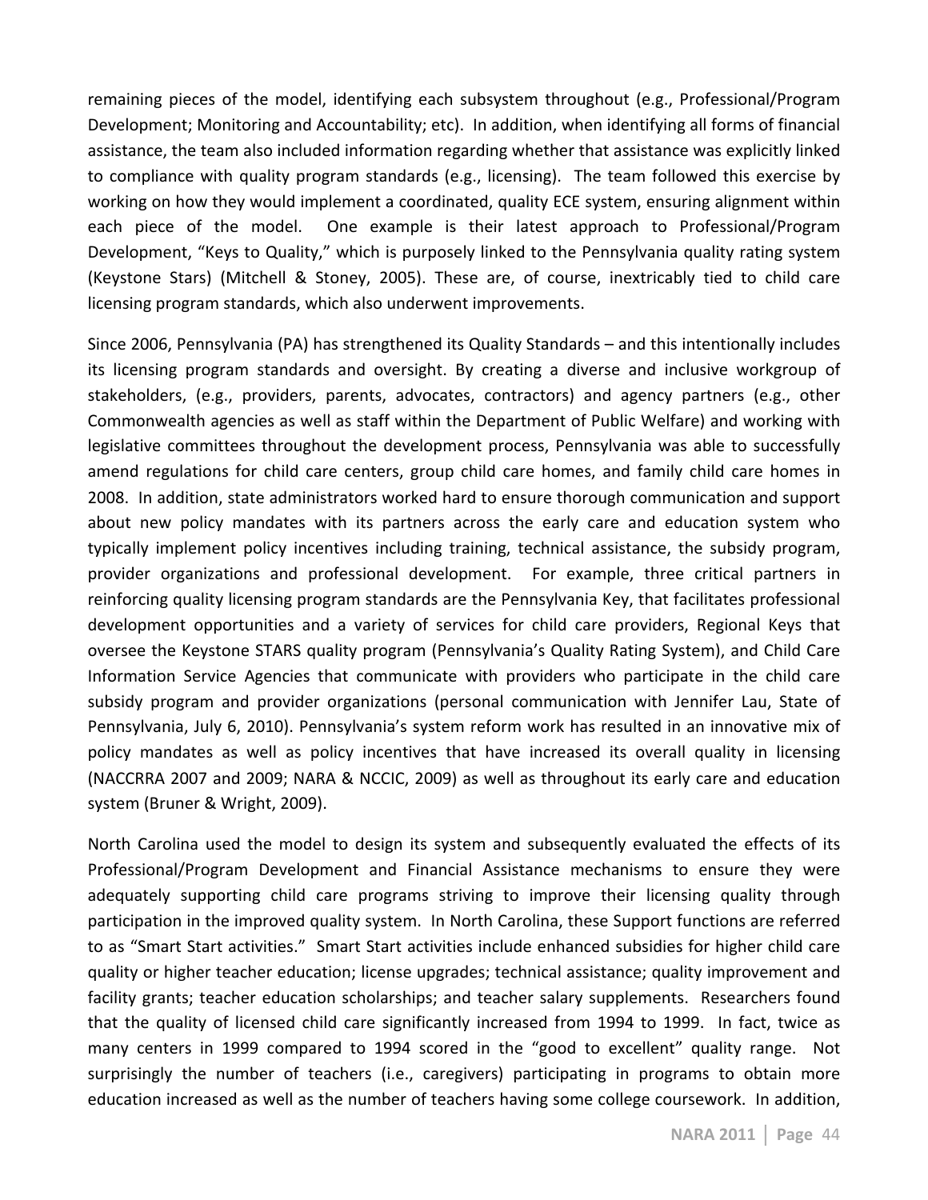remaining pieces of the model, identifying each subsystem throughout (e.g., Professional/Program Development; Monitoring and Accountability; etc). In addition, when identifying all forms of financial assistance, the team also included information regarding whether that assistance was explicitly linked to compliance with quality program standards (e.g., licensing). The team followed this exercise by working on how they would implement a coordinated, quality ECE system, ensuring alignment within each piece of the model. One example is their latest approach to Professional/Program Development, "Keys to Quality," which is purposely linked to the Pennsylvania quality rating system (Keystone Stars) (Mitchell & Stoney, 2005). These are, of course, inextricably tied to child care licensing program standards, which also underwent improvements.

Since 2006, Pennsylvania (PA) has strengthened its Quality Standards – and this intentionally includes its licensing program standards and oversight. By creating a diverse and inclusive workgroup of stakeholders, (e.g., providers, parents, advocates, contractors) and agency partners (e.g., other Commonwealth agencies as well as staff within the Department of Public Welfare) and working with legislative committees throughout the development process, Pennsylvania was able to successfully amend regulations for child care centers, group child care homes, and family child care homes in 2008. In addition, state administrators worked hard to ensure thorough communication and support about new policy mandates with its partners across the early care and education system who typically implement policy incentives including training, technical assistance, the subsidy program, provider organizations and professional development. For example, three critical partners in reinforcing quality licensing program standards are the Pennsylvania Key, that facilitates professional development opportunities and a variety of services for child care providers, Regional Keys that oversee the Keystone STARS quality program (Pennsylvania's Quality Rating System), and Child Care Information Service Agencies that communicate with providers who participate in the child care subsidy program and provider organizations (personal communication with Jennifer Lau, State of Pennsylvania, July 6, 2010). Pennsylvania's system reform work has resulted in an innovative mix of policy mandates as well as policy incentives that have increased its overall quality in licensing (NACCRRA 2007 and 2009; NARA & NCCIC, 2009) as well as throughout its early care and education system (Bruner & Wright, 2009).

North Carolina used the model to design its system and subsequently evaluated the effects of its Professional/Program Development and Financial Assistance mechanisms to ensure they were adequately supporting child care programs striving to improve their licensing quality through participation in the improved quality system. In North Carolina, these Support functions are referred to as "Smart Start activities." Smart Start activities include enhanced subsidies for higher child care quality or higher teacher education; license upgrades; technical assistance; quality improvement and facility grants; teacher education scholarships; and teacher salary supplements. Researchers found that the quality of licensed child care significantly increased from 1994 to 1999. In fact, twice as many centers in 1999 compared to 1994 scored in the "good to excellent" quality range. Not surprisingly the number of teachers (i.e., caregivers) participating in programs to obtain more education increased as well as the number of teachers having some college coursework. In addition,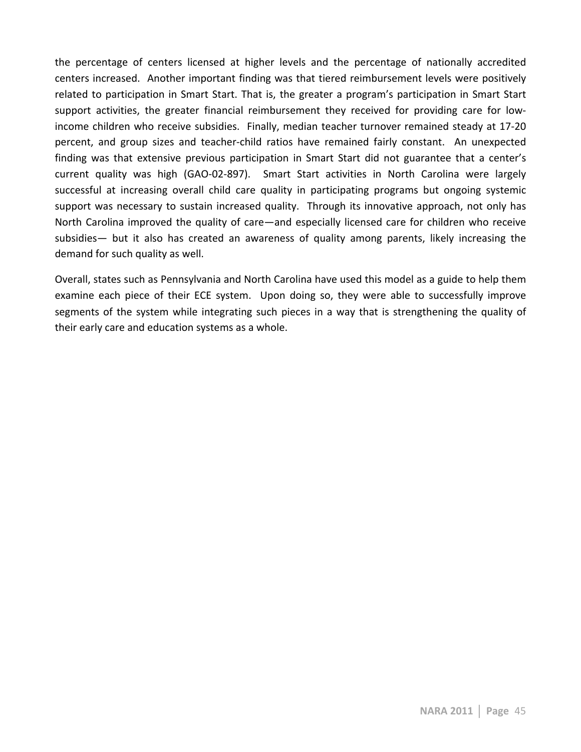the percentage of centers licensed at higher levels and the percentage of nationally accredited centers increased. Another important finding was that tiered reimbursement levels were positively related to participation in Smart Start. That is, the greater a program's participation in Smart Start support activities, the greater financial reimbursement they received for providing care for low-income children who receive subsidies. Finally, median teacher turnover remained steady at 17-20 percent, and group sizes and teacher-child ratios have remained fairly constant. An unexpected finding was that extensive previous participation in Smart Start did not guarantee that a center's current quality was high (GAO-02-897). Smart Start activities in North Carolina were largely successful at increasing overall child care quality in participating programs but ongoing systemic support was necessary to sustain increased quality. Through its innovative approach, not only has North Carolina improved the quality of care—and especially licensed care for children who receive subsidies— but it also has created an awareness of quality among parents, likely increasing the demand for such quality as well.

Overall, states such as Pennsylvania and North Carolina have used this model as a guide to help them examine each piece of their ECE system. Upon doing so, they were able to successfully improve segments of the system while integrating such pieces in a way that is strengthening the quality of their early care and education systems as a whole.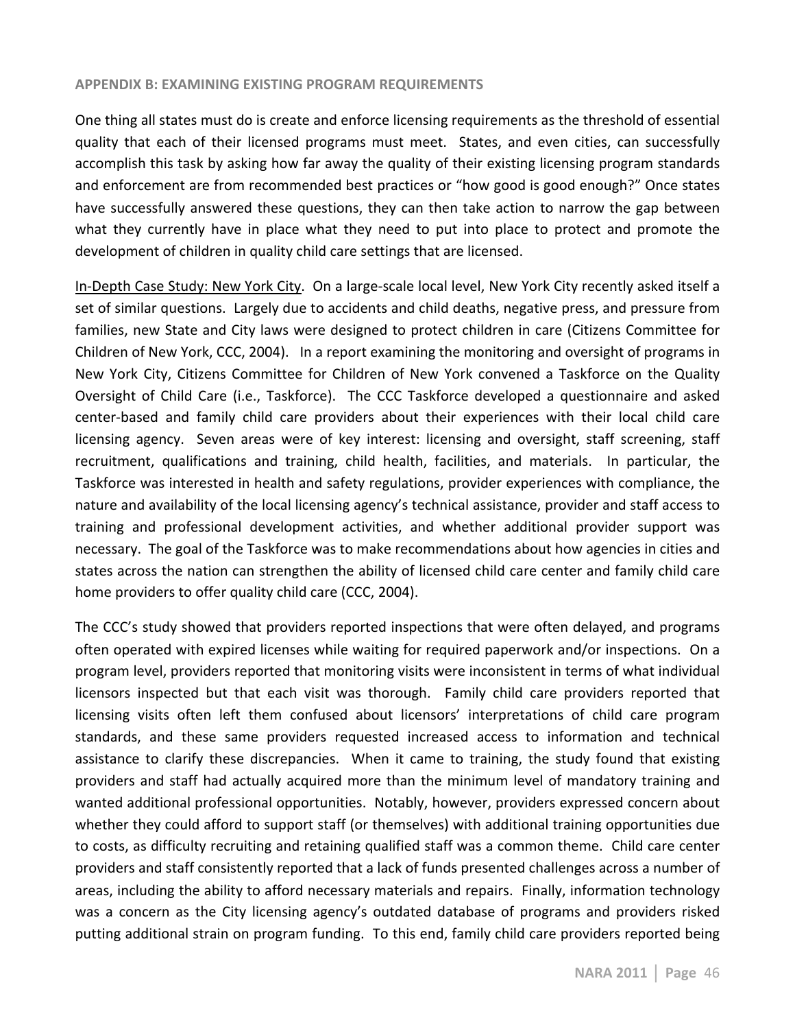## APPENDIX B: EXAMINING EXISTING PROGRAM REQUIREMENTS

One thing all states must do is create and enforce licensing requirements as the threshold of essential quality that each of their licensed programs must meet. States, and even cities, can successfully accomplish this task by asking how far away the quality of their existing licensing program standards and enforcement are from recommended best practices or "how good is good enough?" Once states have successfully answered these questions, they can then take action to narrow the gap between what they currently have in place what they need to put into place to protect and promote the development of children in quality child care settings that are licensed.

In-Depth Case Study: New York City. On a large-scale local level, New York City recently asked itself a set of similar questions. Largely due to accidents and child deaths, negative press, and pressure from families, new State and City laws were designed to protect children in care (Citizens Committee for Children of New York, CCC, 2004). In a report examining the monitoring and oversight of programs in New York City, Citizens Committee for Children of New York convened a Taskforce on the Quality Oversight of Child Care (i.e., Taskforce). The CCC Taskforce developed a questionnaire and asked center-based and family child care providers about their experiences with their local child care licensing agency. Seven areas were of key interest: licensing and oversight, staff screening, staff recruitment, qualifications and training, child health, facilities, and materials. In particular, the Taskforce was interested in health and safety regulations, provider experiences with compliance, the nature and availability of the local licensing agency's technical assistance, provider and staff access to training and professional development activities, and whether additional provider support was necessary. The goal of the Taskforce was to make recommendations about how agencies in cities and states across the nation can strengthen the ability of licensed child care center and family child care home providers to offer quality child care (CCC, 2004).

The CCC's study showed that providers reported inspections that were often delayed, and programs often operated with expired licenses while waiting for required paperwork and/or inspections. On a program level, providers reported that monitoring visits were inconsistent in terms of what individual licensors inspected but that each visit was thorough. Family child care providers reported that licensing visits often left them confused about licensors' interpretations of child care program standards, and these same providers requested increased access to information and technical assistance to clarify these discrepancies. When it came to training, the study found that existing providers and staff had actually acquired more than the minimum level of mandatory training and wanted additional professional opportunities. Notably, however, providers expressed concern about whether they could afford to support staff (or themselves) with additional training opportunities due to costs, as difficulty recruiting and retaining qualified staff was a common theme. Child care center providers and staff consistently reported that a lack of funds presented challenges across a number of areas, including the ability to afford necessary materials and repairs. Finally, information technology was a concern as the City licensing agency's outdated database of programs and providers risked putting additional strain on program funding. To this end, family child care providers reported being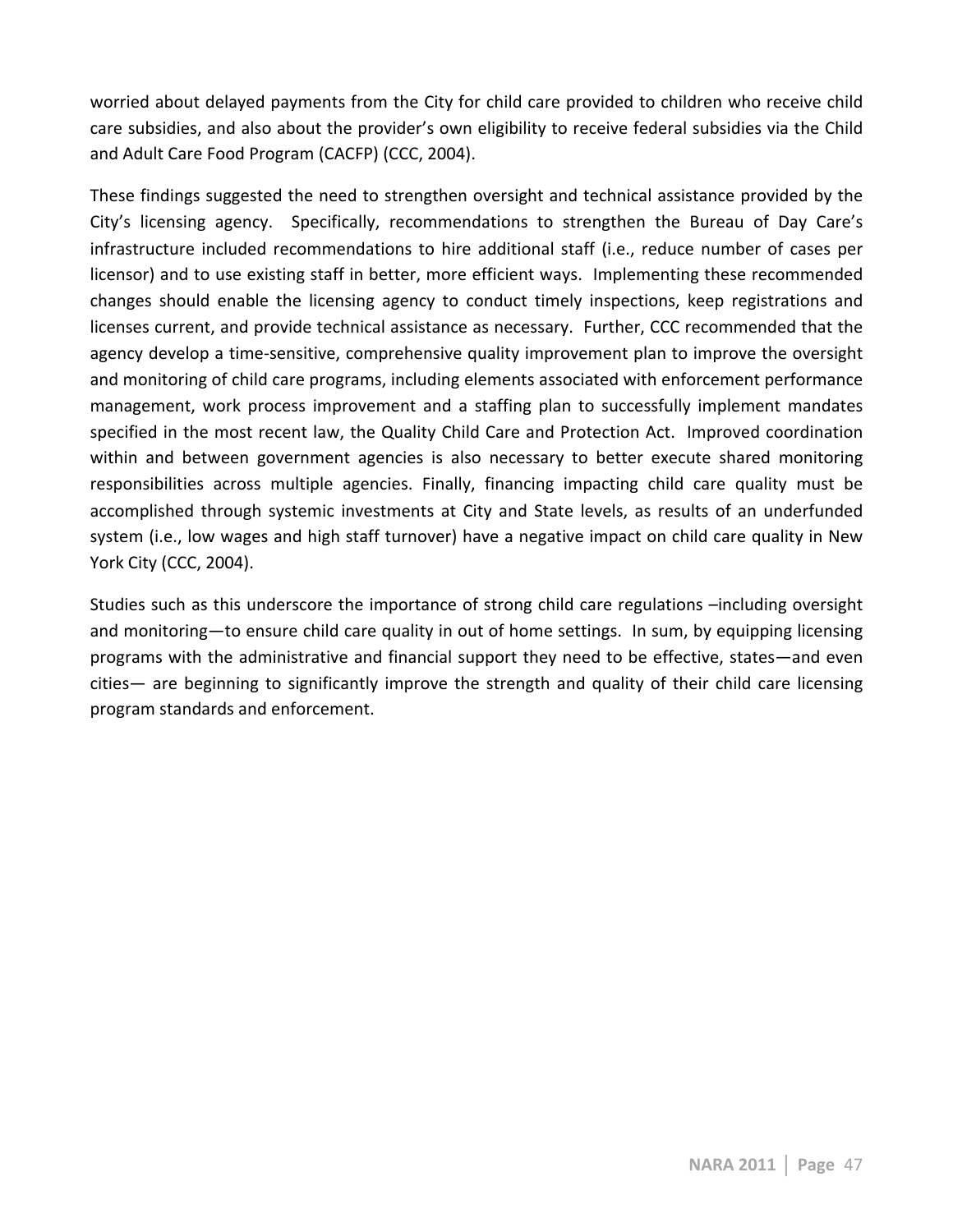worried about delayed payments from the City for child care provided to children who receive child care subsidies, and also about the provider's own eligibility to receive federal subsidies via the Child and Adult Care Food Program (CACFP) (CCC, 2004).

These findings suggested the need to strengthen oversight and technical assistance provided by the City's licensing agency. Specifically, recommendations to strengthen the Bureau of Day Care's infrastructure included recommendations to hire additional staff (i.e., reduce number of cases per licensor) and to use existing staff in better, more efficient ways. Implementing these recommended changes should enable the licensing agency to conduct timely inspections, keep registrations and licenses current, and provide technical assistance as necessary. Further, CCC recommended that the agency develop a time-sensitive, comprehensive quality improvement plan to improve the oversight and monitoring of child care programs, including elements associated with enforcement performance management, work process improvement and a staffing plan to successfully implement mandates specified in the most recent law, the Quality Child Care and Protection Act. Improved coordination within and between government agencies is also necessary to better execute shared monitoring responsibilities across multiple agencies. Finally, financing impacting child care quality must be accomplished through systemic investments at City and State levels, as results of an underfunded system (i.e., low wages and high staff turnover) have a negative impact on child care quality in New York City (CCC, 2004).

Studies such as this underscore the importance of strong child care regulations –including oversight and monitoring—to ensure child care quality in out of home settings. In sum, by equipping licensing programs with the administrative and financial support they need to be effective, states—and even cities— are beginning to significantly improve the strength and quality of their child care licensing program standards and enforcement.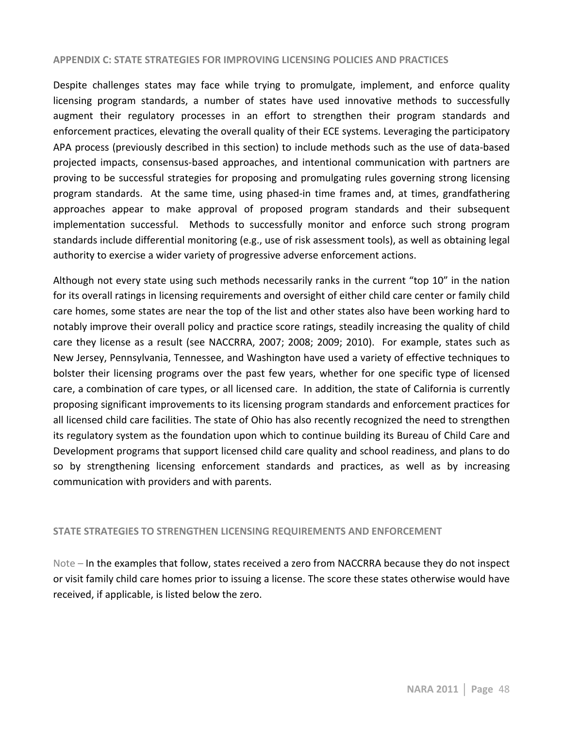## APPENDIX C: STATE STRATEGIES FOR IMPROVING LICENSING POLICIES AND PRACTICES

Despite challenges states may face while trying to promulgate, implement, and enforce quality licensing program standards, a number of states have used innovative methods to successfully augment their regulatory processes in an effort to strengthen their program standards and enforcement practices, elevating the overall quality of their ECE systems. Leveraging the participatory APA process (previously described in this section) to include methods such as the use of data-based projected impacts, consensus-based approaches, and intentional communication with partners are proving to be successful strategies for proposing and promulgating rules governing strong licensing program standards. At the same time, using phased-in time frames and, at times, grandfathering approaches appear to make approval of proposed program standards and their subsequent implementation successful. Methods to successfully monitor and enforce such strong program standards include differential monitoring (e.g., use of risk assessment tools), as well as obtaining legal authority to exercise a wider variety of progressive adverse enforcement actions.

Although not every state using such methods necessarily ranks in the current "top 10" in the nation for its overall ratings in licensing requirements and oversight of either child care center or family child care homes, some states are near the top of the list and other states also have been working hard to notably improve their overall policy and practice score ratings, steadily increasing the quality of child care they license as a result (see NACCRRA, 2007; 2008; 2009; 2010). For example, states such as New Jersey, Pennsylvania, Tennessee, and Washington have used a variety of effective techniques to bolster their licensing programs over the past few years, whether for one specific type of licensed care, a combination of care types, or all licensed care. In addition, the state of California is currently proposing significant improvements to its licensing program standards and enforcement practices for all licensed child care facilities. The state of Ohio has also recently recognized the need to strengthen its regulatory system as the foundation upon which to continue building its Bureau of Child Care and Development programs that support licensed child care quality and school readiness, and plans to do so by strengthening licensing enforcement standards and practices, as well as by increasing communication with providers and with parents.

## STATE STRATEGIES TO STRENGTHEN LICENSING REQUIREMENTS AND ENFORCEMENT

Note – In the examples that follow, states received a zero from NACCRRA because they do not inspect or visit family child care homes prior to issuing a license. The score these states otherwise would have received, if applicable, is listed below the zero.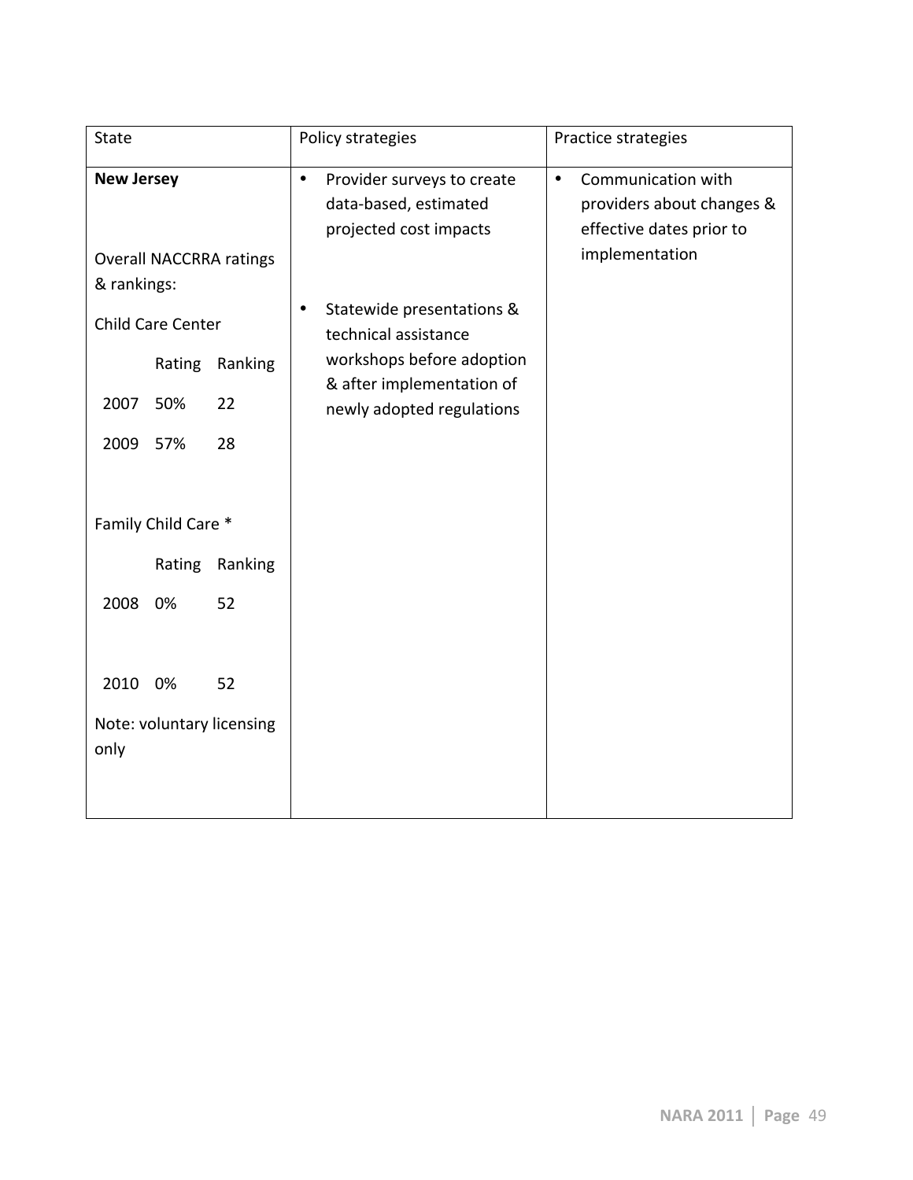| State | Policy strategies | Practice strategies |
| --- | --- | --- |
| **New Jersey**<br><br>Overall NACCRRA ratings & rankings:<br><br>Child Care Center<br><br>Rating Ranking<br>2007 50% 22<br>2009 57% 28<br><br>Family Child Care *<br><br>Rating Ranking<br>2008 0% 52<br><br>2010 0% 52<br><br>Note: voluntary licensing only | • Provider surveys to create data-based, estimated projected cost impacts<br><br>• Statewide presentations & technical assistance workshops before adoption & after implementation of newly adopted regulations | • Communication with providers about changes & effective dates prior to implementation |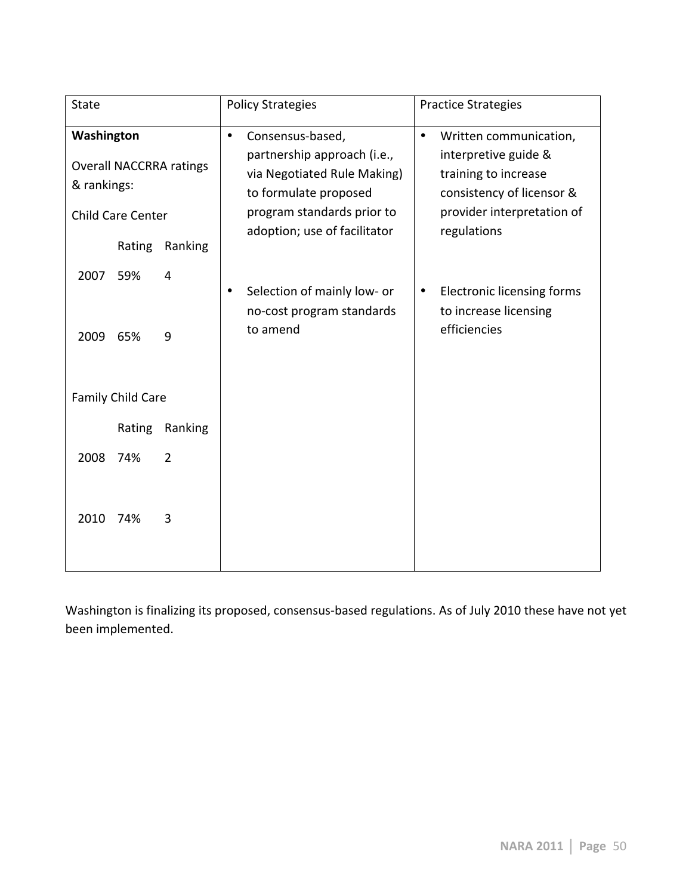| State | Policy Strategies | Practice Strategies |
|---|---|---|
| **Washington**<br><br>Overall NACCRRA ratings & rankings:<br><br>Child Care Center<br><br>Rating Ranking<br><br>2007 59% 4<br><br>2009 65% 9<br><br>Family Child Care<br><br>Rating Ranking<br><br>2008 74% 2<br><br>2010 74% 3 | • Consensus-based, partnership approach (i.e., via Negotiated Rule Making) to formulate proposed program standards prior to adoption; use of facilitator<br><br>• Selection of mainly low- or no-cost program standards to amend | • Written communication, interpretive guide & training to increase consistency of licensor & provider interpretation of regulations<br><br>• Electronic licensing forms to increase licensing efficiencies |

Washington is finalizing its proposed, consensus-based regulations. As of July 2010 these have not yet been implemented.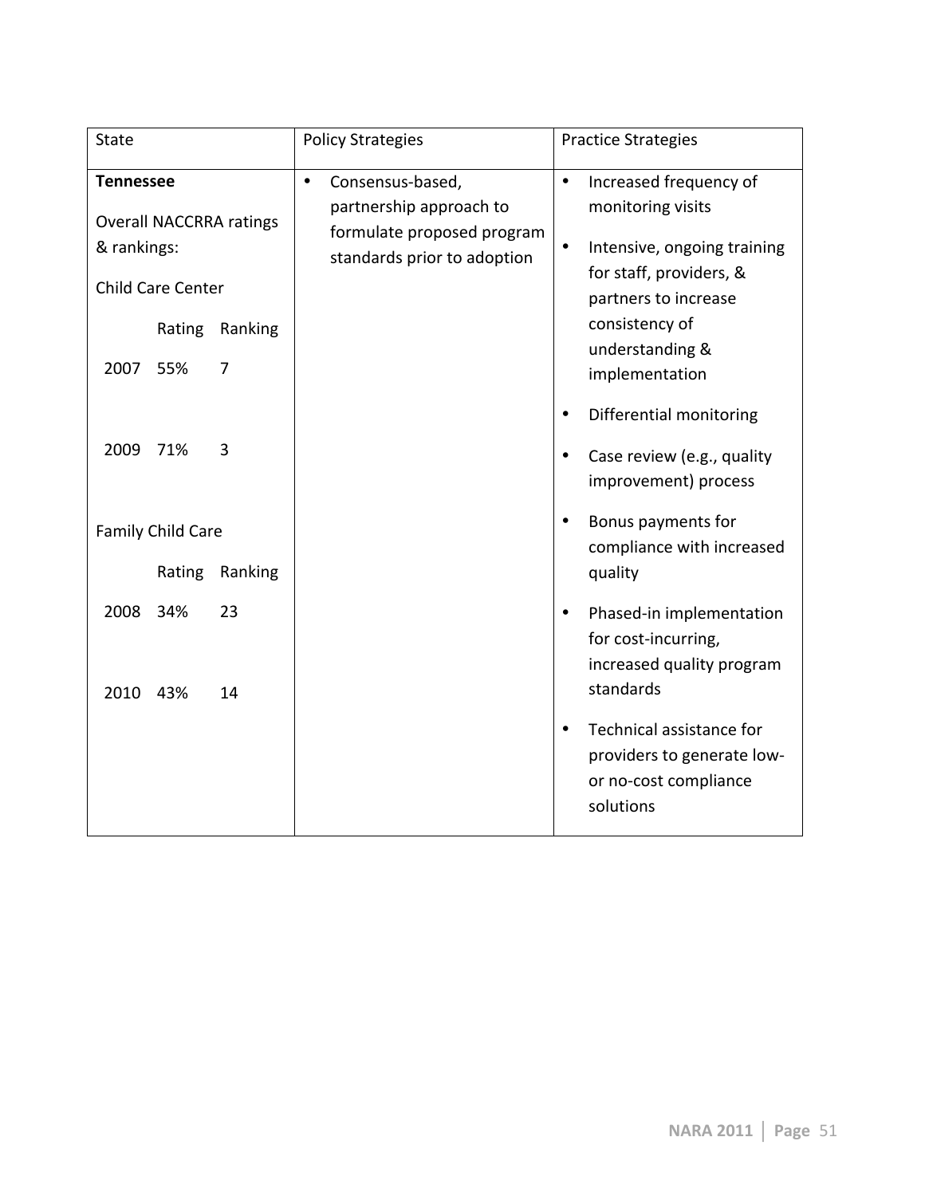| State | Policy Strategies | Practice Strategies |
|---|---|---|
| **Tennessee**<br><br>Overall NACCRRA ratings & rankings:<br><br>Child Care Center<br><br>Rating Ranking<br><br>2007 55% 7<br><br>2009 71% 3<br><br>Family Child Care<br><br>Rating Ranking<br><br>2008 34% 23<br><br>2010 43% 14 | • Consensus-based, partnership approach to formulate proposed program standards prior to adoption | • Increased frequency of monitoring visits<br><br>• Intensive, ongoing training for staff, providers, & partners to increase consistency of understanding & implementation<br><br>• Differential monitoring<br><br>• Case review (e.g., quality improvement) process<br><br>• Bonus payments for compliance with increased quality<br><br>• Phased-in implementation for cost-incurring, increased quality program standards<br><br>• Technical assistance for providers to generate low- or no-cost compliance solutions |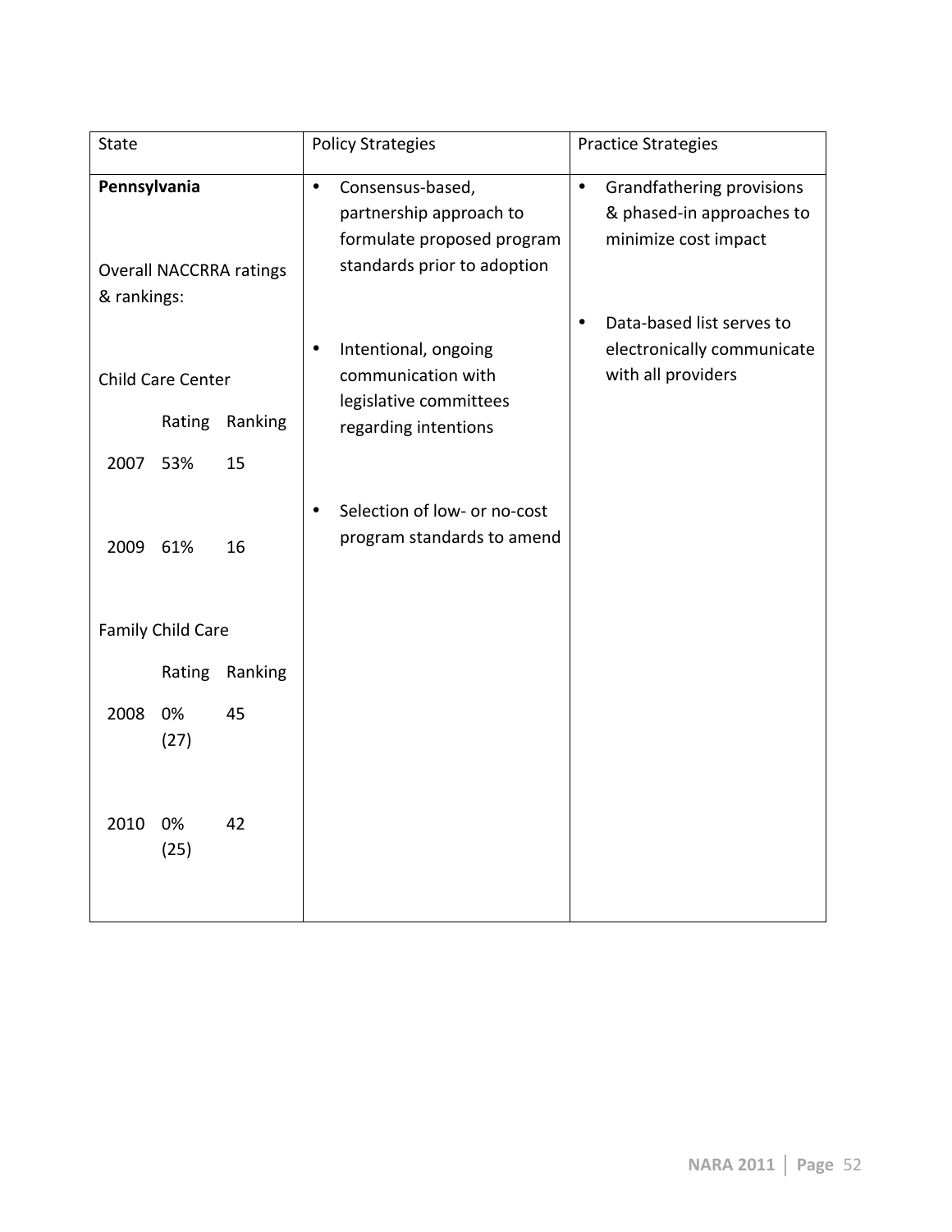| State | Policy Strategies | Practice Strategies |
|---|---|---|
| **Pennsylvania**<br><br>Overall NACCRRA ratings & rankings:<br><br>Child Care Center<br>Rating Ranking<br>2007 53% 15<br>2009 61% 16<br><br>Family Child Care<br>Rating Ranking<br>2008 0% (27) 45<br>2010 0% (25) 42 | • Consensus-based, partnership approach to formulate proposed program standards prior to adoption<br><br>• Intentional, ongoing communication with legislative committees regarding intentions<br><br>• Selection of low- or no-cost program standards to amend | • Grandfathering provisions & phased-in approaches to minimize cost impact<br><br>• Data-based list serves to electronically communicate with all providers |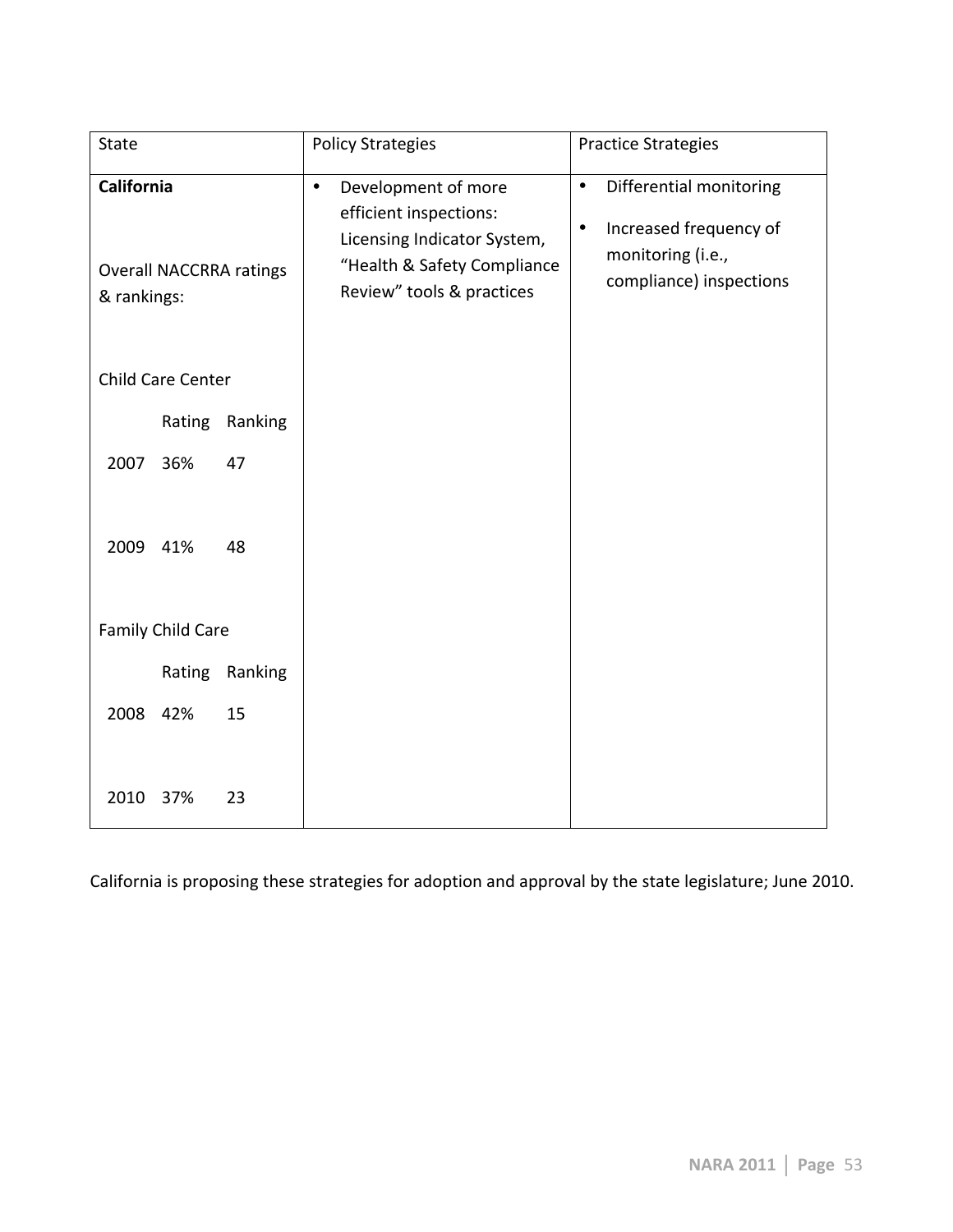| State | Policy Strategies | Practice Strategies |
|---|---|---|
| **California**<br><br>Overall NACCRRA ratings & rankings:<br><br>Child Care Center<br><br>Rating Ranking<br><br>2007 36% 47<br><br>2009 41% 48<br><br>Family Child Care<br><br>Rating Ranking<br><br>2008 42% 15<br><br>2010 37% 23 | • Development of more efficient inspections: Licensing Indicator System, "Health & Safety Compliance Review" tools & practices | • Differential monitoring<br>• Increased frequency of monitoring (i.e., compliance) inspections |

California is proposing these strategies for adoption and approval by the state legislature; June 2010.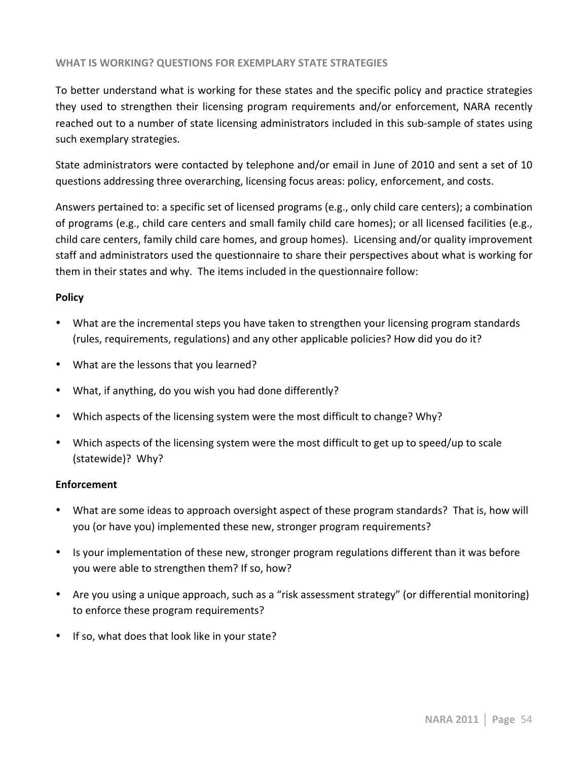## WHAT IS WORKING? QUESTIONS FOR EXEMPLARY STATE STRATEGIES

To better understand what is working for these states and the specific policy and practice strategies they used to strengthen their licensing program requirements and/or enforcement, NARA recently reached out to a number of state licensing administrators included in this sub-sample of states using such exemplary strategies.

State administrators were contacted by telephone and/or email in June of 2010 and sent a set of 10 questions addressing three overarching, licensing focus areas: policy, enforcement, and costs.

Answers pertained to: a specific set of licensed programs (e.g., only child care centers); a combination of programs (e.g., child care centers and small family child care homes); or all licensed facilities (e.g., child care centers, family child care homes, and group homes). Licensing and/or quality improvement staff and administrators used the questionnaire to share their perspectives about what is working for them in their states and why. The items included in the questionnaire follow:

**Policy**

- What are the incremental steps you have taken to strengthen your licensing program standards (rules, requirements, regulations) and any other applicable policies? How did you do it?
- What are the lessons that you learned?
- What, if anything, do you wish you had done differently?
- Which aspects of the licensing system were the most difficult to change? Why?
- Which aspects of the licensing system were the most difficult to get up to speed/up to scale (statewide)? Why?

**Enforcement**

- What are some ideas to approach oversight aspect of these program standards? That is, how will you (or have you) implemented these new, stronger program requirements?
- Is your implementation of these new, stronger program regulations different than it was before you were able to strengthen them? If so, how?
- Are you using a unique approach, such as a "risk assessment strategy" (or differential monitoring) to enforce these program requirements?
- If so, what does that look like in your state?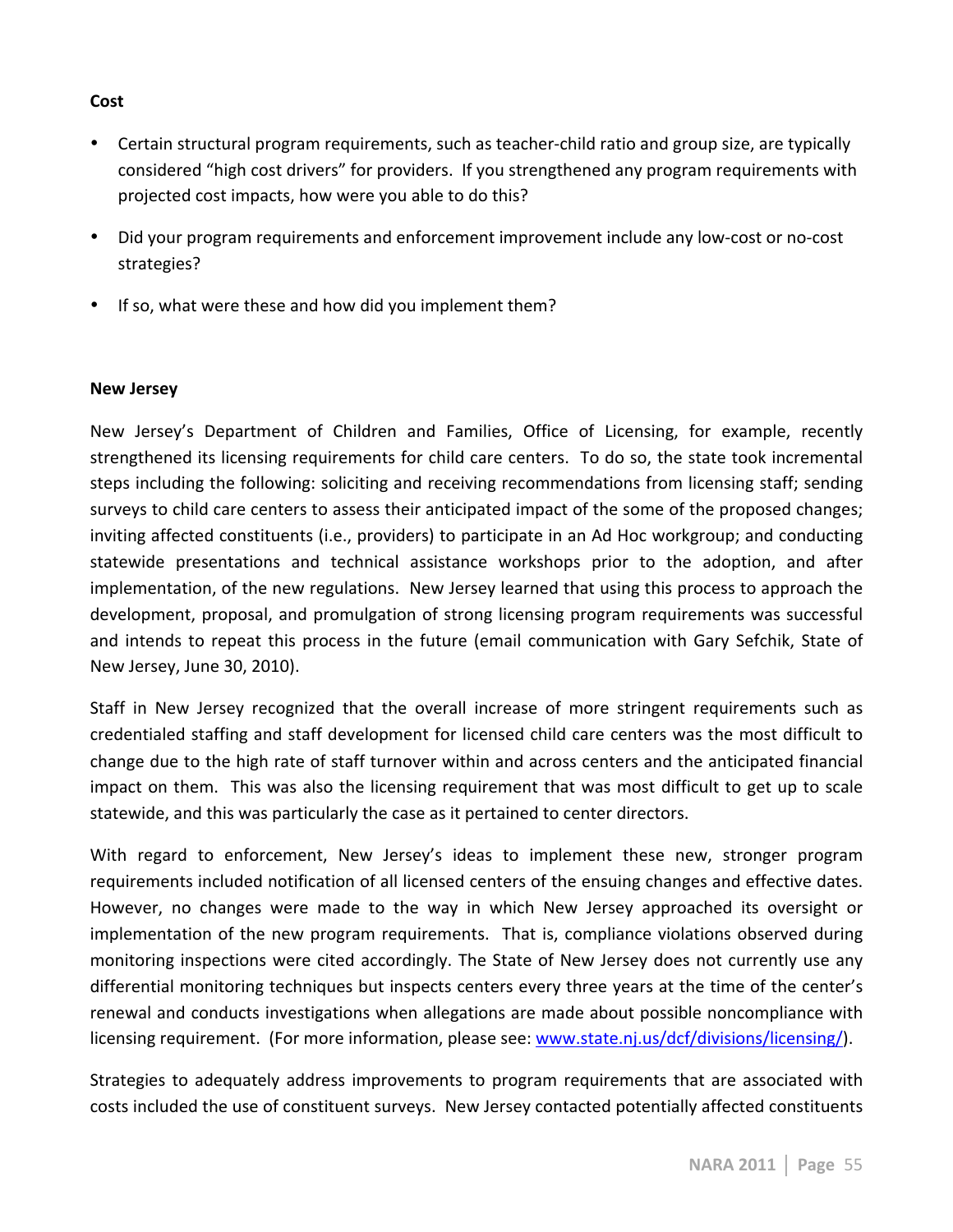**Cost**

- Certain structural program requirements, such as teacher-child ratio and group size, are typically considered "high cost drivers" for providers. If you strengthened any program requirements with projected cost impacts, how were you able to do this?
- Did your program requirements and enforcement improvement include any low-cost or no-cost strategies?
- If so, what were these and how did you implement them?

**New Jersey**

New Jersey's Department of Children and Families, Office of Licensing, for example, recently strengthened its licensing requirements for child care centers. To do so, the state took incremental steps including the following: soliciting and receiving recommendations from licensing staff; sending surveys to child care centers to assess their anticipated impact of the some of the proposed changes; inviting affected constituents (i.e., providers) to participate in an Ad Hoc workgroup; and conducting statewide presentations and technical assistance workshops prior to the adoption, and after implementation, of the new regulations. New Jersey learned that using this process to approach the development, proposal, and promulgation of strong licensing program requirements was successful and intends to repeat this process in the future (email communication with Gary Sefchik, State of New Jersey, June 30, 2010).

Staff in New Jersey recognized that the overall increase of more stringent requirements such as credentialed staffing and staff development for licensed child care centers was the most difficult to change due to the high rate of staff turnover within and across centers and the anticipated financial impact on them. This was also the licensing requirement that was most difficult to get up to scale statewide, and this was particularly the case as it pertained to center directors.

With regard to enforcement, New Jersey's ideas to implement these new, stronger program requirements included notification of all licensed centers of the ensuing changes and effective dates. However, no changes were made to the way in which New Jersey approached its oversight or implementation of the new program requirements. That is, compliance violations observed during monitoring inspections were cited accordingly. The State of New Jersey does not currently use any differential monitoring techniques but inspects centers every three years at the time of the center's renewal and conducts investigations when allegations are made about possible noncompliance with licensing requirement. (For more information, please see: [www.state.nj.us/dcf/divisions/licensing/](www.state.nj.us/dcf/divisions/licensing/)).

Strategies to adequately address improvements to program requirements that are associated with costs included the use of constituent surveys. New Jersey contacted potentially affected constituents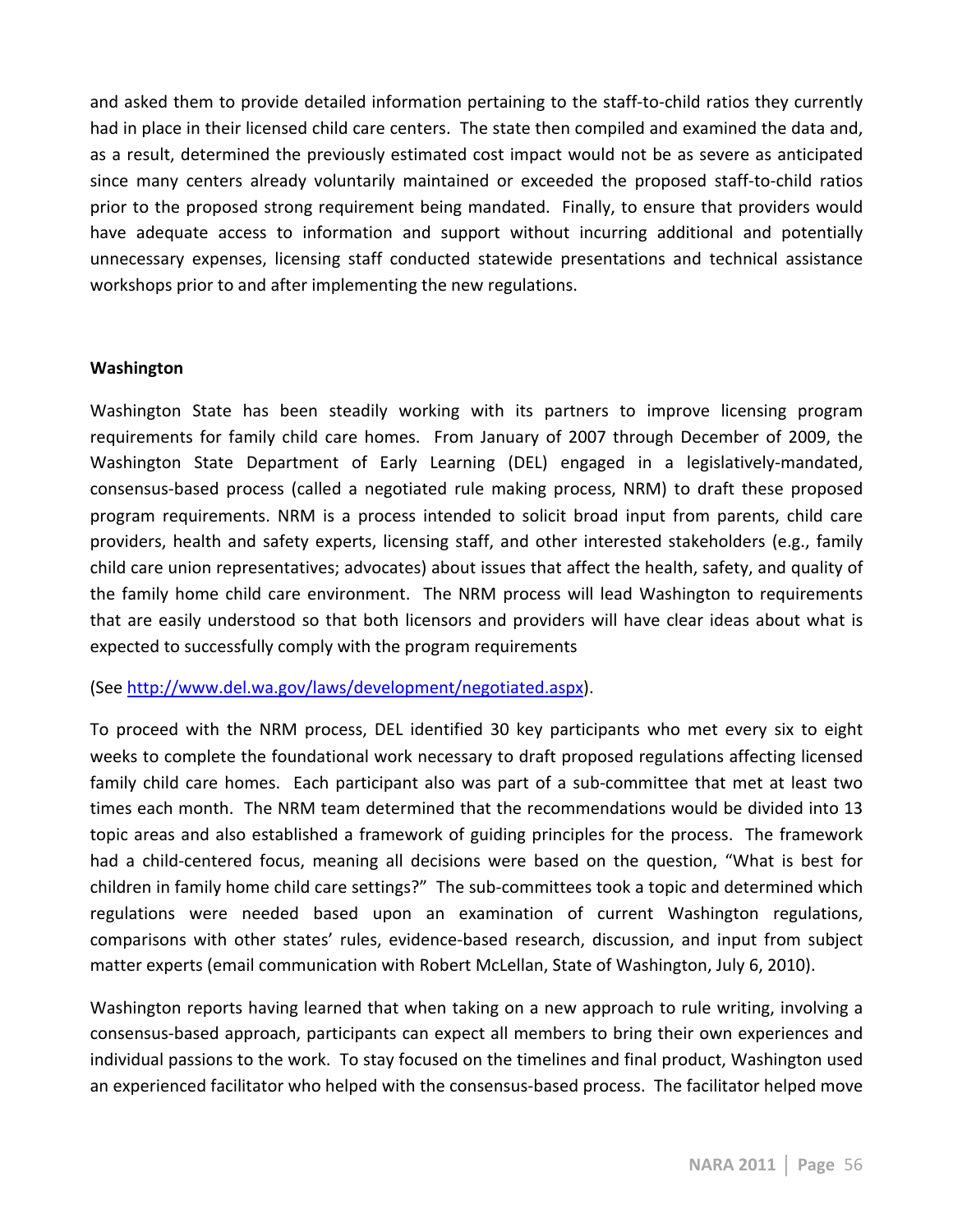and asked them to provide detailed information pertaining to the staff-to-child ratios they currently had in place in their licensed child care centers. The state then compiled and examined the data and, as a result, determined the previously estimated cost impact would not be as severe as anticipated since many centers already voluntarily maintained or exceeded the proposed staff-to-child ratios prior to the proposed strong requirement being mandated. Finally, to ensure that providers would have adequate access to information and support without incurring additional and potentially unnecessary expenses, licensing staff conducted statewide presentations and technical assistance workshops prior to and after implementing the new regulations.

**Washington**

Washington State has been steadily working with its partners to improve licensing program requirements for family child care homes. From January of 2007 through December of 2009, the Washington State Department of Early Learning (DEL) engaged in a legislatively-mandated, consensus-based process (called a negotiated rule making process, NRM) to draft these proposed program requirements. NRM is a process intended to solicit broad input from parents, child care providers, health and safety experts, licensing staff, and other interested stakeholders (e.g., family child care union representatives; advocates) about issues that affect the health, safety, and quality of the family home child care environment. The NRM process will lead Washington to requirements that are easily understood so that both licensors and providers will have clear ideas about what is expected to successfully comply with the program requirements

(See http://www.del.wa.gov/laws/development/negotiated.aspx).

To proceed with the NRM process, DEL identified 30 key participants who met every six to eight weeks to complete the foundational work necessary to draft proposed regulations affecting licensed family child care homes. Each participant also was part of a sub-committee that met at least two times each month. The NRM team determined that the recommendations would be divided into 13 topic areas and also established a framework of guiding principles for the process. The framework had a child-centered focus, meaning all decisions were based on the question, "What is best for children in family home child care settings?" The sub-committees took a topic and determined which regulations were needed based upon an examination of current Washington regulations, comparisons with other states' rules, evidence-based research, discussion, and input from subject matter experts (email communication with Robert McLellan, State of Washington, July 6, 2010).

Washington reports having learned that when taking on a new approach to rule writing, involving a consensus-based approach, participants can expect all members to bring their own experiences and individual passions to the work. To stay focused on the timelines and final product, Washington used an experienced facilitator who helped with the consensus-based process. The facilitator helped move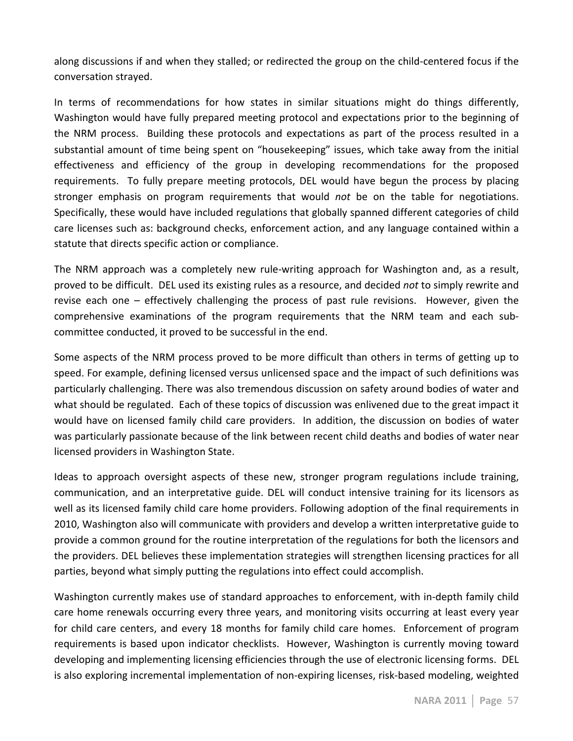along discussions if and when they stalled; or redirected the group on the child-centered focus if the conversation strayed.

In terms of recommendations for how states in similar situations might do things differently, Washington would have fully prepared meeting protocol and expectations prior to the beginning of the NRM process. Building these protocols and expectations as part of the process resulted in a substantial amount of time being spent on "housekeeping" issues, which take away from the initial effectiveness and efficiency of the group in developing recommendations for the proposed requirements. To fully prepare meeting protocols, DEL would have begun the process by placing stronger emphasis on program requirements that would *not* be on the table for negotiations. Specifically, these would have included regulations that globally spanned different categories of child care licenses such as: background checks, enforcement action, and any language contained within a statute that directs specific action or compliance.

The NRM approach was a completely new rule-writing approach for Washington and, as a result, proved to be difficult. DEL used its existing rules as a resource, and decided *not* to simply rewrite and revise each one – effectively challenging the process of past rule revisions. However, given the comprehensive examinations of the program requirements that the NRM team and each sub-committee conducted, it proved to be successful in the end.

Some aspects of the NRM process proved to be more difficult than others in terms of getting up to speed. For example, defining licensed versus unlicensed space and the impact of such definitions was particularly challenging. There was also tremendous discussion on safety around bodies of water and what should be regulated. Each of these topics of discussion was enlivened due to the great impact it would have on licensed family child care providers. In addition, the discussion on bodies of water was particularly passionate because of the link between recent child deaths and bodies of water near licensed providers in Washington State.

Ideas to approach oversight aspects of these new, stronger program regulations include training, communication, and an interpretative guide. DEL will conduct intensive training for its licensors as well as its licensed family child care home providers. Following adoption of the final requirements in 2010, Washington also will communicate with providers and develop a written interpretative guide to provide a common ground for the routine interpretation of the regulations for both the licensors and the providers. DEL believes these implementation strategies will strengthen licensing practices for all parties, beyond what simply putting the regulations into effect could accomplish.

Washington currently makes use of standard approaches to enforcement, with in-depth family child care home renewals occurring every three years, and monitoring visits occurring at least every year for child care centers, and every 18 months for family child care homes. Enforcement of program requirements is based upon indicator checklists. However, Washington is currently moving toward developing and implementing licensing efficiencies through the use of electronic licensing forms. DEL is also exploring incremental implementation of non-expiring licenses, risk-based modeling, weighted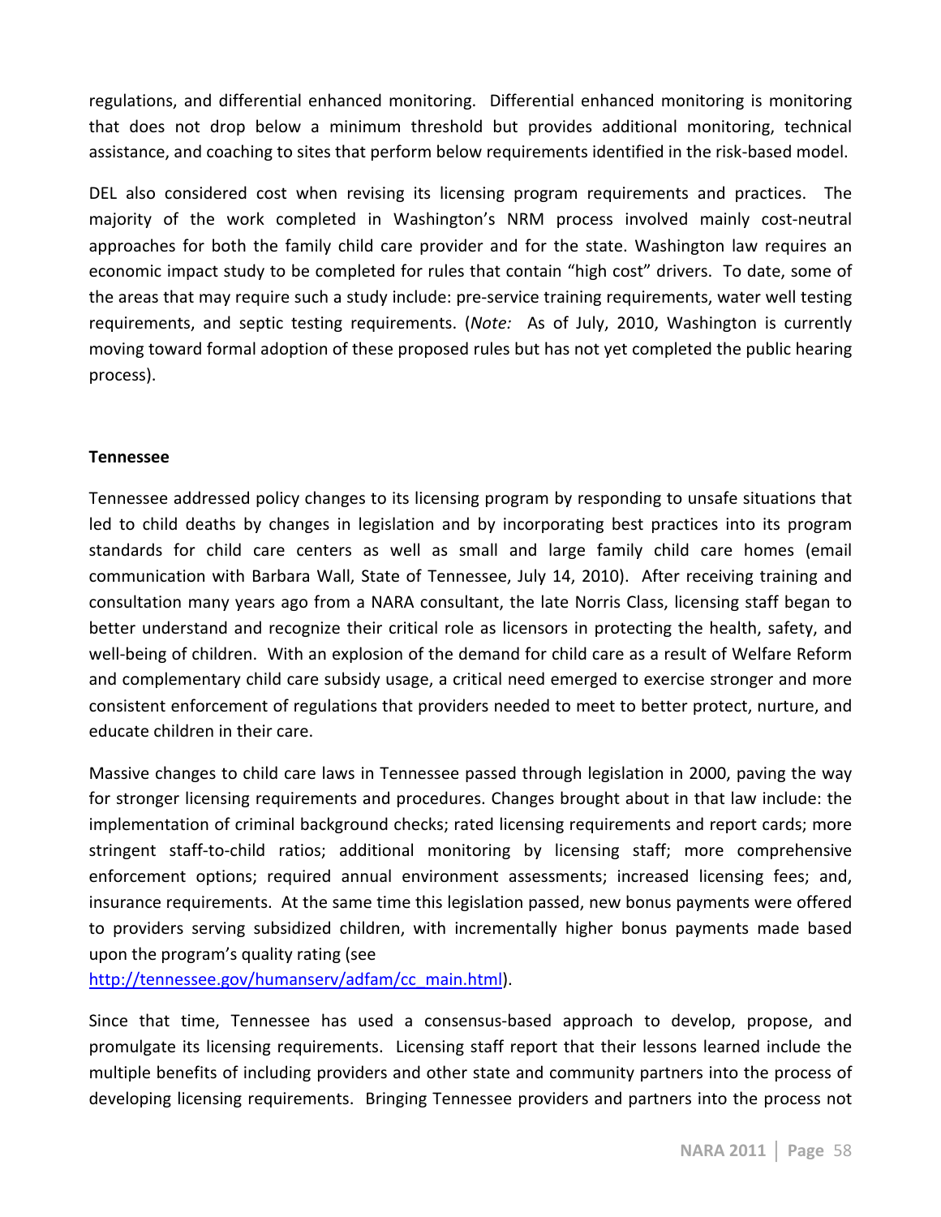regulations, and differential enhanced monitoring. Differential enhanced monitoring is monitoring that does not drop below a minimum threshold but provides additional monitoring, technical assistance, and coaching to sites that perform below requirements identified in the risk-based model.

DEL also considered cost when revising its licensing program requirements and practices. The majority of the work completed in Washington's NRM process involved mainly cost-neutral approaches for both the family child care provider and for the state. Washington law requires an economic impact study to be completed for rules that contain "high cost" drivers. To date, some of the areas that may require such a study include: pre-service training requirements, water well testing requirements, and septic testing requirements. (*Note:* As of July, 2010, Washington is currently moving toward formal adoption of these proposed rules but has not yet completed the public hearing process).

**Tennessee**

Tennessee addressed policy changes to its licensing program by responding to unsafe situations that led to child deaths by changes in legislation and by incorporating best practices into its program standards for child care centers as well as small and large family child care homes (email communication with Barbara Wall, State of Tennessee, July 14, 2010). After receiving training and consultation many years ago from a NARA consultant, the late Norris Class, licensing staff began to better understand and recognize their critical role as licensors in protecting the health, safety, and well-being of children. With an explosion of the demand for child care as a result of Welfare Reform and complementary child care subsidy usage, a critical need emerged to exercise stronger and more consistent enforcement of regulations that providers needed to meet to better protect, nurture, and educate children in their care.

Massive changes to child care laws in Tennessee passed through legislation in 2000, paving the way for stronger licensing requirements and procedures. Changes brought about in that law include: the implementation of criminal background checks; rated licensing requirements and report cards; more stringent staff-to-child ratios; additional monitoring by licensing staff; more comprehensive enforcement options; required annual environment assessments; increased licensing fees; and, insurance requirements. At the same time this legislation passed, new bonus payments were offered to providers serving subsidized children, with incrementally higher bonus payments made based upon the program's quality rating (see http://tennessee.gov/humanserv/adfam/cc_main.html).

Since that time, Tennessee has used a consensus-based approach to develop, propose, and promulgate its licensing requirements. Licensing staff report that their lessons learned include the multiple benefits of including providers and other state and community partners into the process of developing licensing requirements. Bringing Tennessee providers and partners into the process not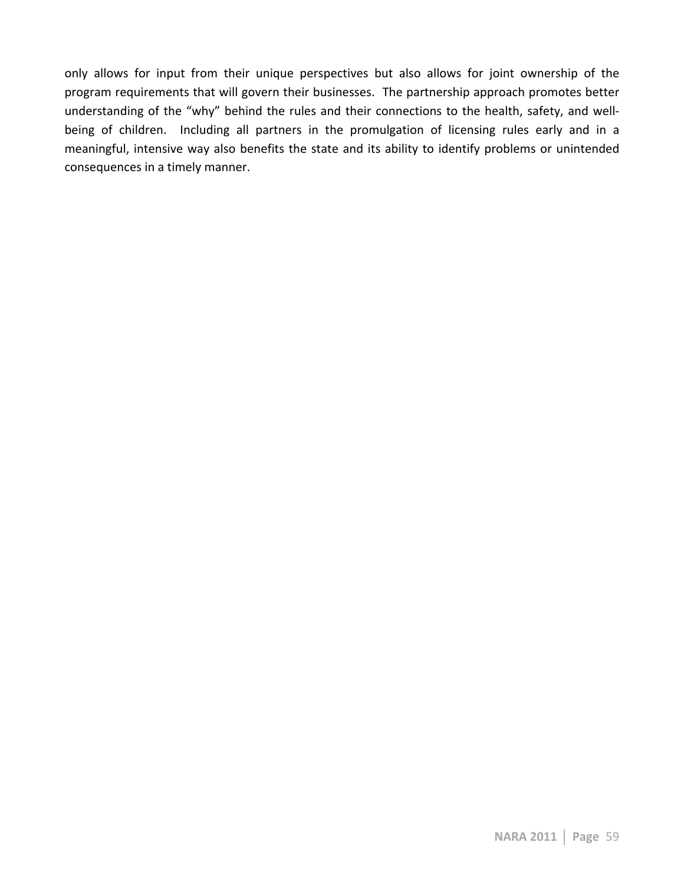only allows for input from their unique perspectives but also allows for joint ownership of the program requirements that will govern their businesses. The partnership approach promotes better understanding of the "why" behind the rules and their connections to the health, safety, and well-being of children. Including all partners in the promulgation of licensing rules early and in a meaningful, intensive way also benefits the state and its ability to identify problems or unintended consequences in a timely manner.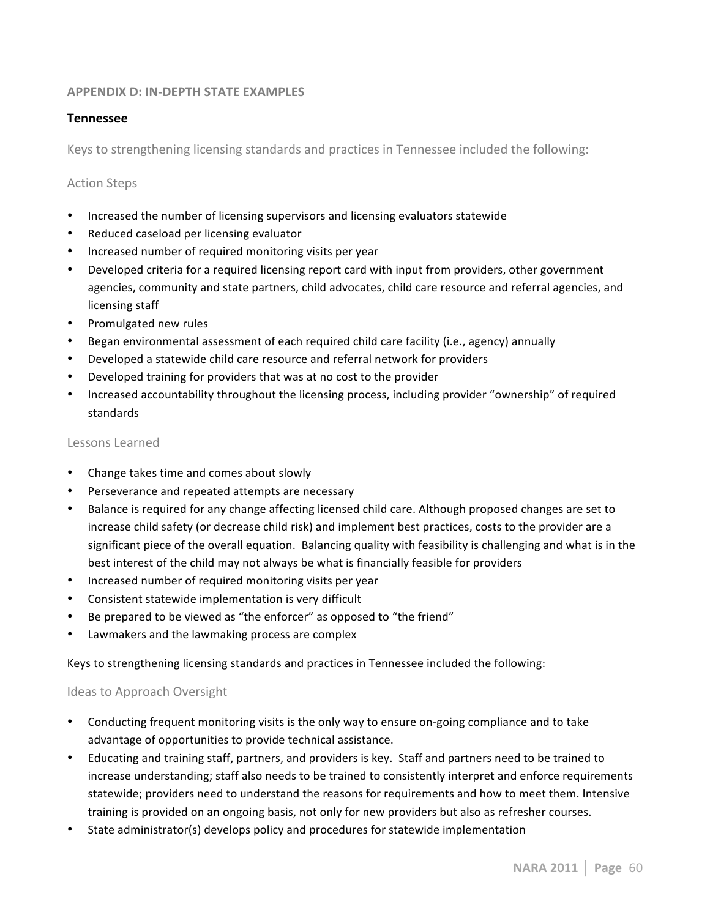## APPENDIX D: IN-DEPTH STATE EXAMPLES

### Tennessee

Keys to strengthening licensing standards and practices in Tennessee included the following:

#### Action Steps

- Increased the number of licensing supervisors and licensing evaluators statewide
- Reduced caseload per licensing evaluator
- Increased number of required monitoring visits per year
- Developed criteria for a required licensing report card with input from providers, other government agencies, community and state partners, child advocates, child care resource and referral agencies, and licensing staff
- Promulgated new rules
- Began environmental assessment of each required child care facility (i.e., agency) annually
- Developed a statewide child care resource and referral network for providers
- Developed training for providers that was at no cost to the provider
- Increased accountability throughout the licensing process, including provider "ownership" of required standards

#### Lessons Learned

- Change takes time and comes about slowly
- Perseverance and repeated attempts are necessary
- Balance is required for any change affecting licensed child care. Although proposed changes are set to increase child safety (or decrease child risk) and implement best practices, costs to the provider are a significant piece of the overall equation. Balancing quality with feasibility is challenging and what is in the best interest of the child may not always be what is financially feasible for providers
- Increased number of required monitoring visits per year
- Consistent statewide implementation is very difficult
- Be prepared to be viewed as "the enforcer" as opposed to "the friend"
- Lawmakers and the lawmaking process are complex

Keys to strengthening licensing standards and practices in Tennessee included the following:

#### Ideas to Approach Oversight

- Conducting frequent monitoring visits is the only way to ensure on-going compliance and to take advantage of opportunities to provide technical assistance.
- Educating and training staff, partners, and providers is key. Staff and partners need to be trained to increase understanding; staff also needs to be trained to consistently interpret and enforce requirements statewide; providers need to understand the reasons for requirements and how to meet them. Intensive training is provided on an ongoing basis, not only for new providers but also as refresher courses.
- State administrator(s) develops policy and procedures for statewide implementation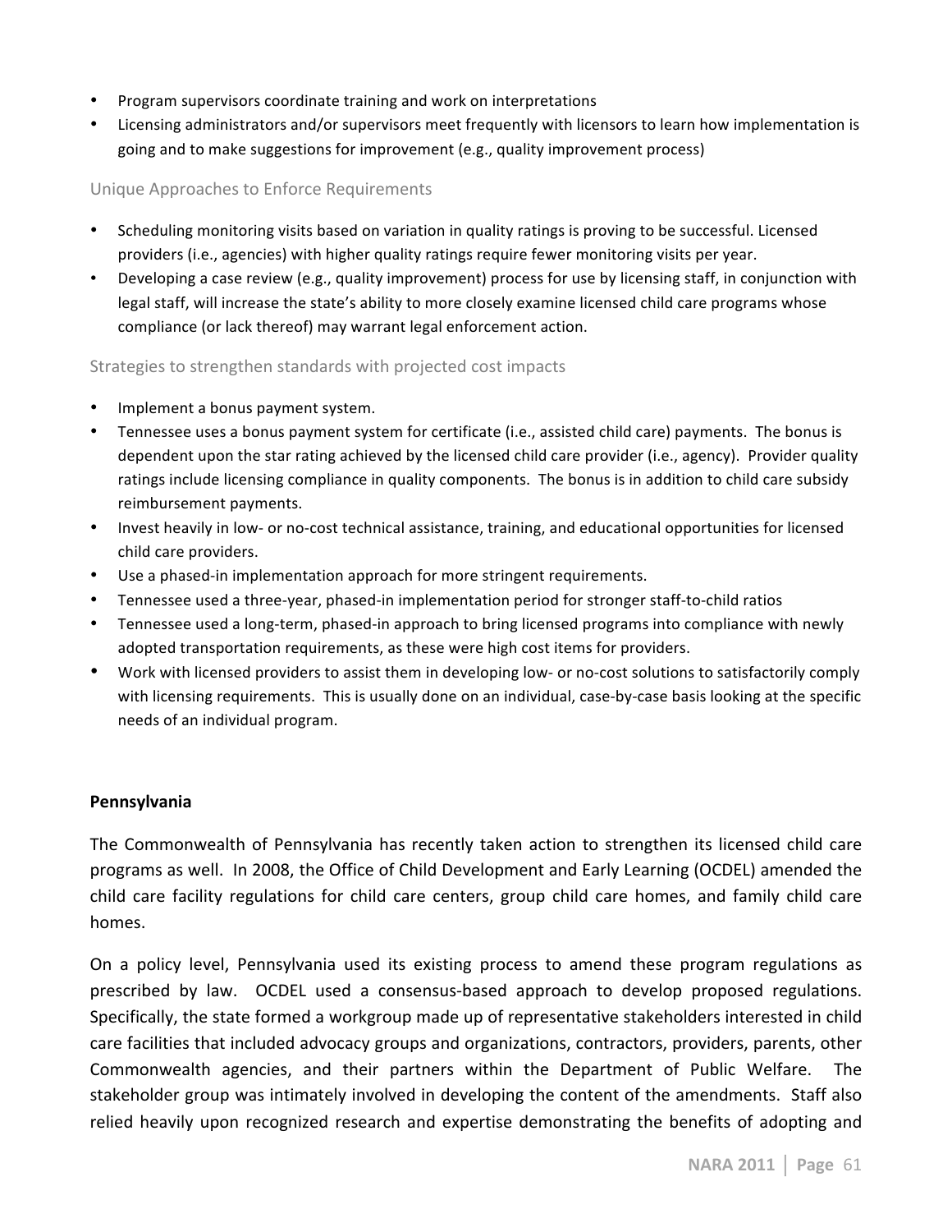- Program supervisors coordinate training and work on interpretations
- Licensing administrators and/or supervisors meet frequently with licensors to learn how implementation is going and to make suggestions for improvement (e.g., quality improvement process)

### Unique Approaches to Enforce Requirements

- Scheduling monitoring visits based on variation in quality ratings is proving to be successful. Licensed providers (i.e., agencies) with higher quality ratings require fewer monitoring visits per year.
- Developing a case review (e.g., quality improvement) process for use by licensing staff, in conjunction with legal staff, will increase the state's ability to more closely examine licensed child care programs whose compliance (or lack thereof) may warrant legal enforcement action.

### Strategies to strengthen standards with projected cost impacts

- Implement a bonus payment system.
- Tennessee uses a bonus payment system for certificate (i.e., assisted child care) payments. The bonus is dependent upon the star rating achieved by the licensed child care provider (i.e., agency). Provider quality ratings include licensing compliance in quality components. The bonus is in addition to child care subsidy reimbursement payments.
- Invest heavily in low- or no-cost technical assistance, training, and educational opportunities for licensed child care providers.
- Use a phased-in implementation approach for more stringent requirements.
- Tennessee used a three-year, phased-in implementation period for stronger staff-to-child ratios
- Tennessee used a long-term, phased-in approach to bring licensed programs into compliance with newly adopted transportation requirements, as these were high cost items for providers.
- Work with licensed providers to assist them in developing low- or no-cost solutions to satisfactorily comply with licensing requirements. This is usually done on an individual, case-by-case basis looking at the specific needs of an individual program.

**Pennsylvania**

The Commonwealth of Pennsylvania has recently taken action to strengthen its licensed child care programs as well. In 2008, the Office of Child Development and Early Learning (OCDEL) amended the child care facility regulations for child care centers, group child care homes, and family child care homes.

On a policy level, Pennsylvania used its existing process to amend these program regulations as prescribed by law. OCDEL used a consensus-based approach to develop proposed regulations. Specifically, the state formed a workgroup made up of representative stakeholders interested in child care facilities that included advocacy groups and organizations, contractors, providers, parents, other Commonwealth agencies, and their partners within the Department of Public Welfare. The stakeholder group was intimately involved in developing the content of the amendments. Staff also relied heavily upon recognized research and expertise demonstrating the benefits of adopting and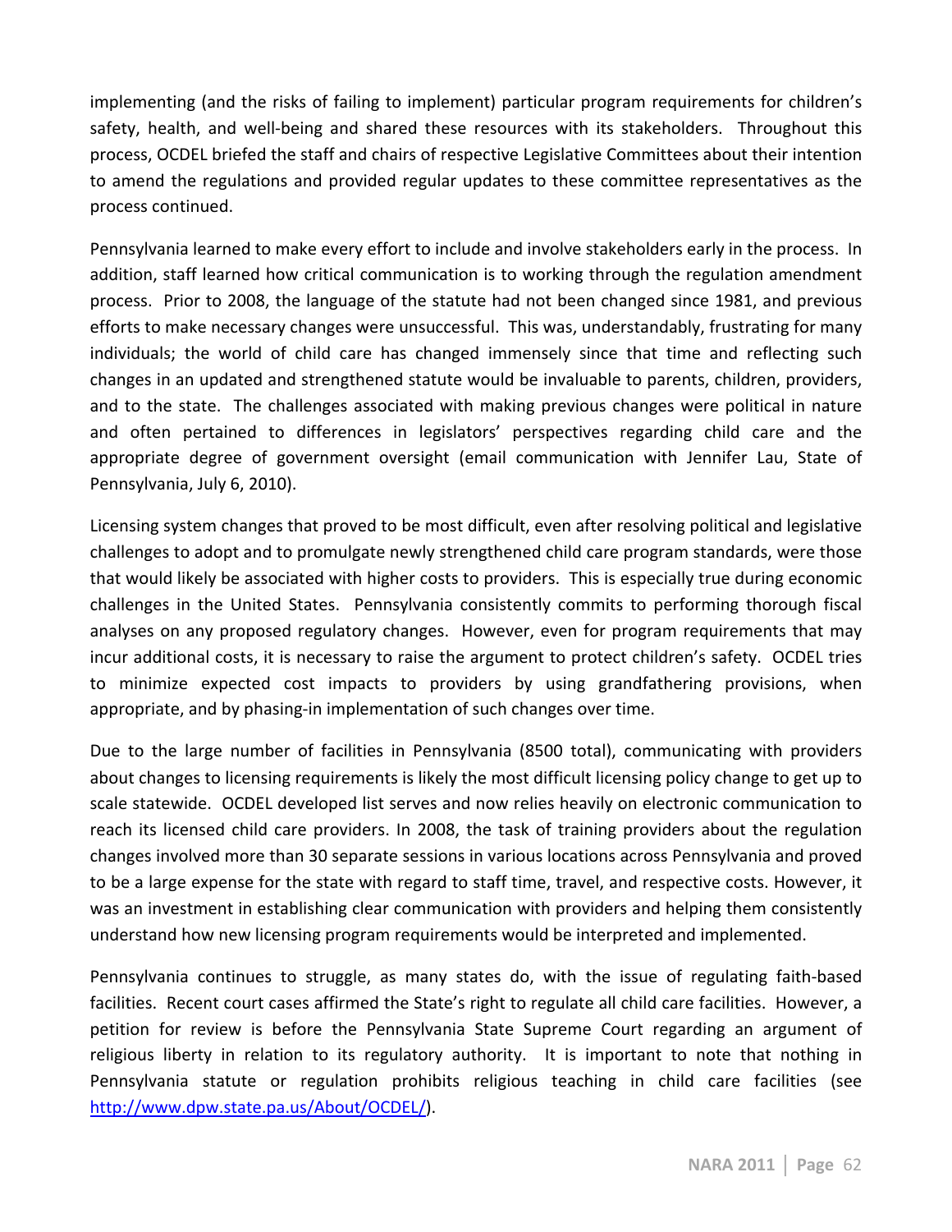implementing (and the risks of failing to implement) particular program requirements for children's safety, health, and well-being and shared these resources with its stakeholders. Throughout this process, OCDEL briefed the staff and chairs of respective Legislative Committees about their intention to amend the regulations and provided regular updates to these committee representatives as the process continued.

Pennsylvania learned to make every effort to include and involve stakeholders early in the process. In addition, staff learned how critical communication is to working through the regulation amendment process. Prior to 2008, the language of the statute had not been changed since 1981, and previous efforts to make necessary changes were unsuccessful. This was, understandably, frustrating for many individuals; the world of child care has changed immensely since that time and reflecting such changes in an updated and strengthened statute would be invaluable to parents, children, providers, and to the state. The challenges associated with making previous changes were political in nature and often pertained to differences in legislators' perspectives regarding child care and the appropriate degree of government oversight (email communication with Jennifer Lau, State of Pennsylvania, July 6, 2010).

Licensing system changes that proved to be most difficult, even after resolving political and legislative challenges to adopt and to promulgate newly strengthened child care program standards, were those that would likely be associated with higher costs to providers. This is especially true during economic challenges in the United States. Pennsylvania consistently commits to performing thorough fiscal analyses on any proposed regulatory changes. However, even for program requirements that may incur additional costs, it is necessary to raise the argument to protect children's safety. OCDEL tries to minimize expected cost impacts to providers by using grandfathering provisions, when appropriate, and by phasing-in implementation of such changes over time.

Due to the large number of facilities in Pennsylvania (8500 total), communicating with providers about changes to licensing requirements is likely the most difficult licensing policy change to get up to scale statewide. OCDEL developed list serves and now relies heavily on electronic communication to reach its licensed child care providers. In 2008, the task of training providers about the regulation changes involved more than 30 separate sessions in various locations across Pennsylvania and proved to be a large expense for the state with regard to staff time, travel, and respective costs. However, it was an investment in establishing clear communication with providers and helping them consistently understand how new licensing program requirements would be interpreted and implemented.

Pennsylvania continues to struggle, as many states do, with the issue of regulating faith-based facilities. Recent court cases affirmed the State's right to regulate all child care facilities. However, a petition for review is before the Pennsylvania State Supreme Court regarding an argument of religious liberty in relation to its regulatory authority. It is important to note that nothing in Pennsylvania statute or regulation prohibits religious teaching in child care facilities (see http://www.dpw.state.pa.us/About/OCDEL/).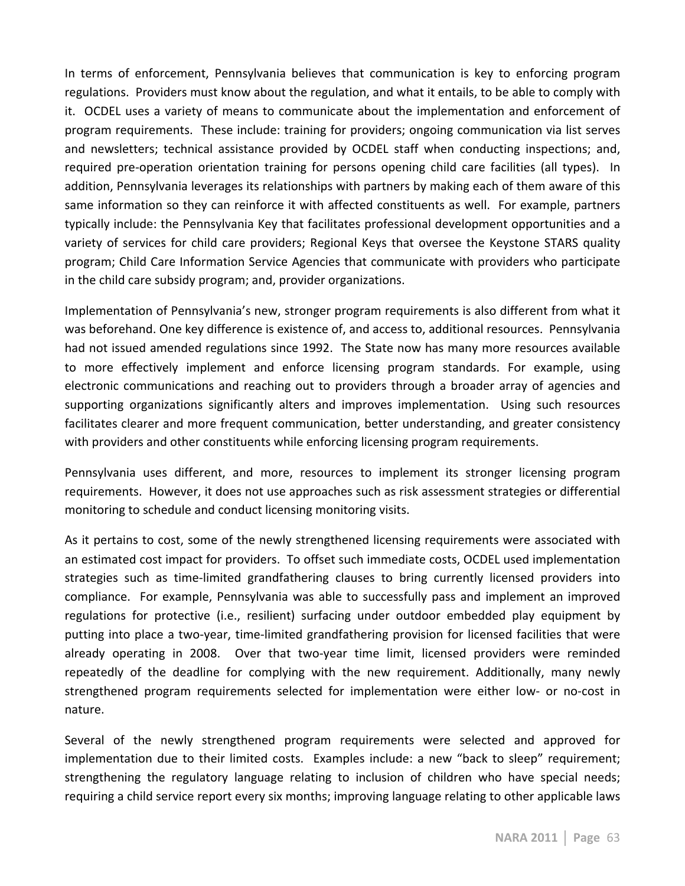In terms of enforcement, Pennsylvania believes that communication is key to enforcing program regulations. Providers must know about the regulation, and what it entails, to be able to comply with it. OCDEL uses a variety of means to communicate about the implementation and enforcement of program requirements. These include: training for providers; ongoing communication via list serves and newsletters; technical assistance provided by OCDEL staff when conducting inspections; and, required pre-operation orientation training for persons opening child care facilities (all types). In addition, Pennsylvania leverages its relationships with partners by making each of them aware of this same information so they can reinforce it with affected constituents as well. For example, partners typically include: the Pennsylvania Key that facilitates professional development opportunities and a variety of services for child care providers; Regional Keys that oversee the Keystone STARS quality program; Child Care Information Service Agencies that communicate with providers who participate in the child care subsidy program; and, provider organizations.

Implementation of Pennsylvania's new, stronger program requirements is also different from what it was beforehand. One key difference is existence of, and access to, additional resources. Pennsylvania had not issued amended regulations since 1992. The State now has many more resources available to more effectively implement and enforce licensing program standards. For example, using electronic communications and reaching out to providers through a broader array of agencies and supporting organizations significantly alters and improves implementation. Using such resources facilitates clearer and more frequent communication, better understanding, and greater consistency with providers and other constituents while enforcing licensing program requirements.

Pennsylvania uses different, and more, resources to implement its stronger licensing program requirements. However, it does not use approaches such as risk assessment strategies or differential monitoring to schedule and conduct licensing monitoring visits.

As it pertains to cost, some of the newly strengthened licensing requirements were associated with an estimated cost impact for providers. To offset such immediate costs, OCDEL used implementation strategies such as time-limited grandfathering clauses to bring currently licensed providers into compliance. For example, Pennsylvania was able to successfully pass and implement an improved regulations for protective (i.e., resilient) surfacing under outdoor embedded play equipment by putting into place a two-year, time-limited grandfathering provision for licensed facilities that were already operating in 2008. Over that two-year time limit, licensed providers were reminded repeatedly of the deadline for complying with the new requirement. Additionally, many newly strengthened program requirements selected for implementation were either low- or no-cost in nature.

Several of the newly strengthened program requirements were selected and approved for implementation due to their limited costs. Examples include: a new "back to sleep" requirement; strengthening the regulatory language relating to inclusion of children who have special needs; requiring a child service report every six months; improving language relating to other applicable laws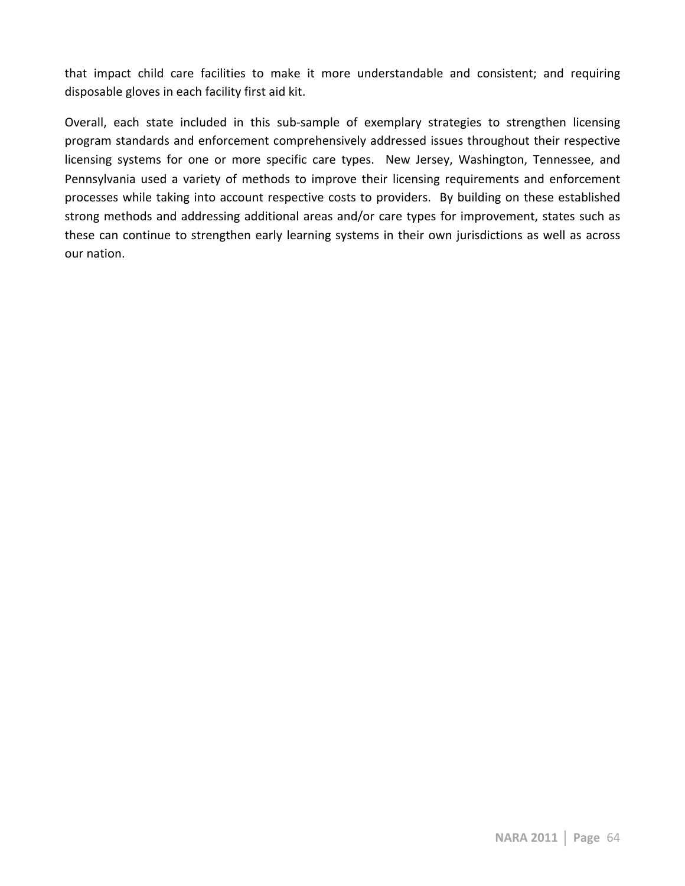that impact child care facilities to make it more understandable and consistent; and requiring disposable gloves in each facility first aid kit.

Overall, each state included in this sub-sample of exemplary strategies to strengthen licensing program standards and enforcement comprehensively addressed issues throughout their respective licensing systems for one or more specific care types. New Jersey, Washington, Tennessee, and Pennsylvania used a variety of methods to improve their licensing requirements and enforcement processes while taking into account respective costs to providers. By building on these established strong methods and addressing additional areas and/or care types for improvement, states such as these can continue to strengthen early learning systems in their own jurisdictions as well as across our nation.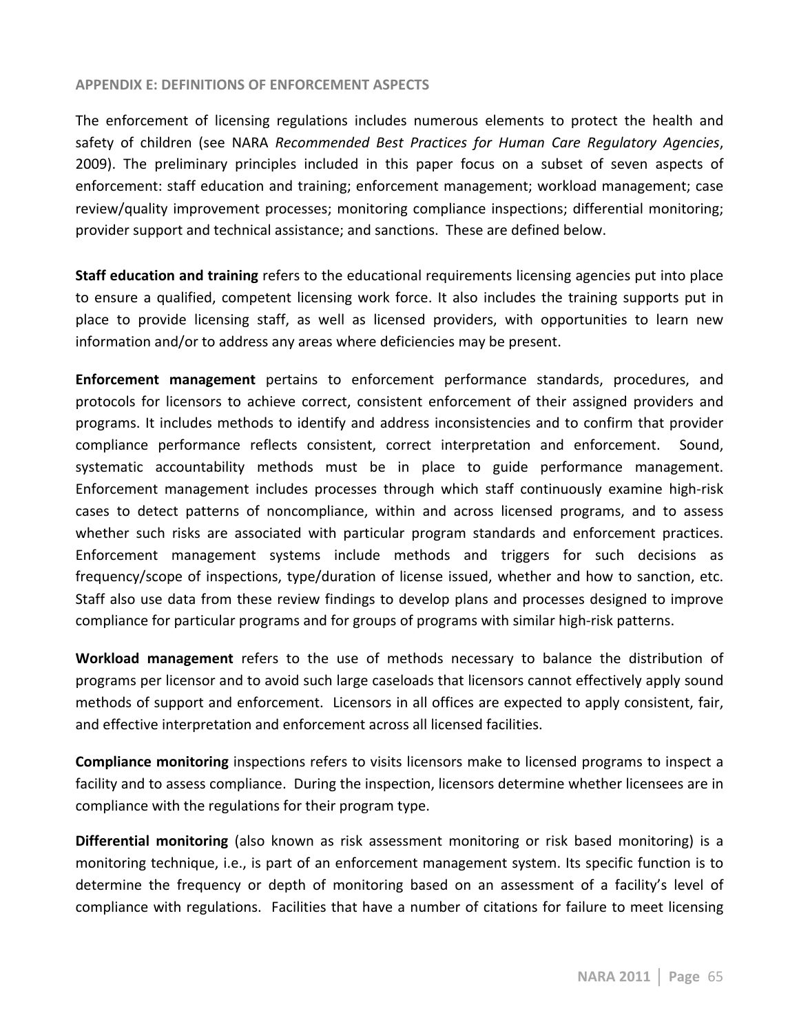## APPENDIX E: DEFINITIONS OF ENFORCEMENT ASPECTS

The enforcement of licensing regulations includes numerous elements to protect the health and safety of children (see NARA *Recommended Best Practices for Human Care Regulatory Agencies*, 2009). The preliminary principles included in this paper focus on a subset of seven aspects of enforcement: staff education and training; enforcement management; workload management; case review/quality improvement processes; monitoring compliance inspections; differential monitoring; provider support and technical assistance; and sanctions. These are defined below.

**Staff education and training** refers to the educational requirements licensing agencies put into place to ensure a qualified, competent licensing work force. It also includes the training supports put in place to provide licensing staff, as well as licensed providers, with opportunities to learn new information and/or to address any areas where deficiencies may be present.

**Enforcement management** pertains to enforcement performance standards, procedures, and protocols for licensors to achieve correct, consistent enforcement of their assigned providers and programs. It includes methods to identify and address inconsistencies and to confirm that provider compliance performance reflects consistent, correct interpretation and enforcement. Sound, systematic accountability methods must be in place to guide performance management. Enforcement management includes processes through which staff continuously examine high-risk cases to detect patterns of noncompliance, within and across licensed programs, and to assess whether such risks are associated with particular program standards and enforcement practices. Enforcement management systems include methods and triggers for such decisions as frequency/scope of inspections, type/duration of license issued, whether and how to sanction, etc. Staff also use data from these review findings to develop plans and processes designed to improve compliance for particular programs and for groups of programs with similar high-risk patterns.

**Workload management** refers to the use of methods necessary to balance the distribution of programs per licensor and to avoid such large caseloads that licensors cannot effectively apply sound methods of support and enforcement. Licensors in all offices are expected to apply consistent, fair, and effective interpretation and enforcement across all licensed facilities.

**Compliance monitoring** inspections refers to visits licensors make to licensed programs to inspect a facility and to assess compliance. During the inspection, licensors determine whether licensees are in compliance with the regulations for their program type.

**Differential monitoring** (also known as risk assessment monitoring or risk based monitoring) is a monitoring technique, i.e., is part of an enforcement management system. Its specific function is to determine the frequency or depth of monitoring based on an assessment of a facility's level of compliance with regulations. Facilities that have a number of citations for failure to meet licensing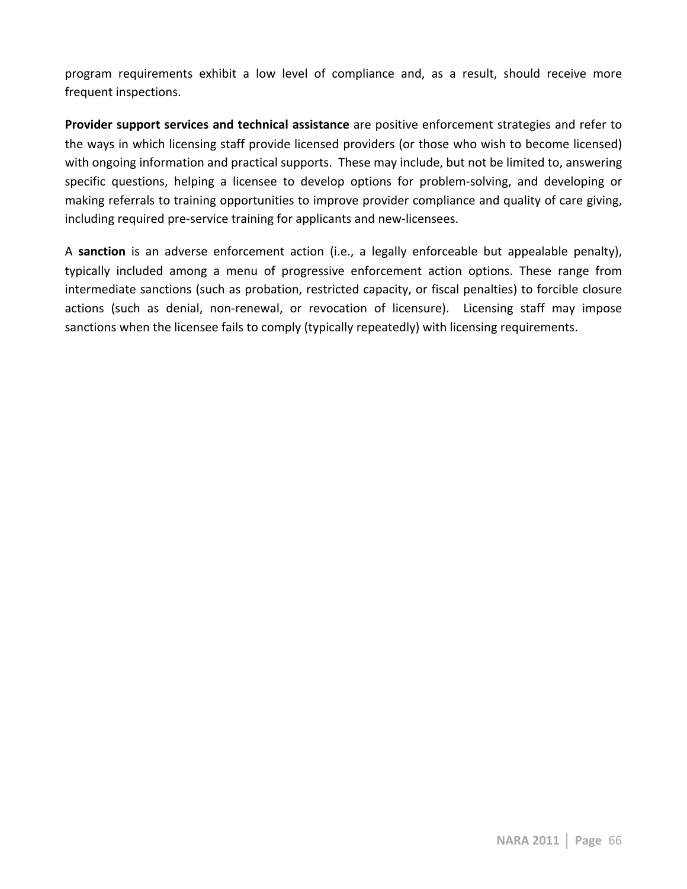program requirements exhibit a low level of compliance and, as a result, should receive more frequent inspections.

**Provider support services and technical assistance** are positive enforcement strategies and refer to the ways in which licensing staff provide licensed providers (or those who wish to become licensed) with ongoing information and practical supports. These may include, but not be limited to, answering specific questions, helping a licensee to develop options for problem-solving, and developing or making referrals to training opportunities to improve provider compliance and quality of care giving, including required pre-service training for applicants and new-licensees.

A **sanction** is an adverse enforcement action (i.e., a legally enforceable but appealable penalty), typically included among a menu of progressive enforcement action options. These range from intermediate sanctions (such as probation, restricted capacity, or fiscal penalties) to forcible closure actions (such as denial, non-renewal, or revocation of licensure). Licensing staff may impose sanctions when the licensee fails to comply (typically repeatedly) with licensing requirements.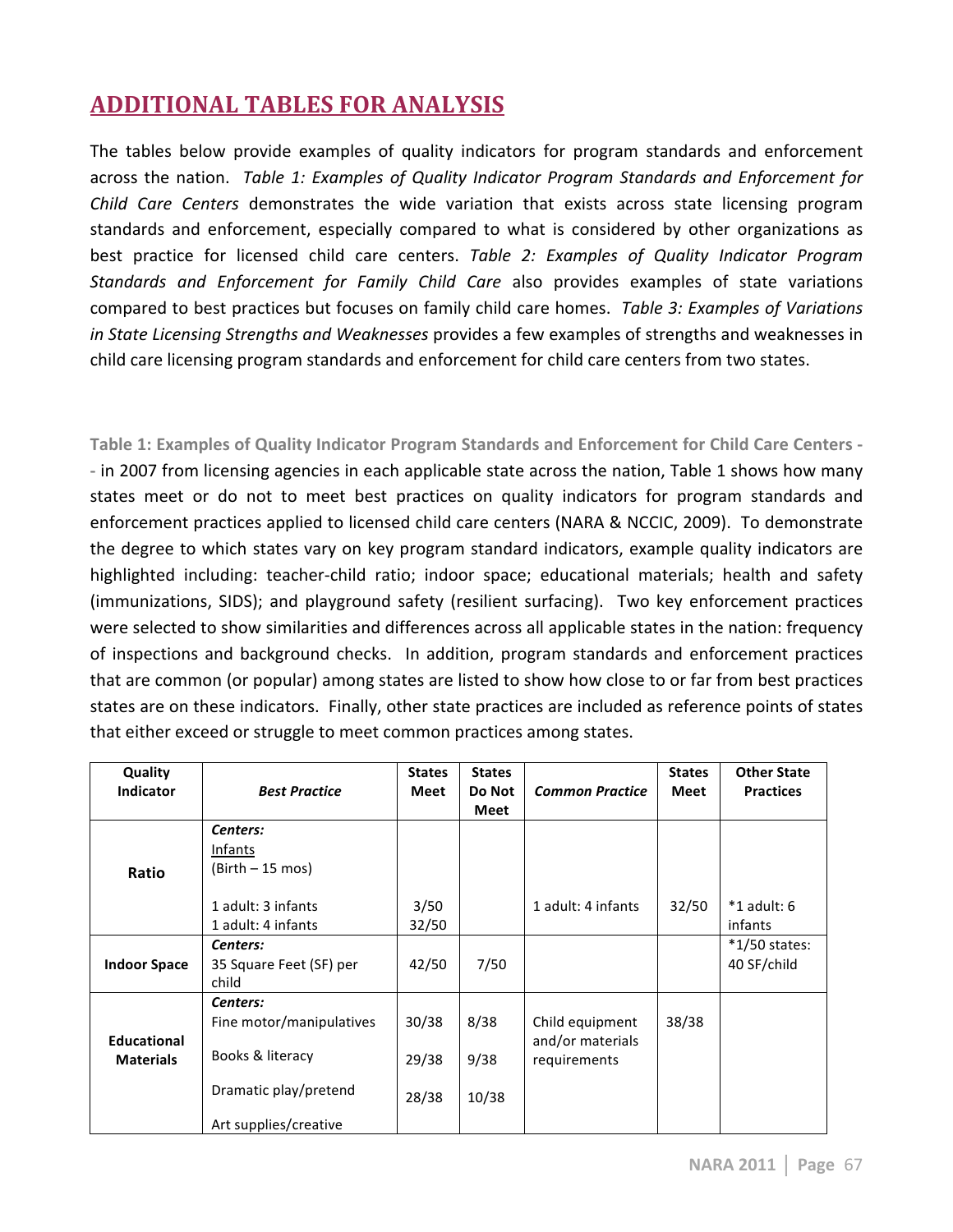## ADDITIONAL TABLES FOR ANALYSIS

The tables below provide examples of quality indicators for program standards and enforcement across the nation. *Table 1: Examples of Quality Indicator Program Standards and Enforcement for Child Care Centers* demonstrates the wide variation that exists across state licensing program standards and enforcement, especially compared to what is considered by other organizations as best practice for licensed child care centers. *Table 2: Examples of Quality Indicator Program Standards and Enforcement for Family Child Care* also provides examples of state variations compared to best practices but focuses on family child care homes. *Table 3: Examples of Variations in State Licensing Strengths and Weaknesses* provides a few examples of strengths and weaknesses in child care licensing program standards and enforcement for child care centers from two states.

**Table 1: Examples of Quality Indicator Program Standards and Enforcement for Child Care Centers --** in 2007 from licensing agencies in each applicable state across the nation, Table 1 shows how many states meet or do not to meet best practices on quality indicators for program standards and enforcement practices applied to licensed child care centers (NARA & NCCIC, 2009). To demonstrate the degree to which states vary on key program standard indicators, example quality indicators are highlighted including: teacher-child ratio; indoor space; educational materials; health and safety (immunizations, SIDS); and playground safety (resilient surfacing). Two key enforcement practices were selected to show similarities and differences across all applicable states in the nation: frequency of inspections and background checks. In addition, program standards and enforcement practices that are common (or popular) among states are listed to show how close to or far from best practices states are on these indicators. Finally, other state practices are included as reference points of states that either exceed or struggle to meet common practices among states.

| Quality Indicator | *Best Practice* | States Meet | States Do Not Meet | *Common Practice* | States Meet | Other State Practices |
|---|---|---|---|---|---|---|
| **Ratio** | ***Centers:*** Infants (Birth – 15 mos)<br>1 adult: 3 infants<br>1 adult: 4 infants | <br>3/50<br>32/50 | | 1 adult: 4 infants | 32/50 | *1 adult: 6 infants |
| **Indoor Space** | ***Centers:*** 35 Square Feet (SF) per child | 42/50 | 7/50 | | | *1/50 states: 40 SF/child |
| **Educational Materials** | ***Centers:***<br>Fine motor/manipulatives<br>Books & literacy<br>Dramatic play/pretend<br>Art supplies/creative | <br>30/38<br>29/38<br>28/38 | <br>8/38<br>9/38<br>10/38 | Child equipment and/or materials requirements | 38/38 | |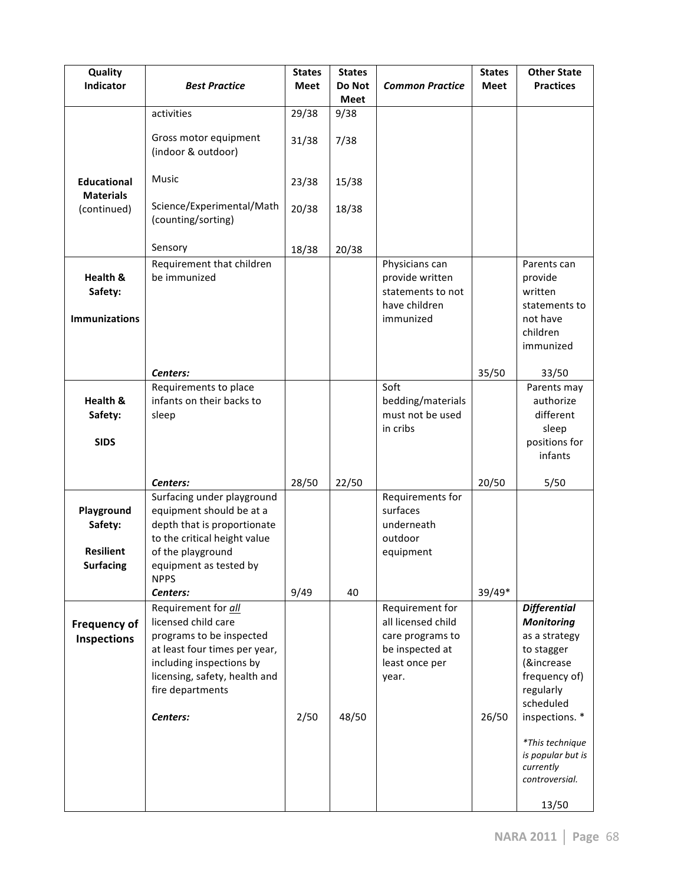| Quality Indicator | *Best Practice* | States Meet | States Do Not Meet | *Common Practice* | States Meet | Other State Practices |
|---|---|---|---|---|---|---|
| **Educational Materials** (continued) | activities | 29/38 | 9/38 | | | |
| | Gross motor equipment (indoor & outdoor) | 31/38 | 7/38 | | | |
| | Music | 23/38 | 15/38 | | | |
| | Science/Experimental/Math (counting/sorting) | 20/38 | 18/38 | | | |
| | Sensory | 18/38 | 20/38 | | | |
| **Health & Safety: Immunizations** | Requirement that children be immunized | | | Physicians can provide written statements to not have children immunized | | Parents can provide written statements to not have children immunized |
| | ***Centers:*** | | | | 35/50 | 33/50 |
| **Health & Safety: SIDS** | Requirements to place infants on their backs to sleep | | | Soft bedding/materials must not be used in cribs | | Parents may authorize different sleep positions for infants |
| | ***Centers:*** | 28/50 | 22/50 | | 20/50 | 5/50 |
| **Playground Safety: Resilient Surfacing** | Surfacing under playground equipment should be at a depth that is proportionate to the critical height value of the playground equipment as tested by NPPS | | | Requirements for surfaces underneath outdoor equipment | | |
| | ***Centers:*** | 9/49 | 40 | | 39/49* | |
| **Frequency of Inspections** | Requirement for ***all*** licensed child care programs to be inspected at least four times per year, including inspections by licensing, safety, health and fire departments | | | Requirement for all licensed child care programs to be inspected at least once per year. | | ***Differential Monitoring*** as a strategy to stagger (&increase frequency of) regularly scheduled inspections. * |
| | ***Centers:*** | 2/50 | 48/50 | | 26/50 | *\*This technique is popular but is currently controversial.* 13/50 |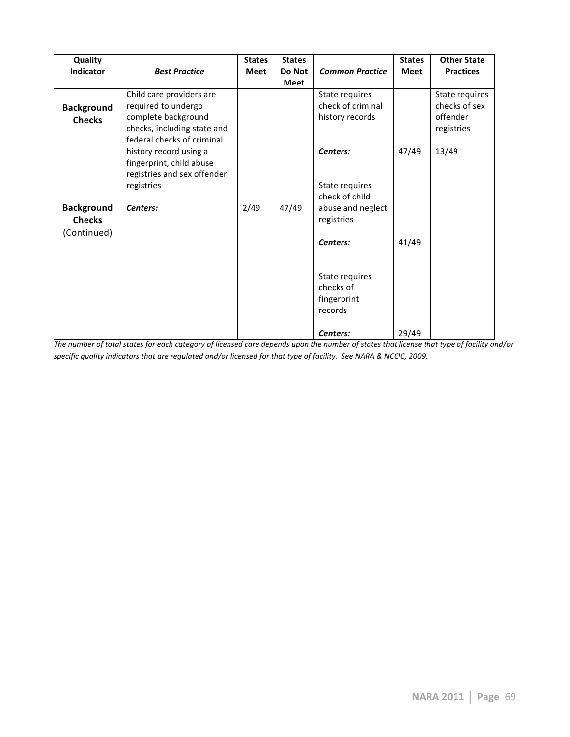| Quality Indicator | *Best Practice* | States Meet | States Do Not Meet | *Common Practice* | States Meet | Other State Practices |
|---|---|---|---|---|---|---|
| **Background Checks** | Child care providers are required to undergo complete background checks, including state and federal checks of criminal history record using a fingerprint, child abuse registries and sex offender registries | | | State requires check of criminal history records | | State requires checks of sex offender registries |
| | | | | ***Centers:*** | 47/49 | 13/49 |
| **Background Checks** (Continued) | ***Centers:*** | 2/49 | 47/49 | State requires check of child abuse and neglect registries | | |
| | | | | ***Centers:*** | 41/49 | |
| | | | | State requires checks of fingerprint records | | |
| | | | | ***Centers:*** | 29/49 | |

*The number of total states for each category of licensed care depends upon the number of states that license that type of facility and/or specific quality indicators that are regulated and/or licensed for that type of facility. See NARA & NCCIC, 2009.*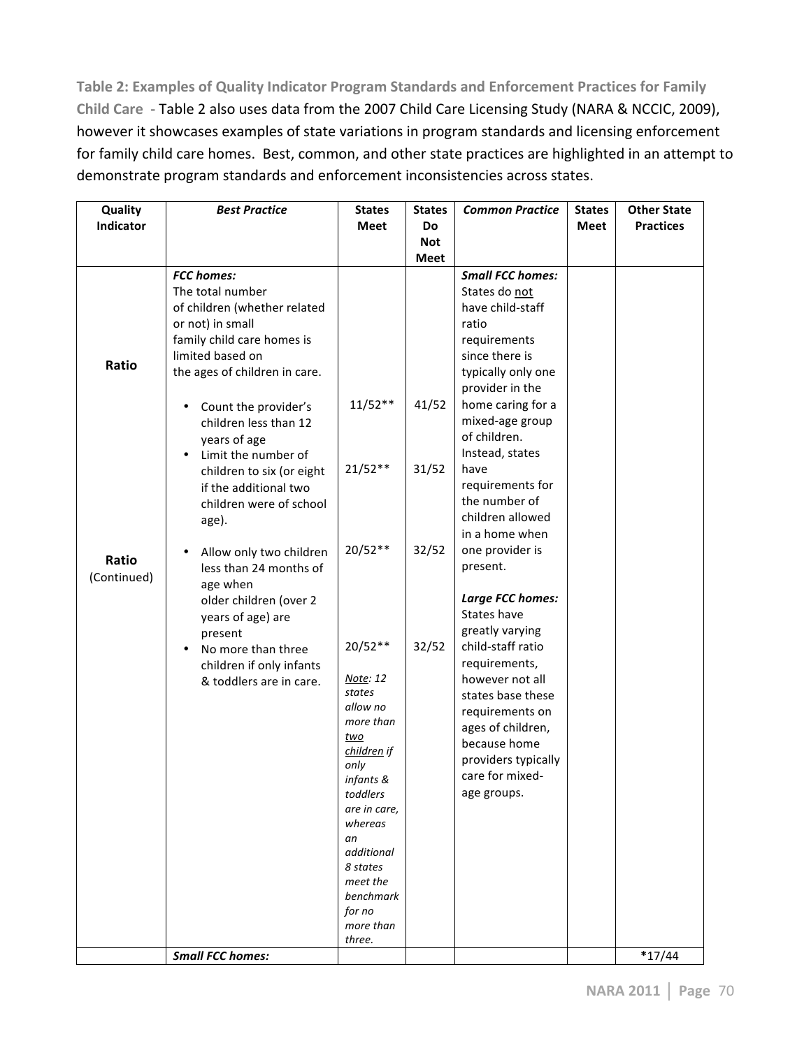**Table 2: Examples of Quality Indicator Program Standards and Enforcement Practices for Family Child Care** - Table 2 also uses data from the 2007 Child Care Licensing Study (NARA & NCCIC, 2009), however it showcases examples of state variations in program standards and licensing enforcement for family child care homes. Best, common, and other state practices are highlighted in an attempt to demonstrate program standards and enforcement inconsistencies across states.

| Quality Indicator | *Best Practice* | States Meet | States Do Not Meet | *Common Practice* | States Meet | Other State Practices |
|---|---|---|---|---|---|---|
| **Ratio** | ***FCC homes:*** The total number of children (whether related or not) in small family child care homes is limited based on the ages of children in care. | | | ***Small FCC homes:*** States do <u>not</u> have child-staff ratio requirements since there is typically only one provider in the home caring for a mixed-age group of children. Instead, states have requirements for the number of children allowed in a home when one provider is present. ***Large FCC homes:*** States have greatly varying child-staff ratio requirements, however not all states base these requirements on ages of children, because home providers typically care for mixed-age groups. | | |
| | • Count the provider's children less than 12 years of age | 11/52** | 41/52 | | | |
| | • Limit the number of children to six (or eight if the additional two children were of school age). | 21/52** | 31/52 | | | |
| **Ratio** (Continued) | • Allow only two children less than 24 months of age when older children (over 2 years of age) are present | 20/52** | 32/52 | | | |
| | • No more than three children if only infants & toddlers are in care. | 20/52** *<u>Note</u>: 12 states allow no more than <u>two children</u> if only infants & toddlers are in care, whereas an additional 8 states meet the benchmark for no more than three.* | 32/52 | | | |
| | ***Small FCC homes:*** | | | | | *17/44 |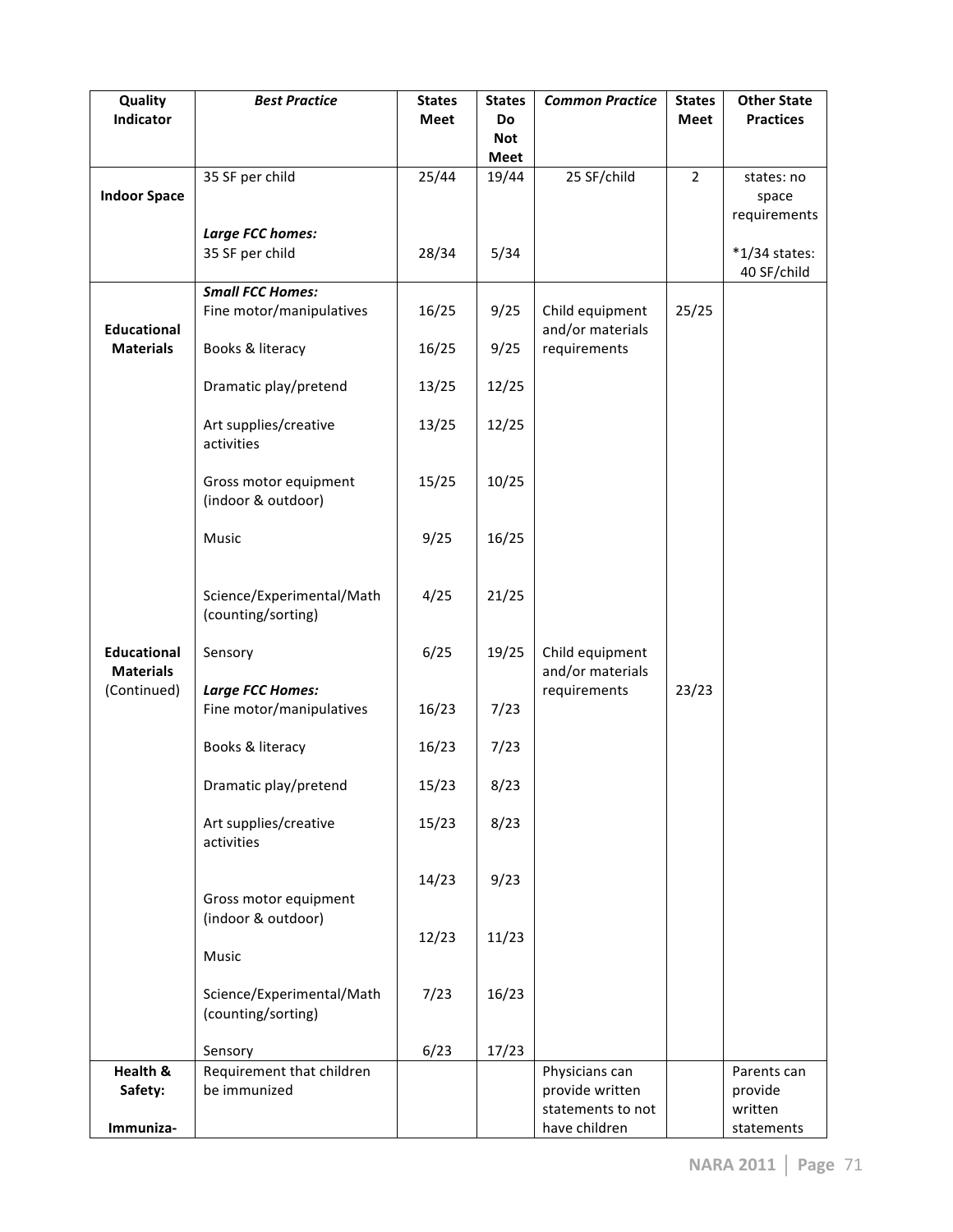| Quality Indicator | *Best Practice* | States Meet | States Do Not Meet | *Common Practice* | States Meet | Other State Practices |
|---|---|---|---|---|---|---|
| **Indoor Space** | 35 SF per child | 25/44 | 19/44 | 25 SF/child | 2 | states: no space requirements |
| | ***Large FCC homes:*** 35 SF per child | 28/34 | 5/34 | | | *1/34 states: 40 SF/child |
| **Educational Materials** | ***Small FCC Homes:*** Fine motor/manipulatives | 16/25 | 9/25 | Child equipment and/or materials requirements | 25/25 | |
| | Books & literacy | 16/25 | 9/25 | | | |
| | Dramatic play/pretend | 13/25 | 12/25 | | | |
| | Art supplies/creative activities | 13/25 | 12/25 | | | |
| | Gross motor equipment (indoor & outdoor) | 15/25 | 10/25 | | | |
| | Music | 9/25 | 16/25 | | | |
| | Science/Experimental/Math (counting/sorting) | 4/25 | 21/25 | | | |
| **Educational Materials** (Continued) | Sensory | 6/25 | 19/25 | Child equipment and/or materials requirements | 23/23 | |
| | ***Large FCC Homes:*** Fine motor/manipulatives | 16/23 | 7/23 | | | |
| | Books & literacy | 16/23 | 7/23 | | | |
| | Dramatic play/pretend | 15/23 | 8/23 | | | |
| | Art supplies/creative activities | 15/23 | 8/23 | | | |
| | Gross motor equipment (indoor & outdoor) | 14/23 | 9/23 | | | |
| | Music | 12/23 | 11/23 | | | |
| | Science/Experimental/Math (counting/sorting) | 7/23 | 16/23 | | | |
| | Sensory | 6/23 | 17/23 | | | |
| **Health & Safety: Immuniza-** | Requirement that children be immunized | | | Physicians can provide written statements to not have children | | Parents can provide written statements |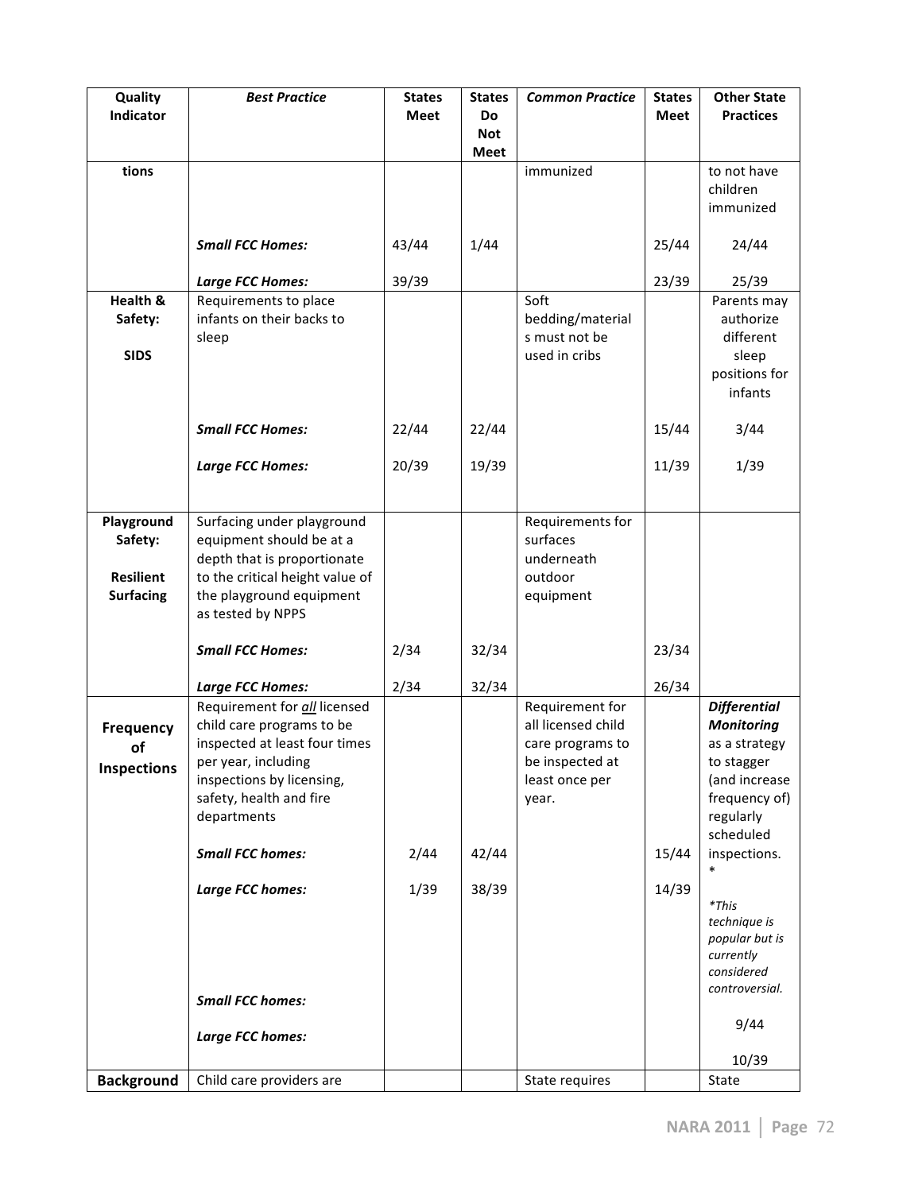| Quality Indicator | *Best Practice* | States Meet | States Do Not Meet | *Common Practice* | States Meet | Other State Practices |
|---|---|---|---|---|---|---|
| tions | | | | immunized | | to not have children immunized |
| | ***Small FCC Homes:*** | 43/44 | 1/44 | | 25/44 | 24/44 |
| | ***Large FCC Homes:*** | 39/39 | | | 23/39 | 25/39 |
| **Health & Safety: SIDS** | Requirements to place infants on their backs to sleep | | | Soft bedding/materials must not be used in cribs | | Parents may authorize different sleep positions for infants |
| | ***Small FCC Homes:*** | 22/44 | 22/44 | | 15/44 | 3/44 |
| | ***Large FCC Homes:*** | 20/39 | 19/39 | | 11/39 | 1/39 |
| **Playground Safety: Resilient Surfacing** | Surfacing under playground equipment should be at a depth that is proportionate to the critical height value of the playground equipment as tested by NPPS | | | Requirements for surfaces underneath outdoor equipment | | |
| | ***Small FCC Homes:*** | 2/34 | 32/34 | | 23/34 | |
| | ***Large FCC Homes:*** | 2/34 | 32/34 | | 26/34 | |
| **Frequency of Inspections** | Requirement for ***all*** licensed child care programs to be inspected at least four times per year, including inspections by licensing, safety, health and fire departments | | | Requirement for all licensed child care programs to be inspected at least once per year. | | ***Differential Monitoring*** as a strategy to stagger (and increase frequency of) regularly scheduled inspections. * |
| | ***Small FCC homes:*** | 2/44 | 42/44 | | 15/44 | |
| | ***Large FCC homes:*** | 1/39 | 38/39 | | 14/39 | **This technique is popular but is currently considered controversial.* |
| | ***Small FCC homes:*** | | | | | 9/44 |
| | ***Large FCC homes:*** | | | | | 10/39 |
| **Background** | Child care providers are | | | State requires | | State |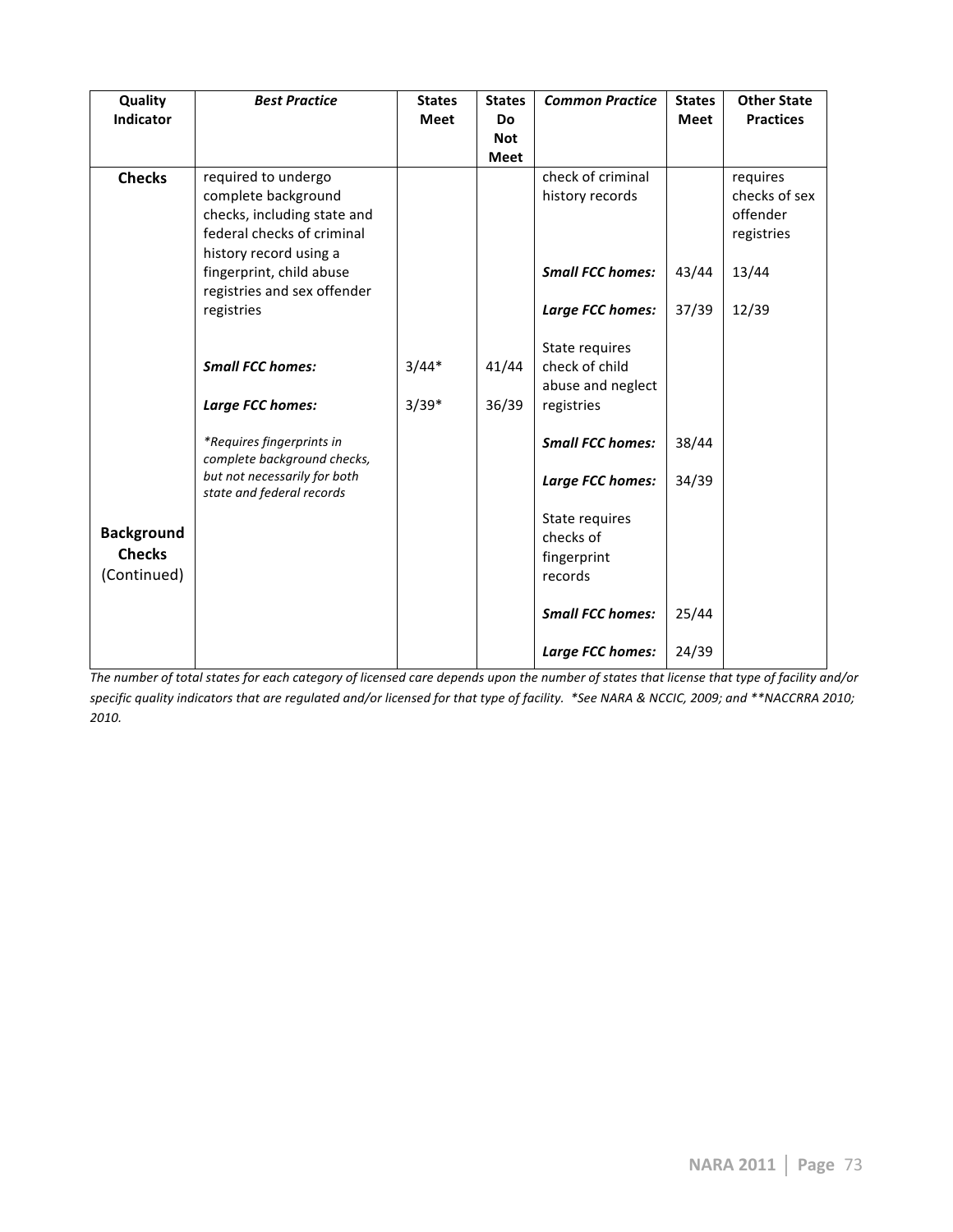| Quality Indicator | *Best Practice* | States Meet | States Do Not Meet | *Common Practice* | States Meet | Other State Practices |
|---|---|---|---|---|---|---|
| **Checks** | required to undergo complete background checks, including state and federal checks of criminal history record using a fingerprint, child abuse registries and sex offender registries | | | check of criminal history records | | requires checks of sex offender registries |
| | | | | ***Small FCC homes:*** | 43/44 | 13/44 |
| | | | | ***Large FCC homes:*** | 37/39 | 12/39 |
| | ***Small FCC homes:*** | 3/44* | 41/44 | State requires check of child abuse and neglect registries | | |
| | ***Large FCC homes:*** | 3/39* | 36/39 | | | |
| | *\*Requires fingerprints in complete background checks, but not necessarily for both state and federal records* | | | ***Small FCC homes:*** | 38/44 | |
| | | | | ***Large FCC homes:*** | 34/39 | |
| **Background Checks** (Continued) | | | | State requires checks of fingerprint records | | |
| | | | | ***Small FCC homes:*** | 25/44 | |
| | | | | ***Large FCC homes:*** | 24/39 | |

*The number of total states for each category of licensed care depends upon the number of states that license that type of facility and/or specific quality indicators that are regulated and/or licensed for that type of facility. \*See NARA & NCCIC, 2009; and \*\*NACCRRA 2010; 2010.*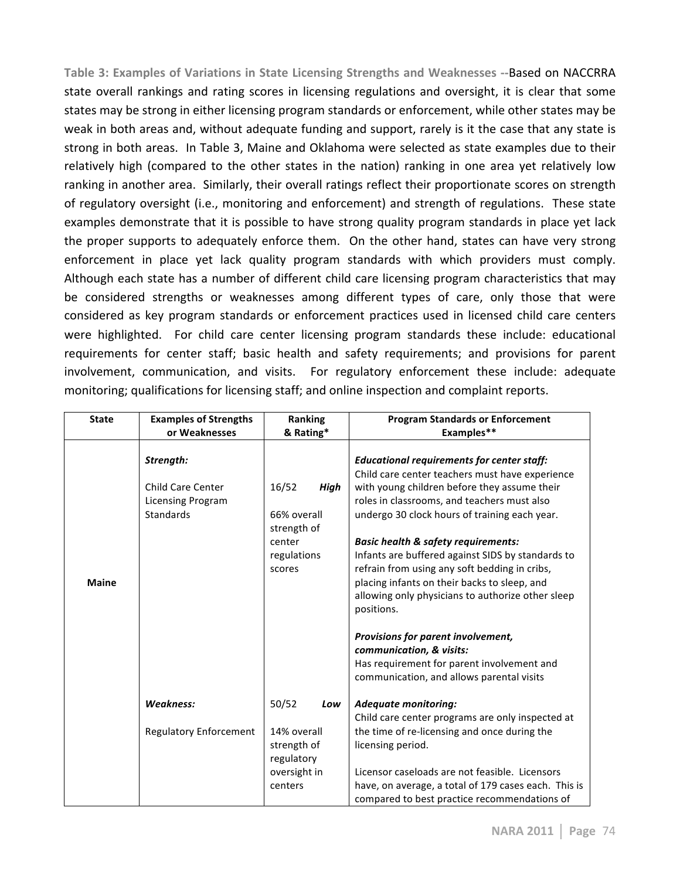**Table 3: Examples of Variations in State Licensing Strengths and Weaknesses** --Based on NACCRRA state overall rankings and rating scores in licensing regulations and oversight, it is clear that some states may be strong in either licensing program standards or enforcement, while other states may be weak in both areas and, without adequate funding and support, rarely is it the case that any state is strong in both areas. In Table 3, Maine and Oklahoma were selected as state examples due to their relatively high (compared to the other states in the nation) ranking in one area yet relatively low ranking in another area. Similarly, their overall ratings reflect their proportionate scores on strength of regulatory oversight (i.e., monitoring and enforcement) and strength of regulations. These state examples demonstrate that it is possible to have strong quality program standards in place yet lack the proper supports to adequately enforce them. On the other hand, states can have very strong enforcement in place yet lack quality program standards with which providers must comply. Although each state has a number of different child care licensing program characteristics that may be considered strengths or weaknesses among different types of care, only those that were considered as key program standards or enforcement practices used in licensed child care centers were highlighted. For child care center licensing program standards these include: educational requirements for center staff; basic health and safety requirements; and provisions for parent involvement, communication, and visits. For regulatory enforcement these include: adequate monitoring; qualifications for licensing staff; and online inspection and complaint reports.

| State | Examples of Strengths or Weaknesses | Ranking & Rating* | Program Standards or Enforcement Examples** |
|---|---|---|---|
| **Maine** | ***Strength:*** Child Care Center Licensing Program Standards | 16/52 ***High*** 66% overall strength of center regulations scores | ***Educational requirements for center staff:*** Child care center teachers must have experience with young children before they assume their roles in classrooms, and teachers must also undergo 30 clock hours of training each year. ***Basic health & safety requirements:*** Infants are buffered against SIDS by standards to refrain from using any soft bedding in cribs, placing infants on their backs to sleep, and allowing only physicians to authorize other sleep positions. ***Provisions for parent involvement, communication, & visits:*** Has requirement for parent involvement and communication, and allows parental visits |
| | ***Weakness:*** Regulatory Enforcement | 50/52 ***Low*** 14% overall strength of regulatory oversight in centers | ***Adequate monitoring:*** Child care center programs are only inspected at the time of re-licensing and once during the licensing period. Licensor caseloads are not feasible. Licensors have, on average, a total of 179 cases each. This is compared to best practice recommendations of |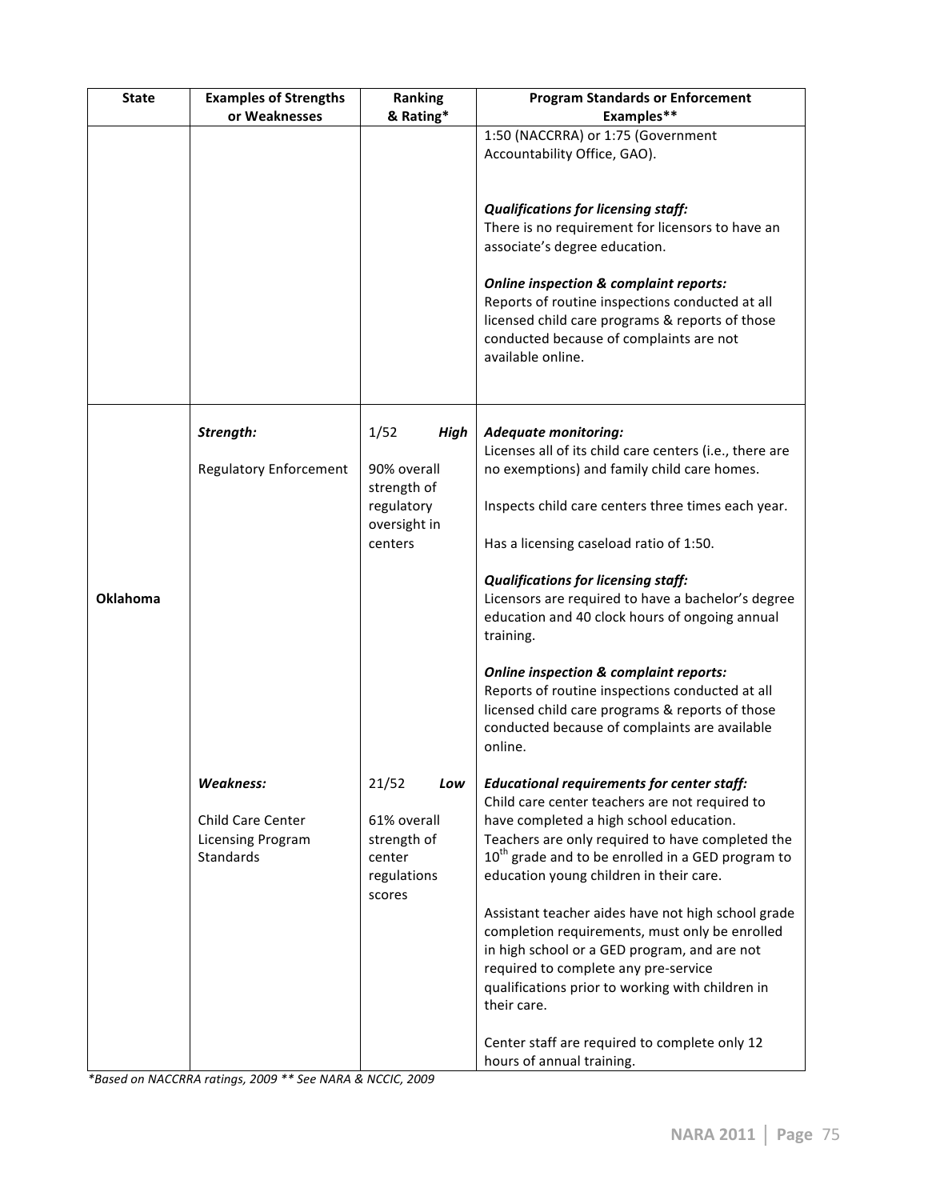| State | Examples of Strengths or Weaknesses | Ranking & Rating* | Program Standards or Enforcement Examples** |
|---|---|---|---|
| | | | 1:50 (NACCRRA) or 1:75 (Government Accountability Office, GAO).<br><br>***Qualifications for licensing staff:***<br>There is no requirement for licensors to have an associate's degree education.<br><br>***Online inspection & complaint reports:***<br>Reports of routine inspections conducted at all licensed child care programs & reports of those conducted because of complaints are not available online. |
| **Oklahoma** | ***Strength:***<br><br>Regulatory Enforcement | 1/52 ***High***<br><br>90% overall strength of regulatory oversight in centers | ***Adequate monitoring:***<br>Licenses all of its child care centers (i.e., there are no exemptions) and family child care homes.<br><br>Inspects child care centers three times each year.<br><br>Has a licensing caseload ratio of 1:50.<br><br>***Qualifications for licensing staff:***<br>Licensors are required to have a bachelor's degree education and 40 clock hours of ongoing annual training.<br><br>***Online inspection & complaint reports:***<br>Reports of routine inspections conducted at all licensed child care programs & reports of those conducted because of complaints are available online. |
| | ***Weakness:***<br><br>Child Care Center Licensing Program Standards | 21/52 ***Low***<br><br>61% overall strength of center regulations scores | ***Educational requirements for center staff:***<br>Child care center teachers are not required to have completed a high school education. Teachers are only required to have completed the 10th grade and to be enrolled in a GED program to education young children in their care.<br><br>Assistant teacher aides have not high school grade completion requirements, must only be enrolled in high school or a GED program, and are not required to complete any pre-service qualifications prior to working with children in their care.<br><br>Center staff are required to complete only 12 hours of annual training. |

*\*Based on NACCRRA ratings, 2009 \*\* See NARA & NCCIC, 2009*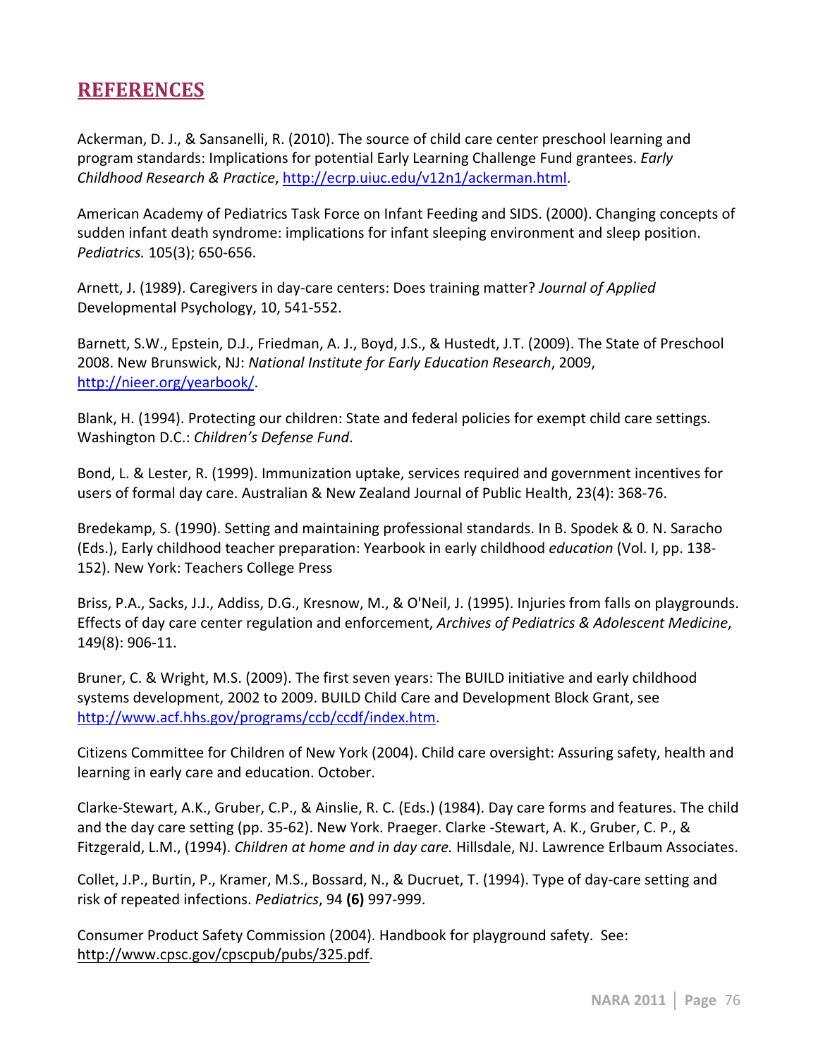## REFERENCES

Ackerman, D. J., & Sansanelli, R. (2010). The source of child care center preschool learning and program standards: Implications for potential Early Learning Challenge Fund grantees. *Early Childhood Research & Practice*, http://ecrp.uiuc.edu/v12n1/ackerman.html.

American Academy of Pediatrics Task Force on Infant Feeding and SIDS. (2000). Changing concepts of sudden infant death syndrome: implications for infant sleeping environment and sleep position. *Pediatrics.* 105(3); 650-656.

Arnett, J. (1989). Caregivers in day-care centers: Does training matter? *Journal of Applied* Developmental Psychology, 10, 541-552.

Barnett, S.W., Epstein, D.J., Friedman, A. J., Boyd, J.S., & Hustedt, J.T. (2009). The State of Preschool 2008. New Brunswick, NJ: *National Institute for Early Education Research*, 2009, http://nieer.org/yearbook/.

Blank, H. (1994). Protecting our children: State and federal policies for exempt child care settings. Washington D.C.: *Children's Defense Fund*.

Bond, L. & Lester, R. (1999). Immunization uptake, services required and government incentives for users of formal day care. Australian & New Zealand Journal of Public Health, 23(4): 368-76.

Bredekamp, S. (1990). Setting and maintaining professional standards. In B. Spodek & 0. N. Saracho (Eds.), Early childhood teacher preparation: Yearbook in early childhood *education* (Vol. I, pp. 138-152). New York: Teachers College Press

Briss, P.A., Sacks, J.J., Addiss, D.G., Kresnow, M., & O'Neil, J. (1995). Injuries from falls on playgrounds. Effects of day care center regulation and enforcement, *Archives of Pediatrics & Adolescent Medicine*, 149(8): 906-11.

Bruner, C. & Wright, M.S. (2009). The first seven years: The BUILD initiative and early childhood systems development, 2002 to 2009. BUILD Child Care and Development Block Grant, see http://www.acf.hhs.gov/programs/ccb/ccdf/index.htm.

Citizens Committee for Children of New York (2004). Child care oversight: Assuring safety, health and learning in early care and education. October.

Clarke-Stewart, A.K., Gruber, C.P., & Ainslie, R. C. (Eds.) (1984). Day care forms and features. The child and the day care setting (pp. 35-62). New York. Praeger. Clarke -Stewart, A. K., Gruber, C. P., & Fitzgerald, L.M., (1994). *Children at home and in day care.* Hillsdale, NJ. Lawrence Erlbaum Associates.

Collet, J.P., Burtin, P., Kramer, M.S., Bossard, N., & Ducruet, T. (1994). Type of day-care setting and risk of repeated infections. *Pediatrics*, 94 **(6)** 997-999.

Consumer Product Safety Commission (2004). Handbook for playground safety. See: http://www.cpsc.gov/cpscpub/pubs/325.pdf.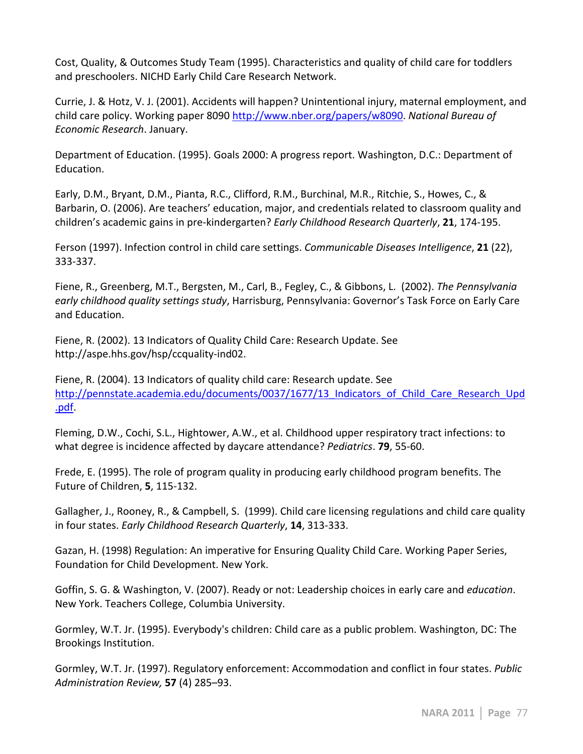Cost, Quality, & Outcomes Study Team (1995). Characteristics and quality of child care for toddlers and preschoolers. NICHD Early Child Care Research Network.

Currie, J. & Hotz, V. J. (2001). Accidents will happen? Unintentional injury, maternal employment, and child care policy. Working paper 8090 http://www.nber.org/papers/w8090. *National Bureau of Economic Research*. January.

Department of Education. (1995). Goals 2000: A progress report. Washington, D.C.: Department of Education.

Early, D.M., Bryant, D.M., Pianta, R.C., Clifford, R.M., Burchinal, M.R., Ritchie, S., Howes, C., & Barbarin, O. (2006). Are teachers' education, major, and credentials related to classroom quality and children's academic gains in pre-kindergarten? *Early Childhood Research Quarterly*, **21**, 174-195.

Ferson (1997). Infection control in child care settings. *Communicable Diseases Intelligence*, **21** (22), 333-337.

Fiene, R., Greenberg, M.T., Bergsten, M., Carl, B., Fegley, C., & Gibbons, L. (2002). *The Pennsylvania early childhood quality settings study*, Harrisburg, Pennsylvania: Governor's Task Force on Early Care and Education.

Fiene, R. (2002). 13 Indicators of Quality Child Care: Research Update. See http://aspe.hhs.gov/hsp/ccquality-ind02.

Fiene, R. (2004). 13 Indicators of quality child care: Research update. See http://pennstate.academia.edu/documents/0037/1677/13_Indicators_of_Child_Care_Research_Upd.pdf.

Fleming, D.W., Cochi, S.L., Hightower, A.W., et al. Childhood upper respiratory tract infections: to what degree is incidence affected by daycare attendance? *Pediatrics*. **79**, 55-60.

Frede, E. (1995). The role of program quality in producing early childhood program benefits. The Future of Children, **5**, 115-132.

Gallagher, J., Rooney, R., & Campbell, S. (1999). Child care licensing regulations and child care quality in four states. *Early Childhood Research Quarterly*, **14**, 313-333.

Gazan, H. (1998) Regulation: An imperative for Ensuring Quality Child Care. Working Paper Series, Foundation for Child Development. New York.

Goffin, S. G. & Washington, V. (2007). Ready or not: Leadership choices in early care and *education*. New York. Teachers College, Columbia University.

Gormley, W.T. Jr. (1995). Everybody's children: Child care as a public problem. Washington, DC: The Brookings Institution.

Gormley, W.T. Jr. (1997). Regulatory enforcement: Accommodation and conflict in four states. *Public Administration Review,* **57** (4) 285–93.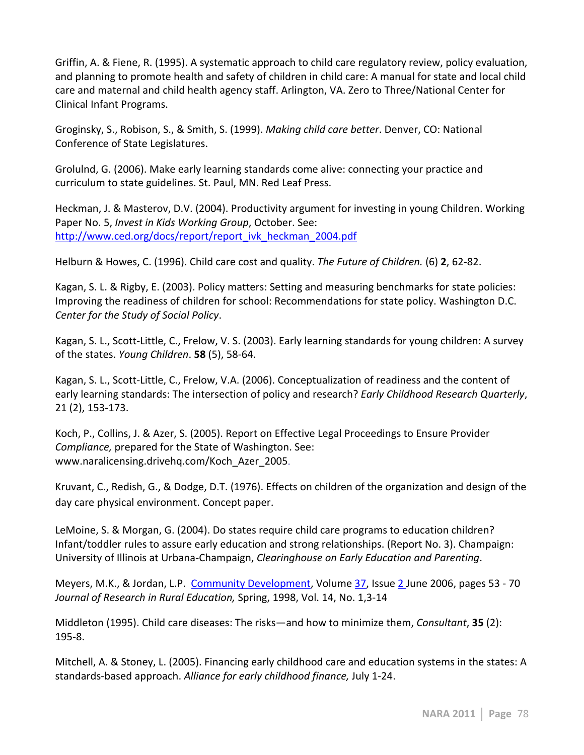Griffin, A. & Fiene, R. (1995). A systematic approach to child care regulatory review, policy evaluation, and planning to promote health and safety of children in child care: A manual for state and local child care and maternal and child health agency staff. Arlington, VA. Zero to Three/National Center for Clinical Infant Programs.

Groginsky, S., Robison, S., & Smith, S. (1999). *Making child care better*. Denver, CO: National Conference of State Legislatures.

Grolulnd, G. (2006). Make early learning standards come alive: connecting your practice and curriculum to state guidelines. St. Paul, MN. Red Leaf Press.

Heckman, J. & Masterov, D.V. (2004). Productivity argument for investing in young Children. Working Paper No. 5, *Invest in Kids Working Group*, October. See: [http://www.ced.org/docs/report/report_ivk_heckman_2004.pdf](http://www.ced.org/docs/report/report_ivk_heckman_2004.pdf)

Helburn & Howes, C. (1996). Child care cost and quality. *The Future of Children.* (6) **2**, 62-82.

Kagan, S. L. & Rigby, E. (2003). Policy matters: Setting and measuring benchmarks for state policies: Improving the readiness of children for school: Recommendations for state policy. Washington D.C. *Center for the Study of Social Policy*.

Kagan, S. L., Scott-Little, C., Frelow, V. S. (2003). Early learning standards for young children: A survey of the states. *Young Children*. **58** (5), 58-64.

Kagan, S. L., Scott-Little, C., Frelow, V.A. (2006). Conceptualization of readiness and the content of early learning standards: The intersection of policy and research? *Early Childhood Research Quarterly*, 21 (2), 153-173.

Koch, P., Collins, J. & Azer, S. (2005). Report on Effective Legal Proceedings to Ensure Provider *Compliance,* prepared for the State of Washington. See: www.naralicensing.drivehq.com/Koch_Azer_2005.

Kruvant, C., Redish, G., & Dodge, D.T. (1976). Effects on children of the organization and design of the day care physical environment. Concept paper.

LeMoine, S. & Morgan, G. (2004). Do states require child care programs to education children? Infant/toddler rules to assure early education and strong relationships. (Report No. 3). Champaign: University of Illinois at Urbana-Champaign, *Clearinghouse on Early Education and Parenting*.

Meyers, M.K., & Jordan, L.P. Community Development, Volume 37, Issue 2 June 2006, pages 53 - 70 *Journal of Research in Rural Education,* Spring, 1998, Vol. 14, No. 1,3-14

Middleton (1995). Child care diseases: The risks—and how to minimize them, *Consultant*, **35** (2): 195-8.

Mitchell, A. & Stoney, L. (2005). Financing early childhood care and education systems in the states: A standards-based approach. *Alliance for early childhood finance,* July 1-24.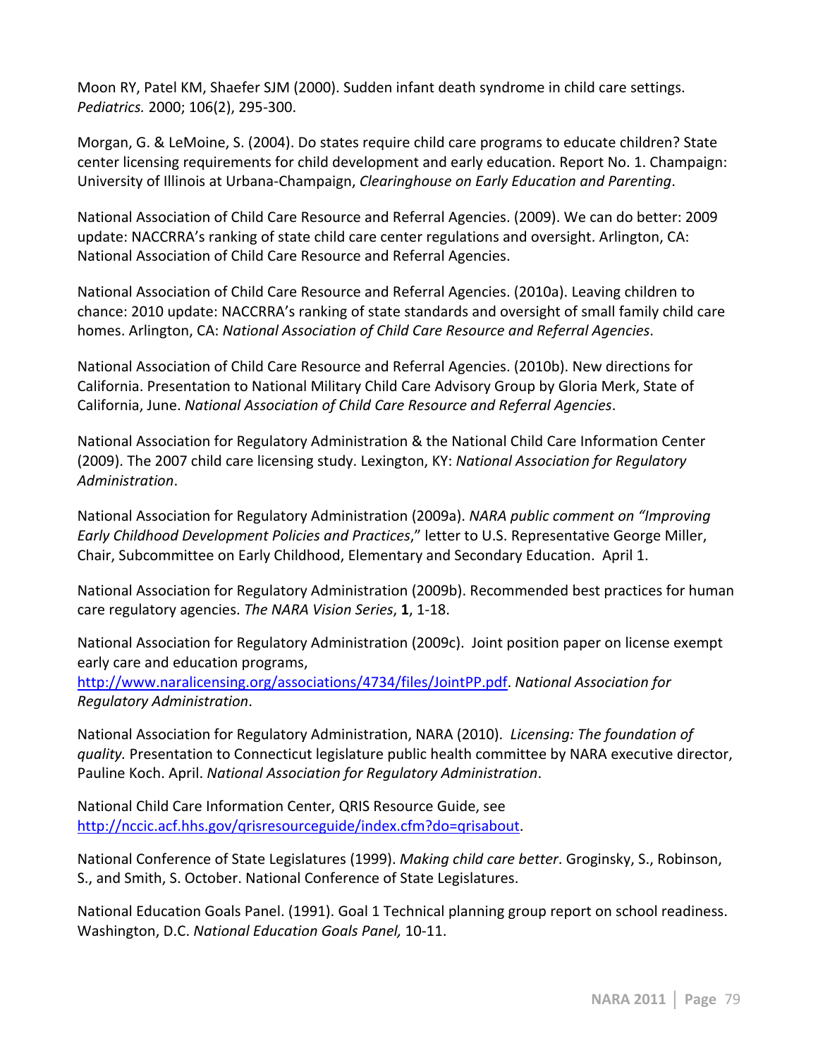Moon RY, Patel KM, Shaefer SJM (2000). Sudden infant death syndrome in child care settings. *Pediatrics.* 2000; 106(2), 295-300.

Morgan, G. & LeMoine, S. (2004). Do states require child care programs to educate children? State center licensing requirements for child development and early education. Report No. 1. Champaign: University of Illinois at Urbana-Champaign, *Clearinghouse on Early Education and Parenting*.

National Association of Child Care Resource and Referral Agencies. (2009). We can do better: 2009 update: NACCRRA's ranking of state child care center regulations and oversight. Arlington, CA: National Association of Child Care Resource and Referral Agencies.

National Association of Child Care Resource and Referral Agencies. (2010a). Leaving children to chance: 2010 update: NACCRRA's ranking of state standards and oversight of small family child care homes. Arlington, CA: *National Association of Child Care Resource and Referral Agencies*.

National Association of Child Care Resource and Referral Agencies. (2010b). New directions for California. Presentation to National Military Child Care Advisory Group by Gloria Merk, State of California, June. *National Association of Child Care Resource and Referral Agencies*.

National Association for Regulatory Administration & the National Child Care Information Center (2009). The 2007 child care licensing study. Lexington, KY: *National Association for Regulatory Administration*.

National Association for Regulatory Administration (2009a). *NARA public comment on "Improving Early Childhood Development Policies and Practices*," letter to U.S. Representative George Miller, Chair, Subcommittee on Early Childhood, Elementary and Secondary Education. April 1.

National Association for Regulatory Administration (2009b). Recommended best practices for human care regulatory agencies. *The NARA Vision Series*, **1**, 1-18.

National Association for Regulatory Administration (2009c). Joint position paper on license exempt early care and education programs, http://www.naralicensing.org/associations/4734/files/JointPP.pdf. *National Association for Regulatory Administration*.

National Association for Regulatory Administration, NARA (2010). *Licensing: The foundation of quality.* Presentation to Connecticut legislature public health committee by NARA executive director, Pauline Koch. April. *National Association for Regulatory Administration*.

National Child Care Information Center, QRIS Resource Guide, see http://nccic.acf.hhs.gov/qrisresourceguide/index.cfm?do=qrisabout.

National Conference of State Legislatures (1999). *Making child care better*. Groginsky, S., Robinson, S., and Smith, S. October. National Conference of State Legislatures.

National Education Goals Panel. (1991). Goal 1 Technical planning group report on school readiness. Washington, D.C. *National Education Goals Panel,* 10-11.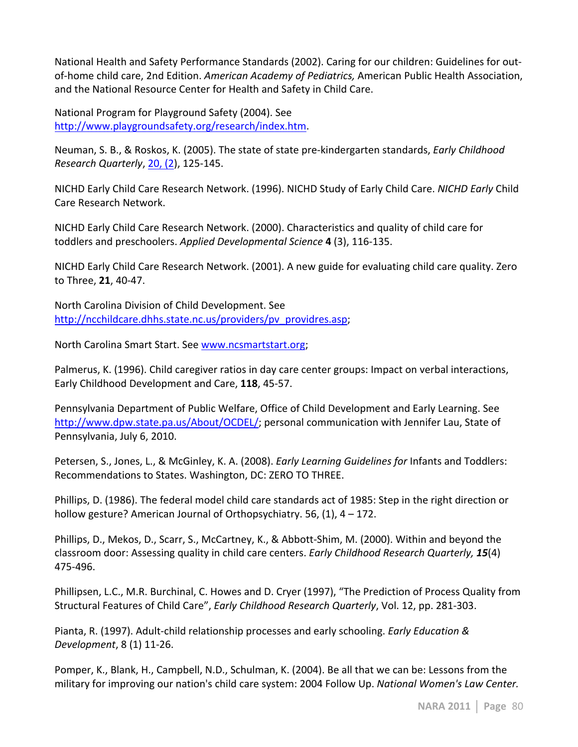National Health and Safety Performance Standards (2002). Caring for our children: Guidelines for out-of-home child care, 2nd Edition. *American Academy of Pediatrics,* American Public Health Association, and the National Resource Center for Health and Safety in Child Care.

National Program for Playground Safety (2004). See http://www.playgroundsafety.org/research/index.htm.

Neuman, S. B., & Roskos, K. (2005). The state of state pre-kindergarten standards, *Early Childhood Research Quarterly*, 20, (2), 125-145.

NICHD Early Child Care Research Network. (1996). NICHD Study of Early Child Care. *NICHD Early* Child Care Research Network.

NICHD Early Child Care Research Network. (2000). Characteristics and quality of child care for toddlers and preschoolers. *Applied Developmental Science* **4** (3), 116-135.

NICHD Early Child Care Research Network. (2001). A new guide for evaluating child care quality. Zero to Three, **21**, 40-47.

North Carolina Division of Child Development. See http://ncchildcare.dhhs.state.nc.us/providers/pv_providres.asp;

North Carolina Smart Start. See www.ncsmartstart.org;

Palmerus, K. (1996). Child caregiver ratios in day care center groups: Impact on verbal interactions, Early Childhood Development and Care, **118**, 45-57.

Pennsylvania Department of Public Welfare, Office of Child Development and Early Learning. See http://www.dpw.state.pa.us/About/OCDEL/; personal communication with Jennifer Lau, State of Pennsylvania, July 6, 2010.

Petersen, S., Jones, L., & McGinley, K. A. (2008). *Early Learning Guidelines for* Infants and Toddlers: Recommendations to States. Washington, DC: ZERO TO THREE.

Phillips, D. (1986). The federal model child care standards act of 1985: Step in the right direction or hollow gesture? American Journal of Orthopsychiatry. 56, (1), 4 – 172.

Phillips, D., Mekos, D., Scarr, S., McCartney, K., & Abbott-Shim, M. (2000). Within and beyond the classroom door: Assessing quality in child care centers. *Early Childhood Research Quarterly, **15***(4) 475-496.

Phillipsen, L.C., M.R. Burchinal, C. Howes and D. Cryer (1997), "The Prediction of Process Quality from Structural Features of Child Care", *Early Childhood Research Quarterly*, Vol. 12, pp. 281-303.

Pianta, R. (1997). Adult-child relationship processes and early schooling. *Early Education & Development*, 8 (1) 11-26.

Pomper, K., Blank, H., Campbell, N.D., Schulman, K. (2004). Be all that we can be: Lessons from the military for improving our nation's child care system: 2004 Follow Up. *National Women's Law Center.*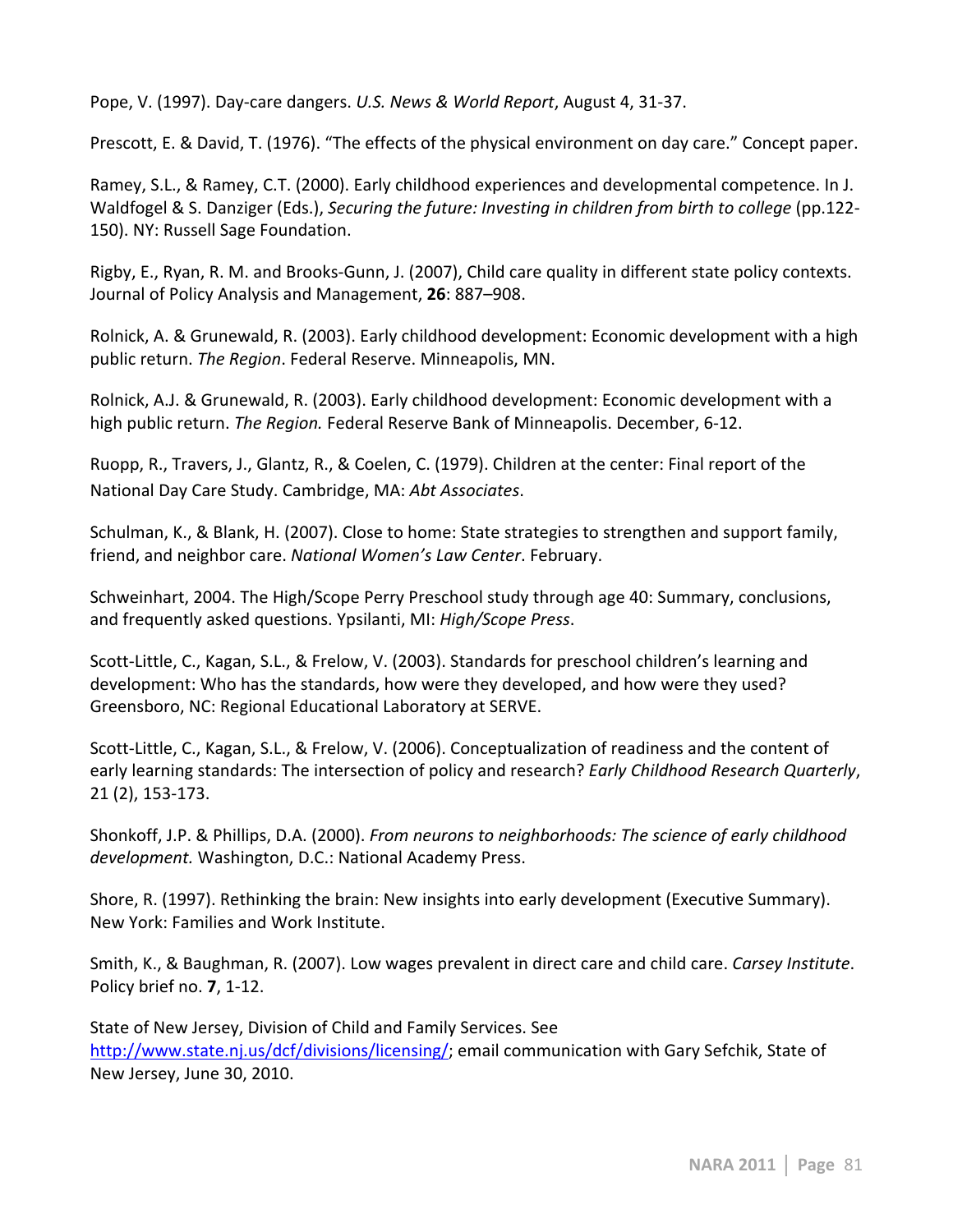Pope, V. (1997). Day-care dangers. *U.S. News & World Report*, August 4, 31-37.

Prescott, E. & David, T. (1976). "The effects of the physical environment on day care." Concept paper.

Ramey, S.L., & Ramey, C.T. (2000). Early childhood experiences and developmental competence. In J. Waldfogel & S. Danziger (Eds.), *Securing the future: Investing in children from birth to college* (pp.122-150). NY: Russell Sage Foundation.

Rigby, E., Ryan, R. M. and Brooks-Gunn, J. (2007), Child care quality in different state policy contexts. Journal of Policy Analysis and Management, **26**: 887–908.

Rolnick, A. & Grunewald, R. (2003). Early childhood development: Economic development with a high public return. *The Region*. Federal Reserve. Minneapolis, MN.

Rolnick, A.J. & Grunewald, R. (2003). Early childhood development: Economic development with a high public return. *The Region.* Federal Reserve Bank of Minneapolis. December, 6-12.

Ruopp, R., Travers, J., Glantz, R., & Coelen, C. (1979). Children at the center: Final report of the National Day Care Study. Cambridge, MA: *Abt Associates*.

Schulman, K., & Blank, H. (2007). Close to home: State strategies to strengthen and support family, friend, and neighbor care. *National Women's Law Center*. February.

Schweinhart, 2004. The High/Scope Perry Preschool study through age 40: Summary, conclusions, and frequently asked questions. Ypsilanti, MI: *High/Scope Press*.

Scott-Little, C., Kagan, S.L., & Frelow, V. (2003). Standards for preschool children's learning and development: Who has the standards, how were they developed, and how were they used? Greensboro, NC: Regional Educational Laboratory at SERVE.

Scott-Little, C., Kagan, S.L., & Frelow, V. (2006). Conceptualization of readiness and the content of early learning standards: The intersection of policy and research? *Early Childhood Research Quarterly*, 21 (2), 153-173.

Shonkoff, J.P. & Phillips, D.A. (2000). *From neurons to neighborhoods: The science of early childhood development.* Washington, D.C.: National Academy Press.

Shore, R. (1997). Rethinking the brain: New insights into early development (Executive Summary). New York: Families and Work Institute.

Smith, K., & Baughman, R. (2007). Low wages prevalent in direct care and child care. *Carsey Institute*. Policy brief no. **7**, 1-12.

State of New Jersey, Division of Child and Family Services. See http://www.state.nj.us/dcf/divisions/licensing/; email communication with Gary Sefchik, State of New Jersey, June 30, 2010.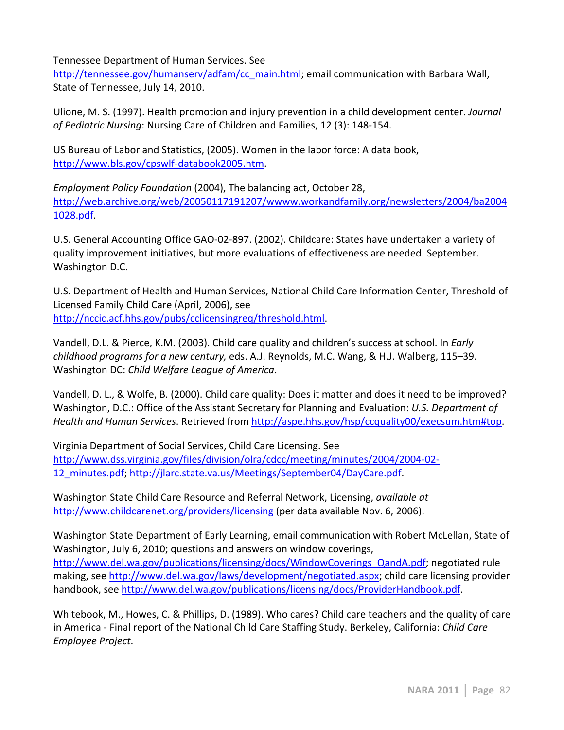Tennessee Department of Human Services. See http://tennessee.gov/humanserv/adfam/cc_main.html; email communication with Barbara Wall, State of Tennessee, July 14, 2010.

Ulione, M. S. (1997). Health promotion and injury prevention in a child development center. *Journal of Pediatric Nursing*: Nursing Care of Children and Families, 12 (3): 148-154.

US Bureau of Labor and Statistics, (2005). Women in the labor force: A data book, http://www.bls.gov/cpswlf-databook2005.htm.

*Employment Policy Foundation* (2004), The balancing act, October 28, http://web.archive.org/web/20050117191207/wwww.workandfamily.org/newsletters/2004/ba20041028.pdf.

U.S. General Accounting Office GAO-02-897. (2002). Childcare: States have undertaken a variety of quality improvement initiatives, but more evaluations of effectiveness are needed. September. Washington D.C.

U.S. Department of Health and Human Services, National Child Care Information Center, Threshold of Licensed Family Child Care (April, 2006), see http://nccic.acf.hhs.gov/pubs/cclicensingreq/threshold.html.

Vandell, D.L. & Pierce, K.M. (2003). Child care quality and children's success at school. In *Early childhood programs for a new century,* eds. A.J. Reynolds, M.C. Wang, & H.J. Walberg, 115–39. Washington DC: *Child Welfare League of America*.

Vandell, D. L., & Wolfe, B. (2000). Child care quality: Does it matter and does it need to be improved? Washington, D.C.: Office of the Assistant Secretary for Planning and Evaluation: *U.S. Department of Health and Human Services*. Retrieved from http://aspe.hhs.gov/hsp/ccquality00/execsum.htm#top.

Virginia Department of Social Services, Child Care Licensing. See http://www.dss.virginia.gov/files/division/olra/cdcc/meeting/minutes/2004/2004-02-12_minutes.pdf; http://jlarc.state.va.us/Meetings/September04/DayCare.pdf.

Washington State Child Care Resource and Referral Network, Licensing, *available at* http://www.childcarenet.org/providers/licensing (per data available Nov. 6, 2006).

Washington State Department of Early Learning, email communication with Robert McLellan, State of Washington, July 6, 2010; questions and answers on window coverings, http://www.del.wa.gov/publications/licensing/docs/WindowCoverings_QandA.pdf; negotiated rule making, see http://www.del.wa.gov/laws/development/negotiated.aspx; child care licensing provider handbook, see http://www.del.wa.gov/publications/licensing/docs/ProviderHandbook.pdf.

Whitebook, M., Howes, C. & Phillips, D. (1989). Who cares? Child care teachers and the quality of care in America - Final report of the National Child Care Staffing Study. Berkeley, California: *Child Care Employee Project*.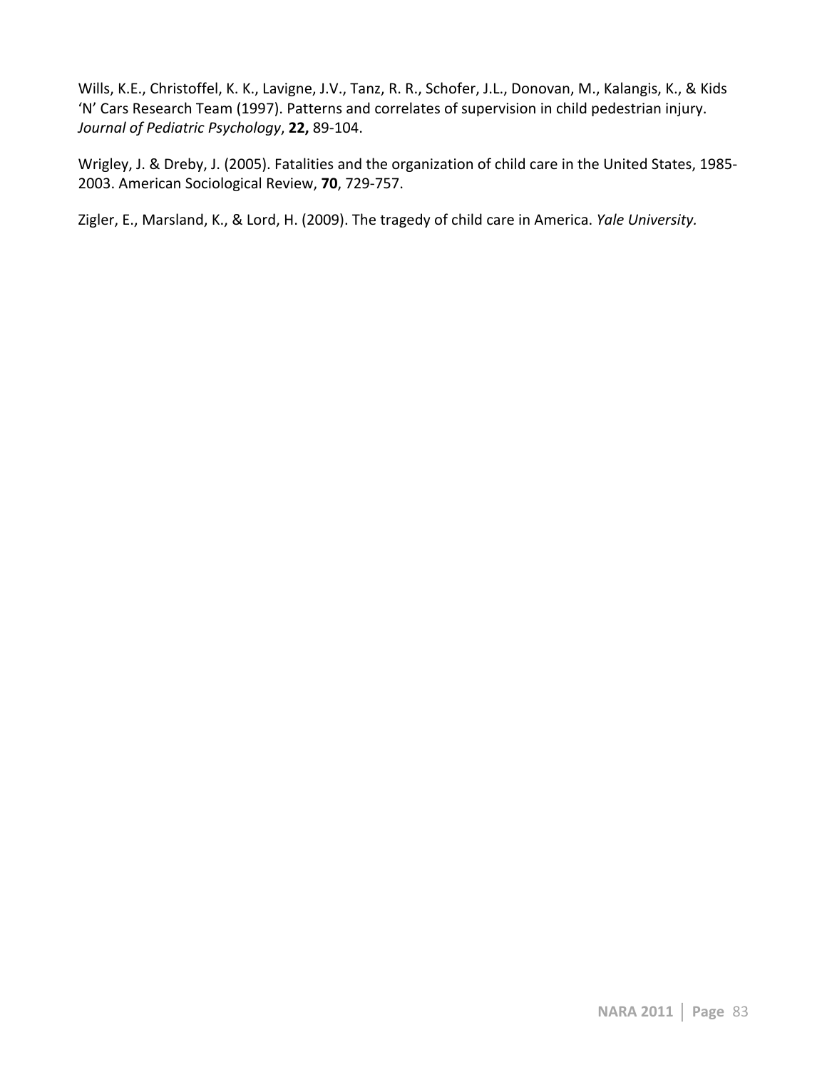Wills, K.E., Christoffel, K. K., Lavigne, J.V., Tanz, R. R., Schofer, J.L., Donovan, M., Kalangis, K., & Kids 'N' Cars Research Team (1997). Patterns and correlates of supervision in child pedestrian injury. *Journal of Pediatric Psychology*, **22,** 89-104.

Wrigley, J. & Dreby, J. (2005). Fatalities and the organization of child care in the United States, 1985-2003. American Sociological Review, **70**, 729-757.

Zigler, E., Marsland, K., & Lord, H. (2009). The tragedy of child care in America. *Yale University.*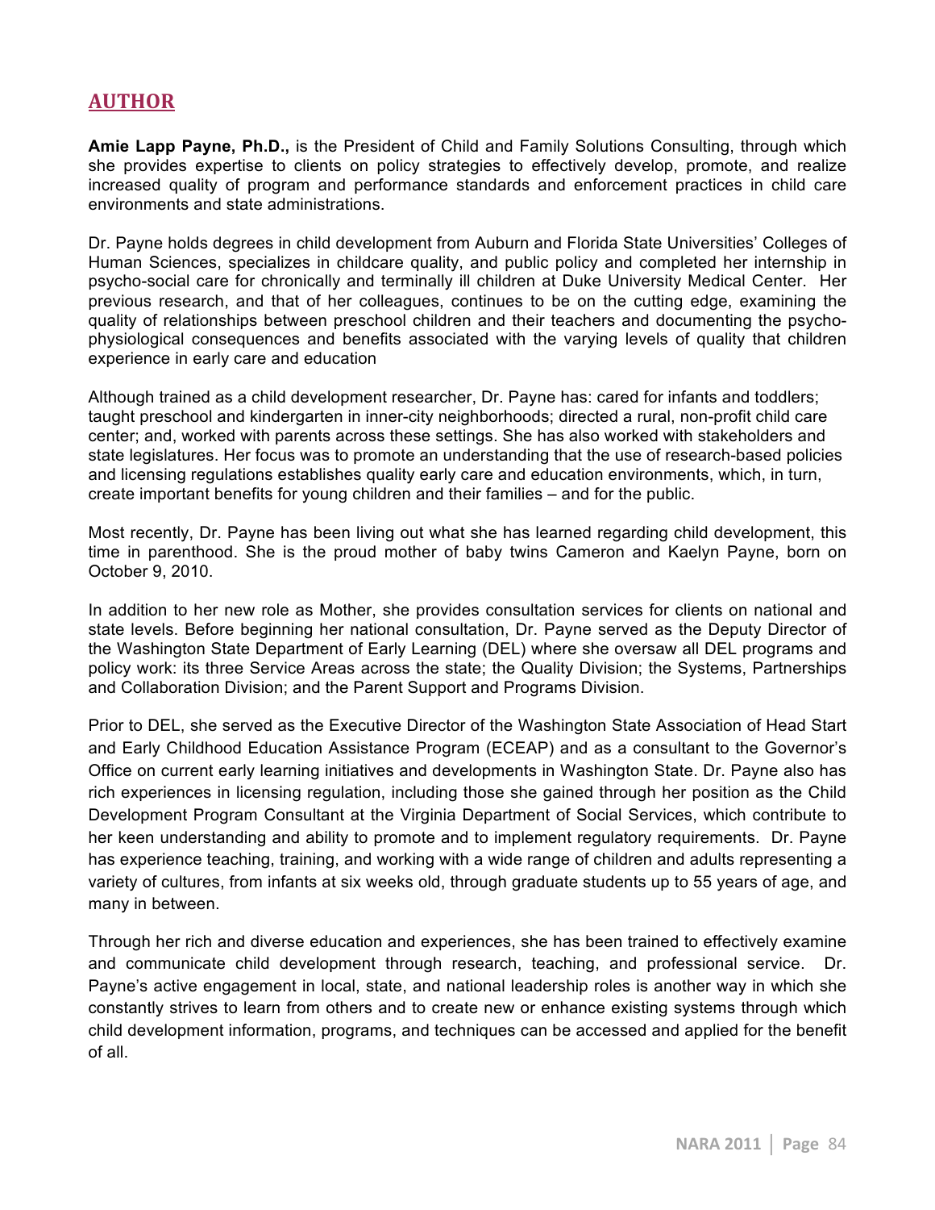## AUTHOR

**Amie Lapp Payne, Ph.D.,** is the President of Child and Family Solutions Consulting, through which she provides expertise to clients on policy strategies to effectively develop, promote, and realize increased quality of program and performance standards and enforcement practices in child care environments and state administrations.

Dr. Payne holds degrees in child development from Auburn and Florida State Universities' Colleges of Human Sciences, specializes in childcare quality, and public policy and completed her internship in psycho-social care for chronically and terminally ill children at Duke University Medical Center. Her previous research, and that of her colleagues, continues to be on the cutting edge, examining the quality of relationships between preschool children and their teachers and documenting the psycho-physiological consequences and benefits associated with the varying levels of quality that children experience in early care and education

Although trained as a child development researcher, Dr. Payne has: cared for infants and toddlers; taught preschool and kindergarten in inner-city neighborhoods; directed a rural, non-profit child care center; and, worked with parents across these settings. She has also worked with stakeholders and state legislatures. Her focus was to promote an understanding that the use of research-based policies and licensing regulations establishes quality early care and education environments, which, in turn, create important benefits for young children and their families – and for the public.

Most recently, Dr. Payne has been living out what she has learned regarding child development, this time in parenthood. She is the proud mother of baby twins Cameron and Kaelyn Payne, born on October 9, 2010.

In addition to her new role as Mother, she provides consultation services for clients on national and state levels. Before beginning her national consultation, Dr. Payne served as the Deputy Director of the Washington State Department of Early Learning (DEL) where she oversaw all DEL programs and policy work: its three Service Areas across the state; the Quality Division; the Systems, Partnerships and Collaboration Division; and the Parent Support and Programs Division.

Prior to DEL, she served as the Executive Director of the Washington State Association of Head Start and Early Childhood Education Assistance Program (ECEAP) and as a consultant to the Governor's Office on current early learning initiatives and developments in Washington State. Dr. Payne also has rich experiences in licensing regulation, including those she gained through her position as the Child Development Program Consultant at the Virginia Department of Social Services, which contribute to her keen understanding and ability to promote and to implement regulatory requirements. Dr. Payne has experience teaching, training, and working with a wide range of children and adults representing a variety of cultures, from infants at six weeks old, through graduate students up to 55 years of age, and many in between.

Through her rich and diverse education and experiences, she has been trained to effectively examine and communicate child development through research, teaching, and professional service. Dr. Payne's active engagement in local, state, and national leadership roles is another way in which she constantly strives to learn from others and to create new or enhance existing systems through which child development information, programs, and techniques can be accessed and applied for the benefit of all.